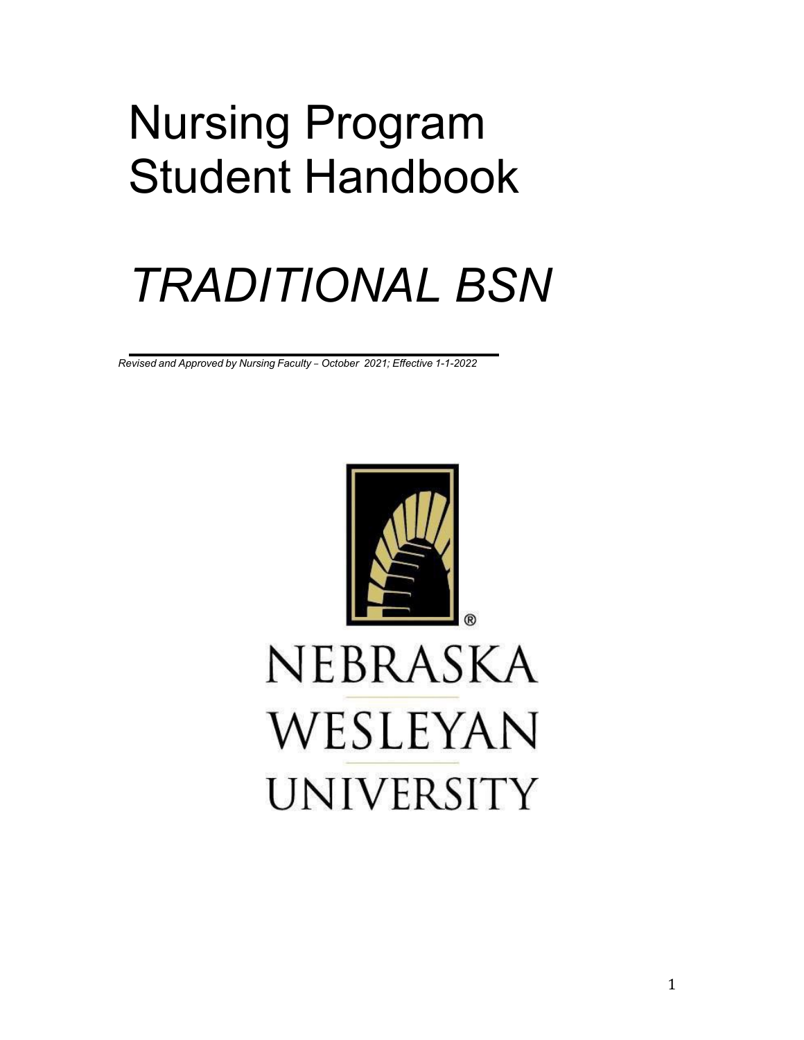# Nursing Program Student Handbook

# *TRADITIONAL BSN*

*Revised and Approved by Nursing Faculty – October 2021; Effective 1-1-2022*

NEBRASKA WESLEYAN UNIVERSITY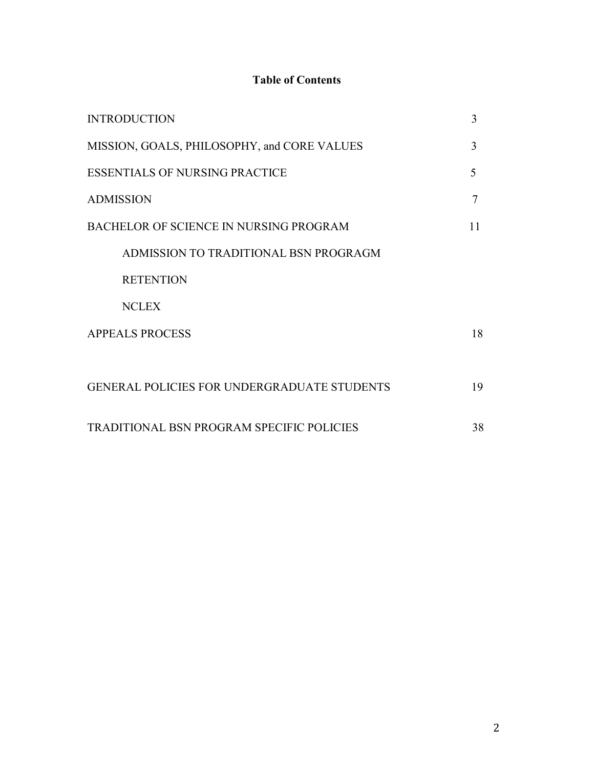# Table of Contents

| | |
|---|---|
| INTRODUCTION | 3 |
| MISSION, GOALS, PHILOSOPHY, and CORE VALUES | 3 |
| ESSENTIALS OF NURSING PRACTICE | 5 |
| ADMISSION | 7 |
| BACHELOR OF SCIENCE IN NURSING PROGRAM | 11 |
| ADMISSION TO TRADITIONAL BSN PROGRAGM | |
| RETENTION | |
| NCLEX | |
| APPEALS PROCESS | 18 |
| GENERAL POLICIES FOR UNDERGRADUATE STUDENTS | 19 |
| TRADITIONAL BSN PROGRAM SPECIFIC POLICIES | 38 |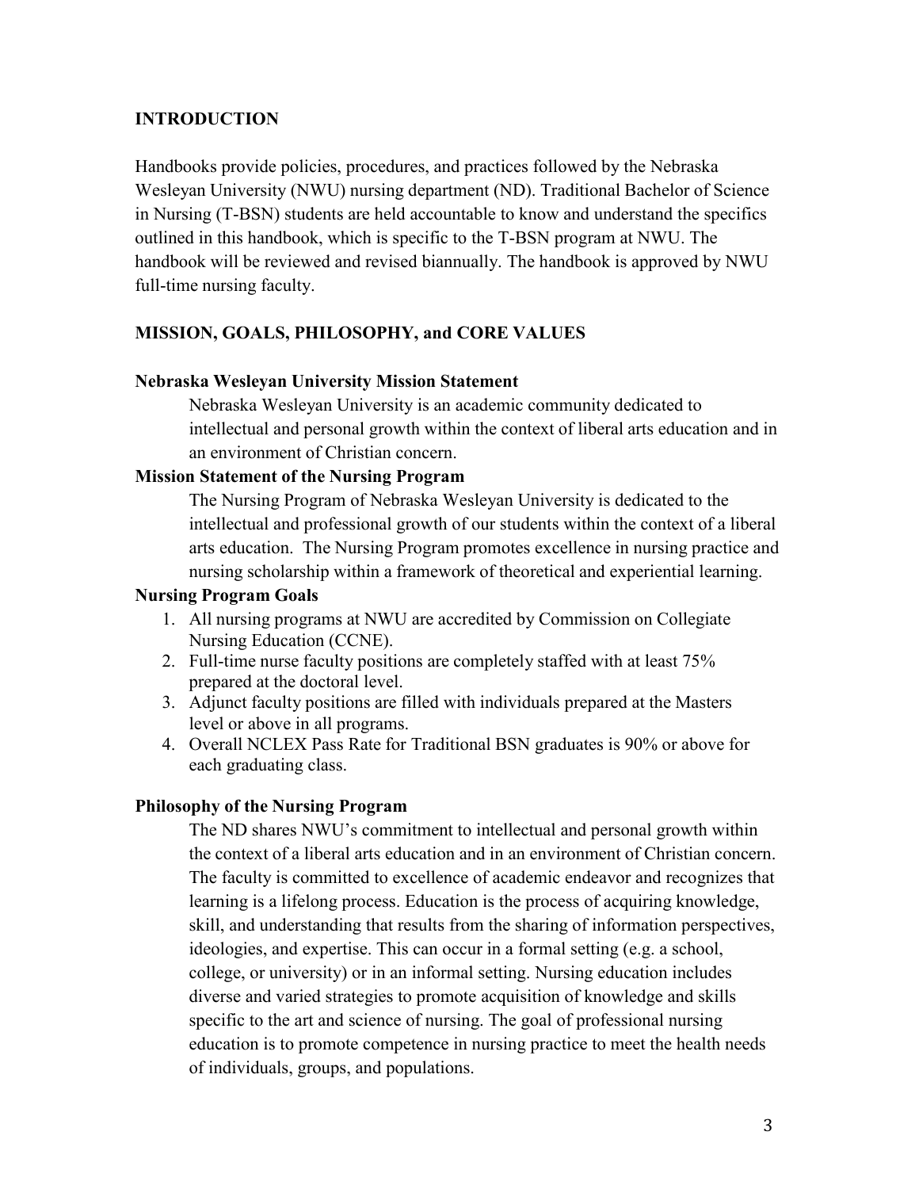## INTRODUCTION

Handbooks provide policies, procedures, and practices followed by the Nebraska Wesleyan University (NWU) nursing department (ND). Traditional Bachelor of Science in Nursing (T-BSN) students are held accountable to know and understand the specifics outlined in this handbook, which is specific to the T-BSN program at NWU. The handbook will be reviewed and revised biannually. The handbook is approved by NWU full-time nursing faculty.

## MISSION, GOALS, PHILOSOPHY, and CORE VALUES

### Nebraska Wesleyan University Mission Statement

Nebraska Wesleyan University is an academic community dedicated to intellectual and personal growth within the context of liberal arts education and in an environment of Christian concern.

### Mission Statement of the Nursing Program

The Nursing Program of Nebraska Wesleyan University is dedicated to the intellectual and professional growth of our students within the context of a liberal arts education. The Nursing Program promotes excellence in nursing practice and nursing scholarship within a framework of theoretical and experiential learning.

### Nursing Program Goals

1. All nursing programs at NWU are accredited by Commission on Collegiate Nursing Education (CCNE).
2. Full-time nurse faculty positions are completely staffed with at least 75% prepared at the doctoral level.
3. Adjunct faculty positions are filled with individuals prepared at the Masters level or above in all programs.
4. Overall NCLEX Pass Rate for Traditional BSN graduates is 90% or above for each graduating class.

### Philosophy of the Nursing Program

The ND shares NWU's commitment to intellectual and personal growth within the context of a liberal arts education and in an environment of Christian concern. The faculty is committed to excellence of academic endeavor and recognizes that learning is a lifelong process. Education is the process of acquiring knowledge, skill, and understanding that results from the sharing of information perspectives, ideologies, and expertise. This can occur in a formal setting (e.g. a school, college, or university) or in an informal setting. Nursing education includes diverse and varied strategies to promote acquisition of knowledge and skills specific to the art and science of nursing. The goal of professional nursing education is to promote competence in nursing practice to meet the health needs of individuals, groups, and populations.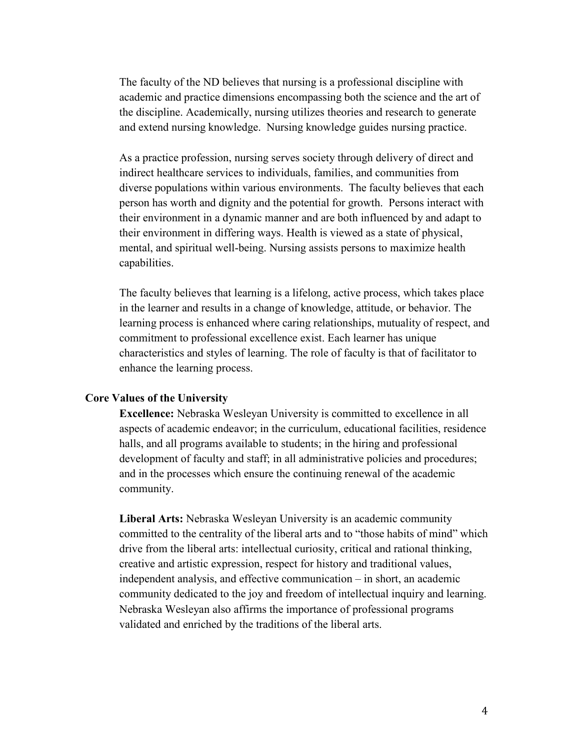The faculty of the ND believes that nursing is a professional discipline with academic and practice dimensions encompassing both the science and the art of the discipline. Academically, nursing utilizes theories and research to generate and extend nursing knowledge. Nursing knowledge guides nursing practice.

As a practice profession, nursing serves society through delivery of direct and indirect healthcare services to individuals, families, and communities from diverse populations within various environments. The faculty believes that each person has worth and dignity and the potential for growth. Persons interact with their environment in a dynamic manner and are both influenced by and adapt to their environment in differing ways. Health is viewed as a state of physical, mental, and spiritual well-being. Nursing assists persons to maximize health capabilities.

The faculty believes that learning is a lifelong, active process, which takes place in the learner and results in a change of knowledge, attitude, or behavior. The learning process is enhanced where caring relationships, mutuality of respect, and commitment to professional excellence exist. Each learner has unique characteristics and styles of learning. The role of faculty is that of facilitator to enhance the learning process.

### Core Values of the University

**Excellence:** Nebraska Wesleyan University is committed to excellence in all aspects of academic endeavor; in the curriculum, educational facilities, residence halls, and all programs available to students; in the hiring and professional development of faculty and staff; in all administrative policies and procedures; and in the processes which ensure the continuing renewal of the academic community.

**Liberal Arts:** Nebraska Wesleyan University is an academic community committed to the centrality of the liberal arts and to "those habits of mind" which drive from the liberal arts: intellectual curiosity, critical and rational thinking, creative and artistic expression, respect for history and traditional values, independent analysis, and effective communication – in short, an academic community dedicated to the joy and freedom of intellectual inquiry and learning. Nebraska Wesleyan also affirms the importance of professional programs validated and enriched by the traditions of the liberal arts.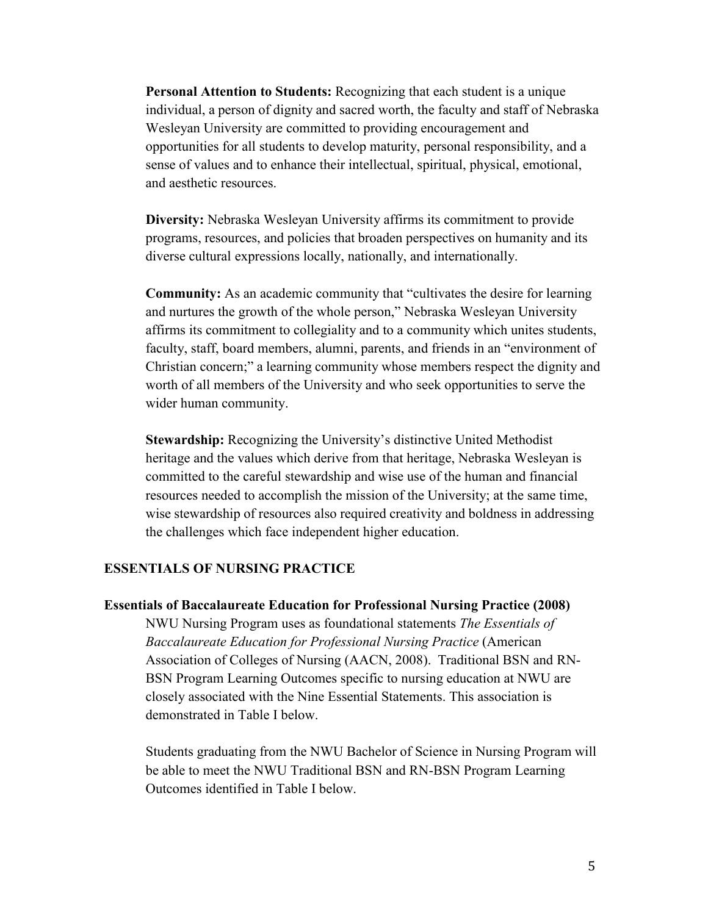**Personal Attention to Students:** Recognizing that each student is a unique individual, a person of dignity and sacred worth, the faculty and staff of Nebraska Wesleyan University are committed to providing encouragement and opportunities for all students to develop maturity, personal responsibility, and a sense of values and to enhance their intellectual, spiritual, physical, emotional, and aesthetic resources.

**Diversity:** Nebraska Wesleyan University affirms its commitment to provide programs, resources, and policies that broaden perspectives on humanity and its diverse cultural expressions locally, nationally, and internationally.

**Community:** As an academic community that "cultivates the desire for learning and nurtures the growth of the whole person," Nebraska Wesleyan University affirms its commitment to collegiality and to a community which unites students, faculty, staff, board members, alumni, parents, and friends in an "environment of Christian concern;" a learning community whose members respect the dignity and worth of all members of the University and who seek opportunities to serve the wider human community.

**Stewardship:** Recognizing the University's distinctive United Methodist heritage and the values which derive from that heritage, Nebraska Wesleyan is committed to the careful stewardship and wise use of the human and financial resources needed to accomplish the mission of the University; at the same time, wise stewardship of resources also required creativity and boldness in addressing the challenges which face independent higher education.

## ESSENTIALS OF NURSING PRACTICE

### Essentials of Baccalaureate Education for Professional Nursing Practice (2008)

NWU Nursing Program uses as foundational statements *The Essentials of Baccalaureate Education for Professional Nursing Practice* (American Association of Colleges of Nursing (AACN, 2008). Traditional BSN and RN-BSN Program Learning Outcomes specific to nursing education at NWU are closely associated with the Nine Essential Statements. This association is demonstrated in Table I below.

Students graduating from the NWU Bachelor of Science in Nursing Program will be able to meet the NWU Traditional BSN and RN-BSN Program Learning Outcomes identified in Table I below.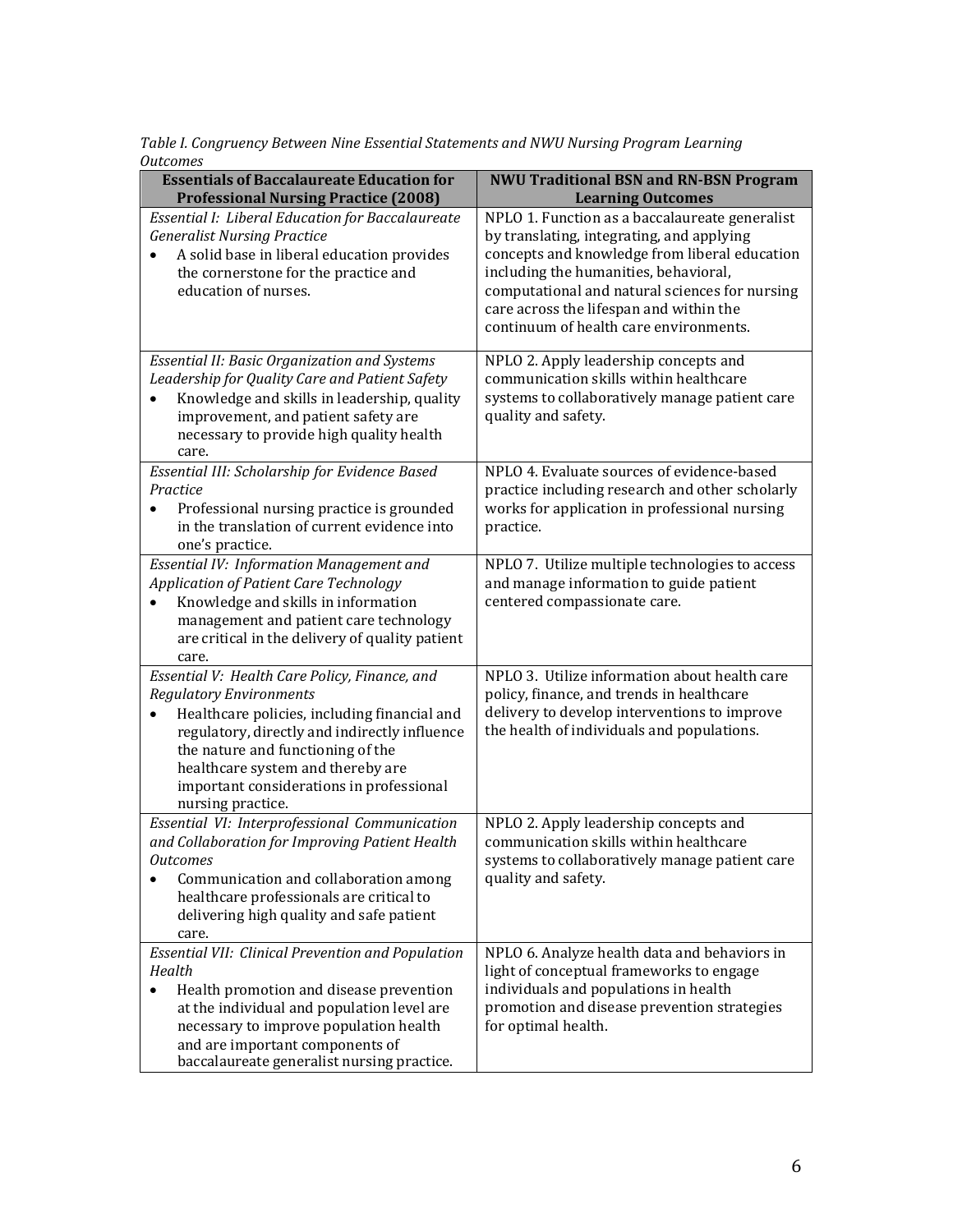*Table I. Congruency Between Nine Essential Statements and NWU Nursing Program Learning Outcomes*

| Essentials of Baccalaureate Education for Professional Nursing Practice (2008) | NWU Traditional BSN and RN-BSN Program Learning Outcomes |
|---|---|
| *Essential I: Liberal Education for Baccalaureate Generalist Nursing Practice*<br>• A solid base in liberal education provides the cornerstone for the practice and education of nurses. | NPLO 1. Function as a baccalaureate generalist by translating, integrating, and applying concepts and knowledge from liberal education including the humanities, behavioral, computational and natural sciences for nursing care across the lifespan and within the continuum of health care environments. |
| *Essential II: Basic Organization and Systems Leadership for Quality Care and Patient Safety*<br>• Knowledge and skills in leadership, quality improvement, and patient safety are necessary to provide high quality health care. | NPLO 2. Apply leadership concepts and communication skills within healthcare systems to collaboratively manage patient care quality and safety. |
| *Essential III: Scholarship for Evidence Based Practice*<br>• Professional nursing practice is grounded in the translation of current evidence into one's practice. | NPLO 4. Evaluate sources of evidence-based practice including research and other scholarly works for application in professional nursing practice. |
| *Essential IV: Information Management and Application of Patient Care Technology*<br>• Knowledge and skills in information management and patient care technology are critical in the delivery of quality patient care. | NPLO 7. Utilize multiple technologies to access and manage information to guide patient centered compassionate care. |
| *Essential V: Health Care Policy, Finance, and Regulatory Environments*<br>• Healthcare policies, including financial and regulatory, directly and indirectly influence the nature and functioning of the healthcare system and thereby are important considerations in professional nursing practice. | NPLO 3. Utilize information about health care policy, finance, and trends in healthcare delivery to develop interventions to improve the health of individuals and populations. |
| *Essential VI: Interprofessional Communication and Collaboration for Improving Patient Health Outcomes*<br>• Communication and collaboration among healthcare professionals are critical to delivering high quality and safe patient care. | NPLO 2. Apply leadership concepts and communication skills within healthcare systems to collaboratively manage patient care quality and safety. |
| *Essential VII: Clinical Prevention and Population Health*<br>• Health promotion and disease prevention at the individual and population level are necessary to improve population health and are important components of baccalaureate generalist nursing practice. | NPLO 6. Analyze health data and behaviors in light of conceptual frameworks to engage individuals and populations in health promotion and disease prevention strategies for optimal health. |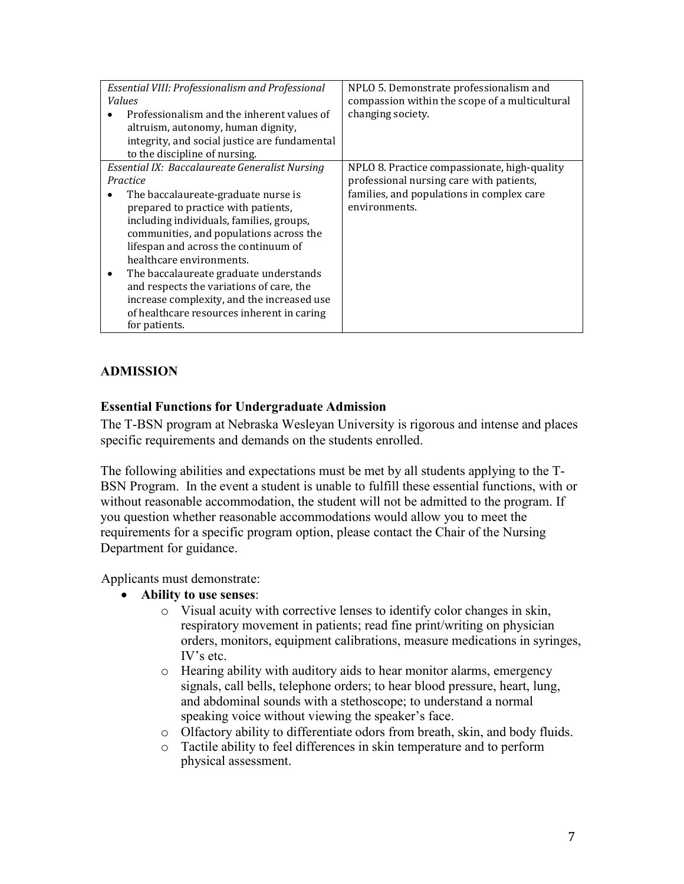| | |
|---|---|
| *Essential VIII: Professionalism and Professional Values*<br>• Professionalism and the inherent values of altruism, autonomy, human dignity, integrity, and social justice are fundamental to the discipline of nursing. | NPLO 5. Demonstrate professionalism and compassion within the scope of a multicultural changing society. |
| *Essential IX: Baccalaureate Generalist Nursing Practice*<br>• The baccalaureate-graduate nurse is prepared to practice with patients, including individuals, families, groups, communities, and populations across the lifespan and across the continuum of healthcare environments.<br>• The baccalaureate graduate understands and respects the variations of care, the increase complexity, and the increased use of healthcare resources inherent in caring for patients. | NPLO 8. Practice compassionate, high-quality professional nursing care with patients, families, and populations in complex care environments. |

## ADMISSION

### Essential Functions for Undergraduate Admission

The T-BSN program at Nebraska Wesleyan University is rigorous and intense and places specific requirements and demands on the students enrolled.

The following abilities and expectations must be met by all students applying to the T-BSN Program. In the event a student is unable to fulfill these essential functions, with or without reasonable accommodation, the student will not be admitted to the program. If you question whether reasonable accommodations would allow you to meet the requirements for a specific program option, please contact the Chair of the Nursing Department for guidance.

Applicants must demonstrate:

- **Ability to use senses**:
  - Visual acuity with corrective lenses to identify color changes in skin, respiratory movement in patients; read fine print/writing on physician orders, monitors, equipment calibrations, measure medications in syringes, IV's etc.
  - Hearing ability with auditory aids to hear monitor alarms, emergency signals, call bells, telephone orders; to hear blood pressure, heart, lung, and abdominal sounds with a stethoscope; to understand a normal speaking voice without viewing the speaker's face.
  - Olfactory ability to differentiate odors from breath, skin, and body fluids.
  - Tactile ability to feel differences in skin temperature and to perform physical assessment.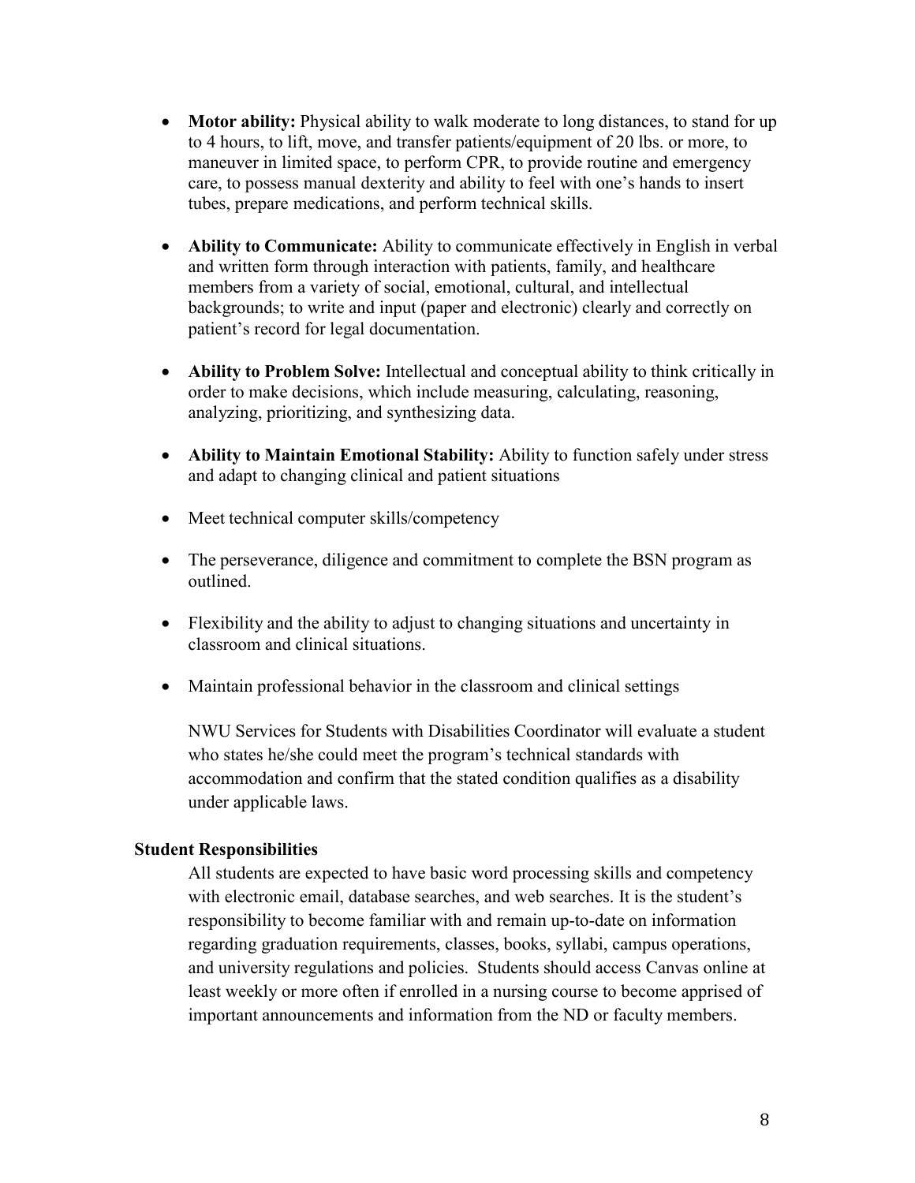- **Motor ability:** Physical ability to walk moderate to long distances, to stand for up to 4 hours, to lift, move, and transfer patients/equipment of 20 lbs. or more, to maneuver in limited space, to perform CPR, to provide routine and emergency care, to possess manual dexterity and ability to feel with one's hands to insert tubes, prepare medications, and perform technical skills.

- **Ability to Communicate:** Ability to communicate effectively in English in verbal and written form through interaction with patients, family, and healthcare members from a variety of social, emotional, cultural, and intellectual backgrounds; to write and input (paper and electronic) clearly and correctly on patient's record for legal documentation.

- **Ability to Problem Solve:** Intellectual and conceptual ability to think critically in order to make decisions, which include measuring, calculating, reasoning, analyzing, prioritizing, and synthesizing data.

- **Ability to Maintain Emotional Stability:** Ability to function safely under stress and adapt to changing clinical and patient situations

- Meet technical computer skills/competency

- The perseverance, diligence and commitment to complete the BSN program as outlined.

- Flexibility and the ability to adjust to changing situations and uncertainty in classroom and clinical situations.

- Maintain professional behavior in the classroom and clinical settings

NWU Services for Students with Disabilities Coordinator will evaluate a student who states he/she could meet the program's technical standards with accommodation and confirm that the stated condition qualifies as a disability under applicable laws.

### Student Responsibilities

All students are expected to have basic word processing skills and competency with electronic email, database searches, and web searches. It is the student's responsibility to become familiar with and remain up-to-date on information regarding graduation requirements, classes, books, syllabi, campus operations, and university regulations and policies. Students should access Canvas online at least weekly or more often if enrolled in a nursing course to become apprised of important announcements and information from the ND or faculty members.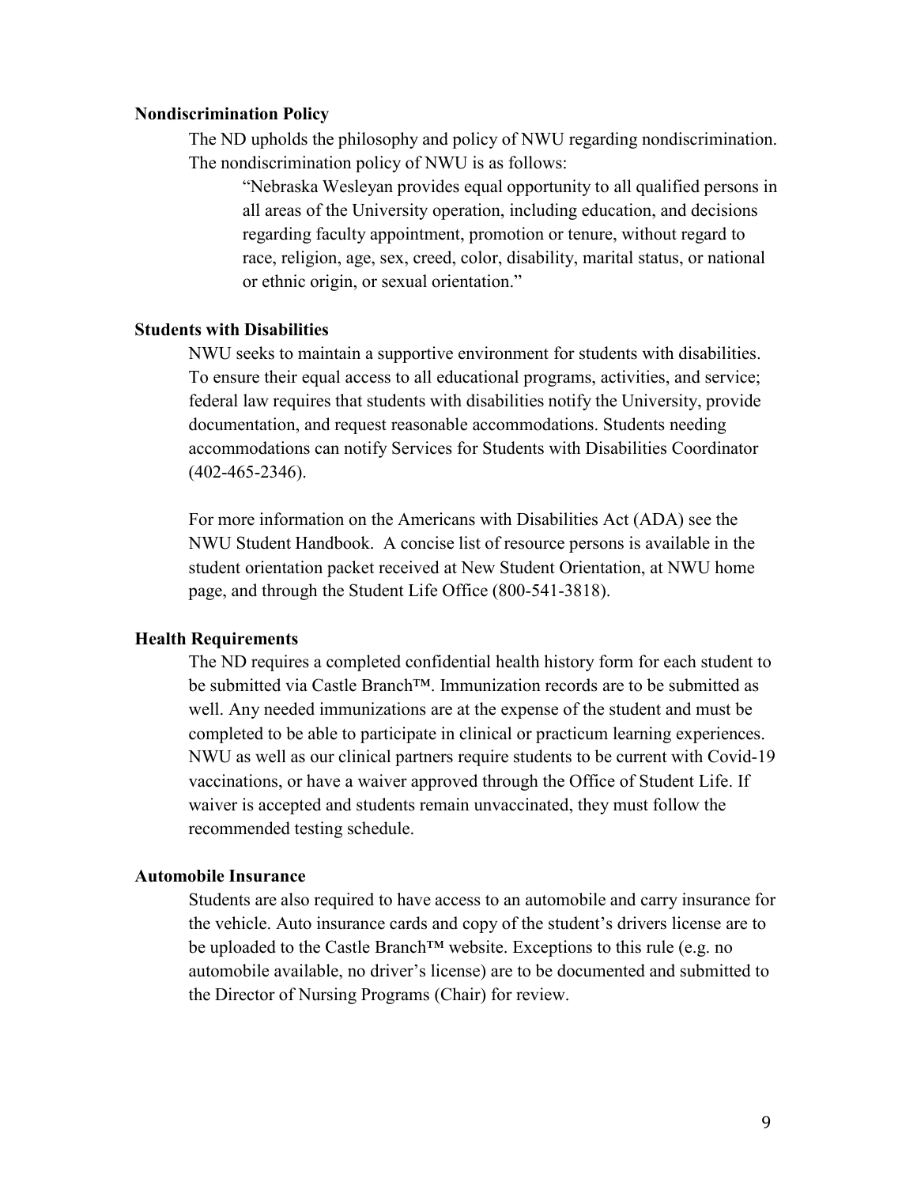### Nondiscrimination Policy

The ND upholds the philosophy and policy of NWU regarding nondiscrimination. The nondiscrimination policy of NWU is as follows:

> "Nebraska Wesleyan provides equal opportunity to all qualified persons in all areas of the University operation, including education, and decisions regarding faculty appointment, promotion or tenure, without regard to race, religion, age, sex, creed, color, disability, marital status, or national or ethnic origin, or sexual orientation."

### Students with Disabilities

NWU seeks to maintain a supportive environment for students with disabilities. To ensure their equal access to all educational programs, activities, and service; federal law requires that students with disabilities notify the University, provide documentation, and request reasonable accommodations. Students needing accommodations can notify Services for Students with Disabilities Coordinator (402-465-2346).

For more information on the Americans with Disabilities Act (ADA) see the NWU Student Handbook. A concise list of resource persons is available in the student orientation packet received at New Student Orientation, at NWU home page, and through the Student Life Office (800-541-3818).

### Health Requirements

The ND requires a completed confidential health history form for each student to be submitted via Castle Branch™. Immunization records are to be submitted as well. Any needed immunizations are at the expense of the student and must be completed to be able to participate in clinical or practicum learning experiences. NWU as well as our clinical partners require students to be current with Covid-19 vaccinations, or have a waiver approved through the Office of Student Life. If waiver is accepted and students remain unvaccinated, they must follow the recommended testing schedule.

### Automobile Insurance

Students are also required to have access to an automobile and carry insurance for the vehicle. Auto insurance cards and copy of the student's drivers license are to be uploaded to the Castle Branch™ website. Exceptions to this rule (e.g. no automobile available, no driver's license) are to be documented and submitted to the Director of Nursing Programs (Chair) for review.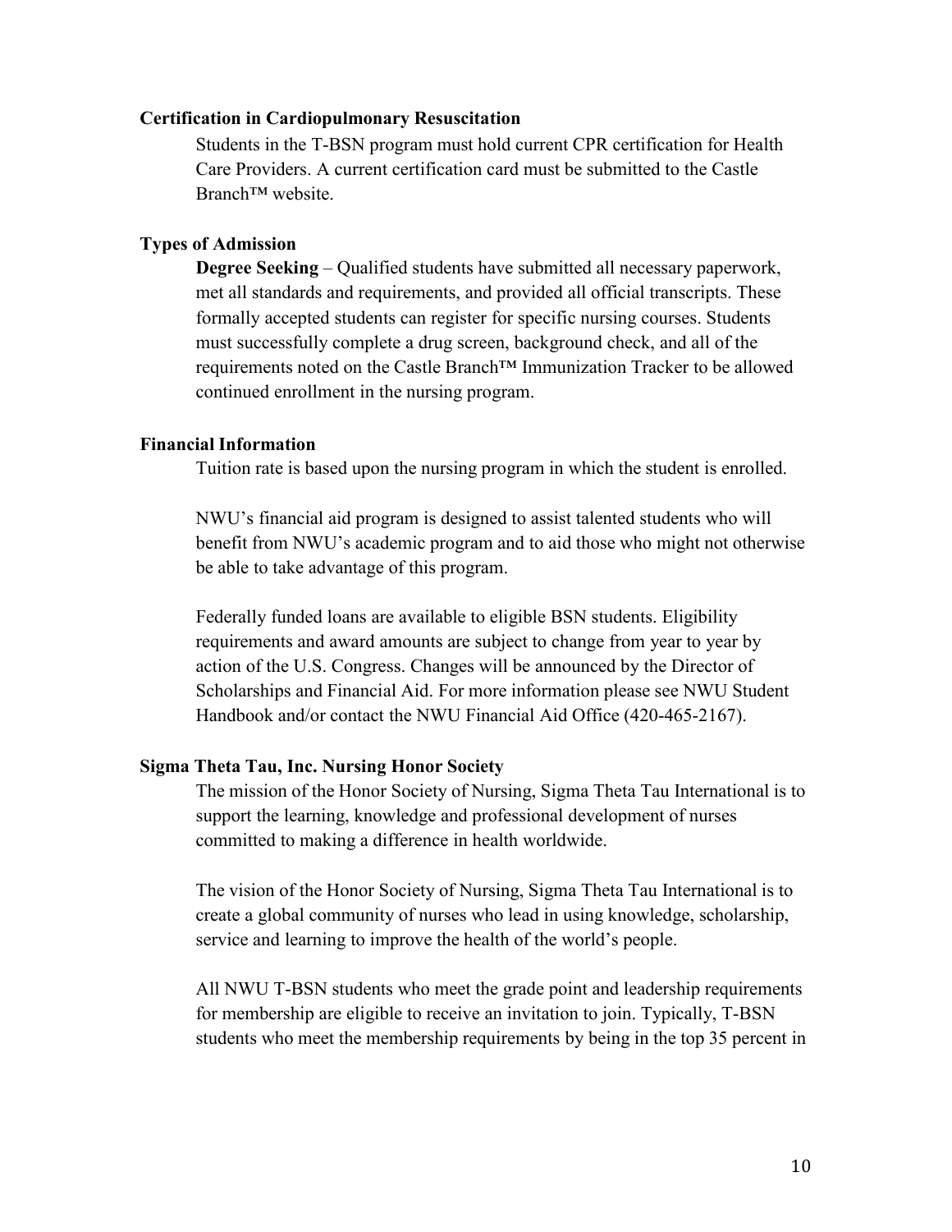### Certification in Cardiopulmonary Resuscitation

Students in the T-BSN program must hold current CPR certification for Health Care Providers. A current certification card must be submitted to the Castle Branch™ website.

### Types of Admission

**Degree Seeking** – Qualified students have submitted all necessary paperwork, met all standards and requirements, and provided all official transcripts. These formally accepted students can register for specific nursing courses. Students must successfully complete a drug screen, background check, and all of the requirements noted on the Castle Branch™ Immunization Tracker to be allowed continued enrollment in the nursing program.

### Financial Information

Tuition rate is based upon the nursing program in which the student is enrolled.

NWU's financial aid program is designed to assist talented students who will benefit from NWU's academic program and to aid those who might not otherwise be able to take advantage of this program.

Federally funded loans are available to eligible BSN students. Eligibility requirements and award amounts are subject to change from year to year by action of the U.S. Congress. Changes will be announced by the Director of Scholarships and Financial Aid. For more information please see NWU Student Handbook and/or contact the NWU Financial Aid Office (420-465-2167).

### Sigma Theta Tau, Inc. Nursing Honor Society

The mission of the Honor Society of Nursing, Sigma Theta Tau International is to support the learning, knowledge and professional development of nurses committed to making a difference in health worldwide.

The vision of the Honor Society of Nursing, Sigma Theta Tau International is to create a global community of nurses who lead in using knowledge, scholarship, service and learning to improve the health of the world's people.

All NWU T-BSN students who meet the grade point and leadership requirements for membership are eligible to receive an invitation to join. Typically, T-BSN students who meet the membership requirements by being in the top 35 percent in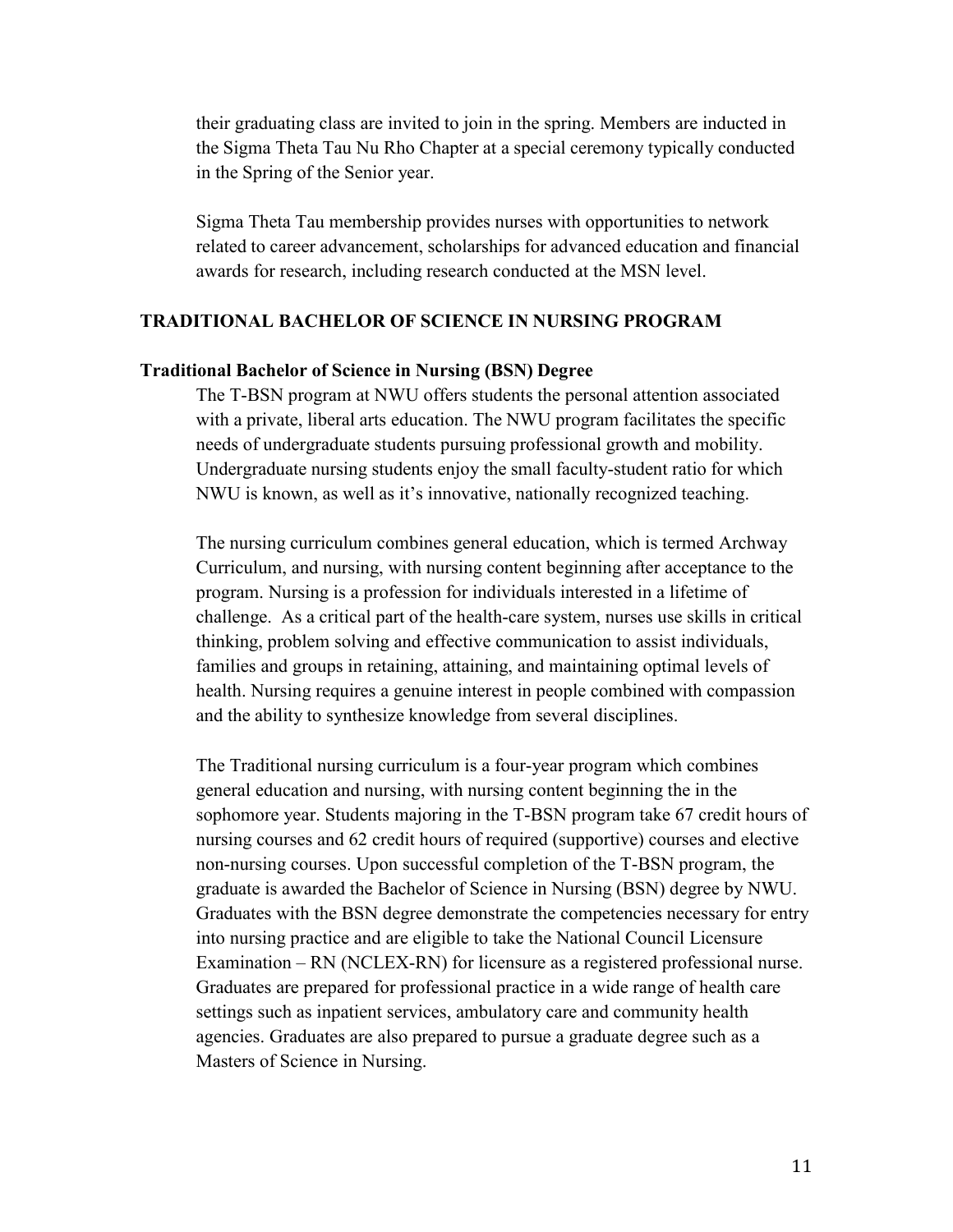their graduating class are invited to join in the spring. Members are inducted in the Sigma Theta Tau Nu Rho Chapter at a special ceremony typically conducted in the Spring of the Senior year.

Sigma Theta Tau membership provides nurses with opportunities to network related to career advancement, scholarships for advanced education and financial awards for research, including research conducted at the MSN level.

## TRADITIONAL BACHELOR OF SCIENCE IN NURSING PROGRAM

### Traditional Bachelor of Science in Nursing (BSN) Degree

The T-BSN program at NWU offers students the personal attention associated with a private, liberal arts education. The NWU program facilitates the specific needs of undergraduate students pursuing professional growth and mobility. Undergraduate nursing students enjoy the small faculty-student ratio for which NWU is known, as well as it's innovative, nationally recognized teaching.

The nursing curriculum combines general education, which is termed Archway Curriculum, and nursing, with nursing content beginning after acceptance to the program. Nursing is a profession for individuals interested in a lifetime of challenge. As a critical part of the health-care system, nurses use skills in critical thinking, problem solving and effective communication to assist individuals, families and groups in retaining, attaining, and maintaining optimal levels of health. Nursing requires a genuine interest in people combined with compassion and the ability to synthesize knowledge from several disciplines.

The Traditional nursing curriculum is a four-year program which combines general education and nursing, with nursing content beginning the in the sophomore year. Students majoring in the T-BSN program take 67 credit hours of nursing courses and 62 credit hours of required (supportive) courses and elective non-nursing courses. Upon successful completion of the T-BSN program, the graduate is awarded the Bachelor of Science in Nursing (BSN) degree by NWU. Graduates with the BSN degree demonstrate the competencies necessary for entry into nursing practice and are eligible to take the National Council Licensure Examination – RN (NCLEX-RN) for licensure as a registered professional nurse. Graduates are prepared for professional practice in a wide range of health care settings such as inpatient services, ambulatory care and community health agencies. Graduates are also prepared to pursue a graduate degree such as a Masters of Science in Nursing.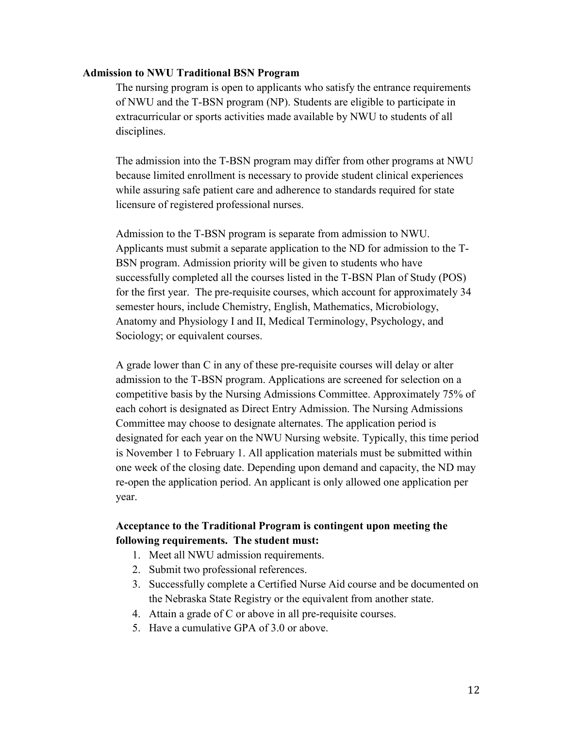**Admission to NWU Traditional BSN Program**

The nursing program is open to applicants who satisfy the entrance requirements of NWU and the T-BSN program (NP). Students are eligible to participate in extracurricular or sports activities made available by NWU to students of all disciplines.

The admission into the T-BSN program may differ from other programs at NWU because limited enrollment is necessary to provide student clinical experiences while assuring safe patient care and adherence to standards required for state licensure of registered professional nurses.

Admission to the T-BSN program is separate from admission to NWU. Applicants must submit a separate application to the ND for admission to the T-BSN program. Admission priority will be given to students who have successfully completed all the courses listed in the T-BSN Plan of Study (POS) for the first year. The pre-requisite courses, which account for approximately 34 semester hours, include Chemistry, English, Mathematics, Microbiology, Anatomy and Physiology I and II, Medical Terminology, Psychology, and Sociology; or equivalent courses.

A grade lower than C in any of these pre-requisite courses will delay or alter admission to the T-BSN program. Applications are screened for selection on a competitive basis by the Nursing Admissions Committee. Approximately 75% of each cohort is designated as Direct Entry Admission. The Nursing Admissions Committee may choose to designate alternates. The application period is designated for each year on the NWU Nursing website. Typically, this time period is November 1 to February 1. All application materials must be submitted within one week of the closing date. Depending upon demand and capacity, the ND may re-open the application period. An applicant is only allowed one application per year.

**Acceptance to the Traditional Program is contingent upon meeting the following requirements. The student must:**

1. Meet all NWU admission requirements.
2. Submit two professional references.
3. Successfully complete a Certified Nurse Aid course and be documented on the Nebraska State Registry or the equivalent from another state.
4. Attain a grade of C or above in all pre-requisite courses.
5. Have a cumulative GPA of 3.0 or above.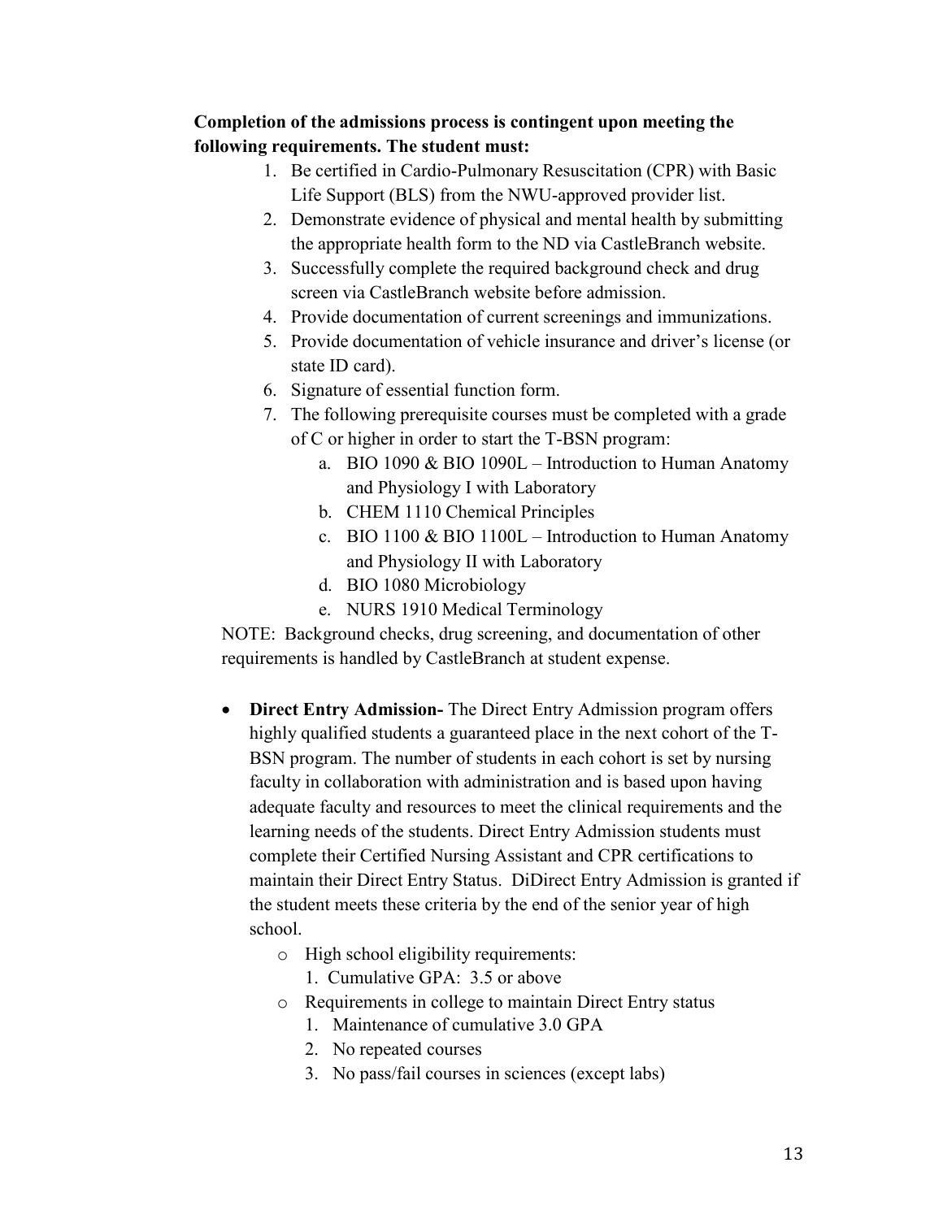**Completion of the admissions process is contingent upon meeting the following requirements. The student must:**

1. Be certified in Cardio-Pulmonary Resuscitation (CPR) with Basic Life Support (BLS) from the NWU-approved provider list.
2. Demonstrate evidence of physical and mental health by submitting the appropriate health form to the ND via CastleBranch website.
3. Successfully complete the required background check and drug screen via CastleBranch website before admission.
4. Provide documentation of current screenings and immunizations.
5. Provide documentation of vehicle insurance and driver's license (or state ID card).
6. Signature of essential function form.
7. The following prerequisite courses must be completed with a grade of C or higher in order to start the T-BSN program:
   a. BIO 1090 & BIO 1090L – Introduction to Human Anatomy and Physiology I with Laboratory
   b. CHEM 1110 Chemical Principles
   c. BIO 1100 & BIO 1100L – Introduction to Human Anatomy and Physiology II with Laboratory
   d. BIO 1080 Microbiology
   e. NURS 1910 Medical Terminology

NOTE: Background checks, drug screening, and documentation of other requirements is handled by CastleBranch at student expense.

- **Direct Entry Admission-** The Direct Entry Admission program offers highly qualified students a guaranteed place in the next cohort of the T-BSN program. The number of students in each cohort is set by nursing faculty in collaboration with administration and is based upon having adequate faculty and resources to meet the clinical requirements and the learning needs of the students. Direct Entry Admission students must complete their Certified Nursing Assistant and CPR certifications to maintain their Direct Entry Status. DiDirect Entry Admission is granted if the student meets these criteria by the end of the senior year of high school.
  - High school eligibility requirements:
    1. Cumulative GPA: 3.5 or above
  - Requirements in college to maintain Direct Entry status
    1. Maintenance of cumulative 3.0 GPA
    2. No repeated courses
    3. No pass/fail courses in sciences (except labs)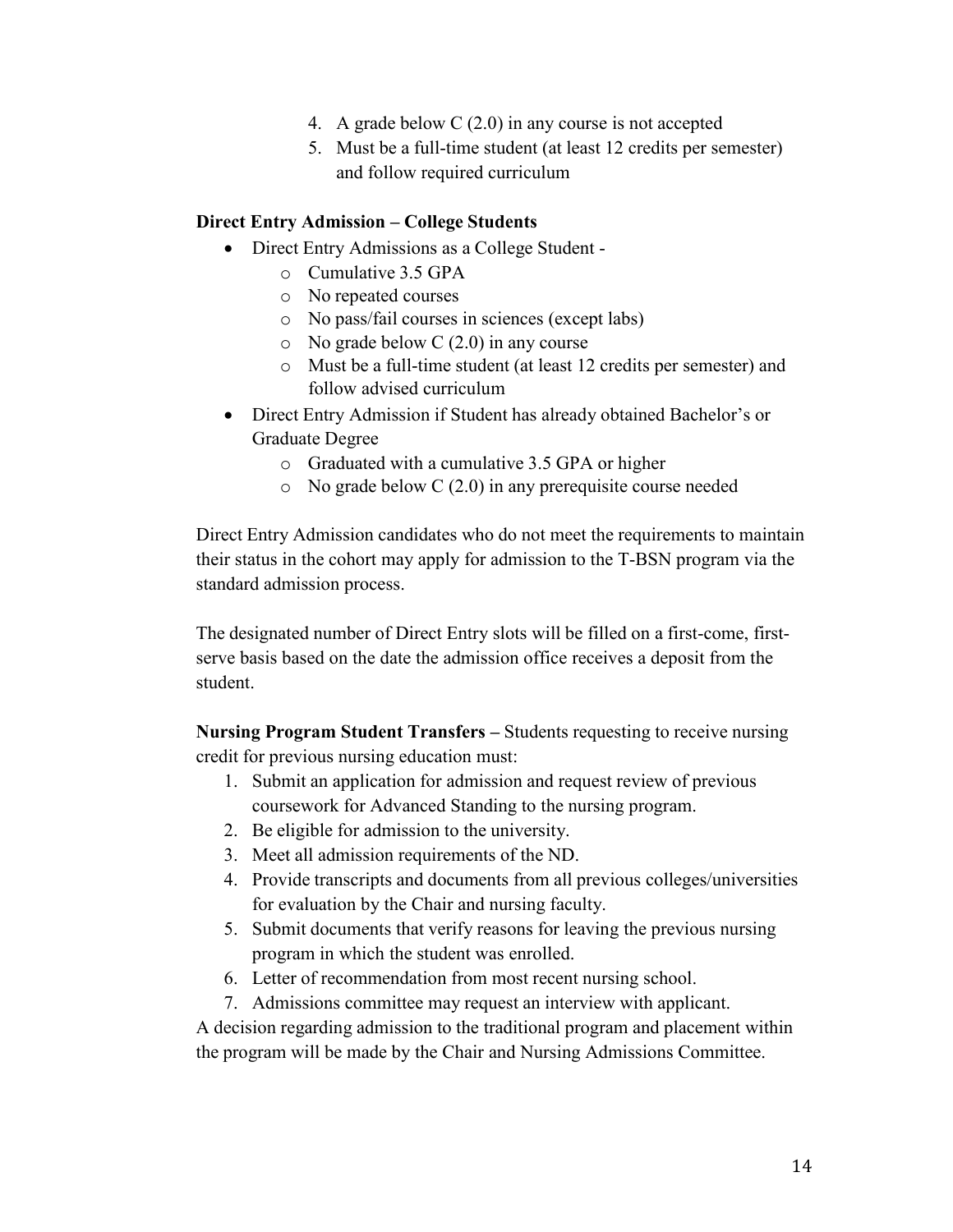4. A grade below C (2.0) in any course is not accepted
5. Must be a full-time student (at least 12 credits per semester) and follow required curriculum

**Direct Entry Admission – College Students**

- Direct Entry Admissions as a College Student -
  - Cumulative 3.5 GPA
  - No repeated courses
  - No pass/fail courses in sciences (except labs)
  - No grade below C (2.0) in any course
  - Must be a full-time student (at least 12 credits per semester) and follow advised curriculum
- Direct Entry Admission if Student has already obtained Bachelor's or Graduate Degree
  - Graduated with a cumulative 3.5 GPA or higher
  - No grade below C (2.0) in any prerequisite course needed

Direct Entry Admission candidates who do not meet the requirements to maintain their status in the cohort may apply for admission to the T-BSN program via the standard admission process.

The designated number of Direct Entry slots will be filled on a first-come, first-serve basis based on the date the admission office receives a deposit from the student.

**Nursing Program Student Transfers –** Students requesting to receive nursing credit for previous nursing education must:

1. Submit an application for admission and request review of previous coursework for Advanced Standing to the nursing program.
2. Be eligible for admission to the university.
3. Meet all admission requirements of the ND.
4. Provide transcripts and documents from all previous colleges/universities for evaluation by the Chair and nursing faculty.
5. Submit documents that verify reasons for leaving the previous nursing program in which the student was enrolled.
6. Letter of recommendation from most recent nursing school.
7. Admissions committee may request an interview with applicant.

A decision regarding admission to the traditional program and placement within the program will be made by the Chair and Nursing Admissions Committee.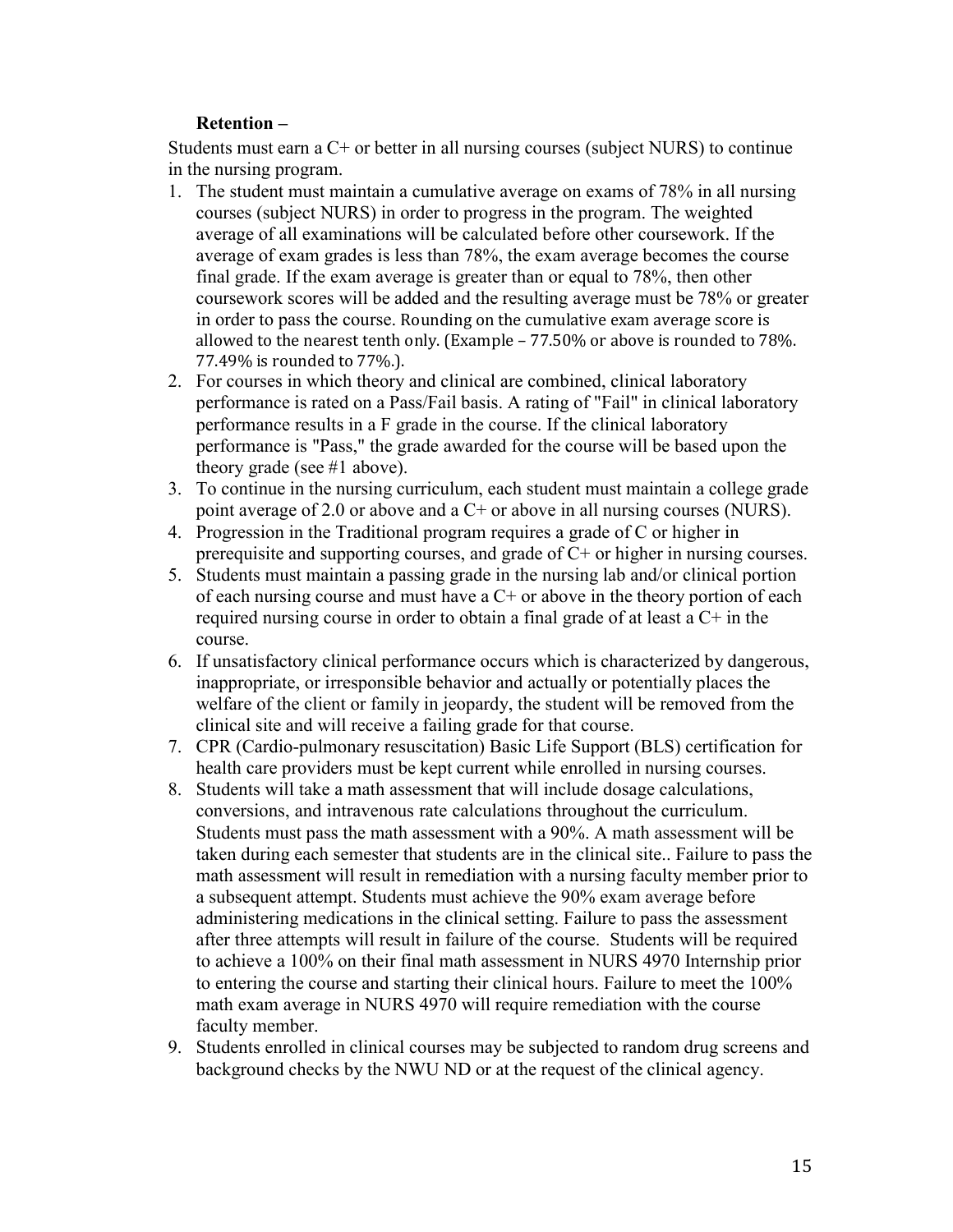**Retention –**

Students must earn a C+ or better in all nursing courses (subject NURS) to continue in the nursing program.

1. The student must maintain a cumulative average on exams of 78% in all nursing courses (subject NURS) in order to progress in the program. The weighted average of all examinations will be calculated before other coursework. If the average of exam grades is less than 78%, the exam average becomes the course final grade. If the exam average is greater than or equal to 78%, then other coursework scores will be added and the resulting average must be 78% or greater in order to pass the course. Rounding on the cumulative exam average score is allowed to the nearest tenth only. (Example – 77.50% or above is rounded to 78%. 77.49% is rounded to 77%.).
2. For courses in which theory and clinical are combined, clinical laboratory performance is rated on a Pass/Fail basis. A rating of "Fail" in clinical laboratory performance results in a F grade in the course. If the clinical laboratory performance is "Pass," the grade awarded for the course will be based upon the theory grade (see #1 above).
3. To continue in the nursing curriculum, each student must maintain a college grade point average of 2.0 or above and a C+ or above in all nursing courses (NURS).
4. Progression in the Traditional program requires a grade of C or higher in prerequisite and supporting courses, and grade of C+ or higher in nursing courses.
5. Students must maintain a passing grade in the nursing lab and/or clinical portion of each nursing course and must have a C+ or above in the theory portion of each required nursing course in order to obtain a final grade of at least a C+ in the course.
6. If unsatisfactory clinical performance occurs which is characterized by dangerous, inappropriate, or irresponsible behavior and actually or potentially places the welfare of the client or family in jeopardy, the student will be removed from the clinical site and will receive a failing grade for that course.
7. CPR (Cardio-pulmonary resuscitation) Basic Life Support (BLS) certification for health care providers must be kept current while enrolled in nursing courses.
8. Students will take a math assessment that will include dosage calculations, conversions, and intravenous rate calculations throughout the curriculum. Students must pass the math assessment with a 90%. A math assessment will be taken during each semester that students are in the clinical site.. Failure to pass the math assessment will result in remediation with a nursing faculty member prior to a subsequent attempt. Students must achieve the 90% exam average before administering medications in the clinical setting. Failure to pass the assessment after three attempts will result in failure of the course. Students will be required to achieve a 100% on their final math assessment in NURS 4970 Internship prior to entering the course and starting their clinical hours. Failure to meet the 100% math exam average in NURS 4970 will require remediation with the course faculty member.
9. Students enrolled in clinical courses may be subjected to random drug screens and background checks by the NWU ND or at the request of the clinical agency.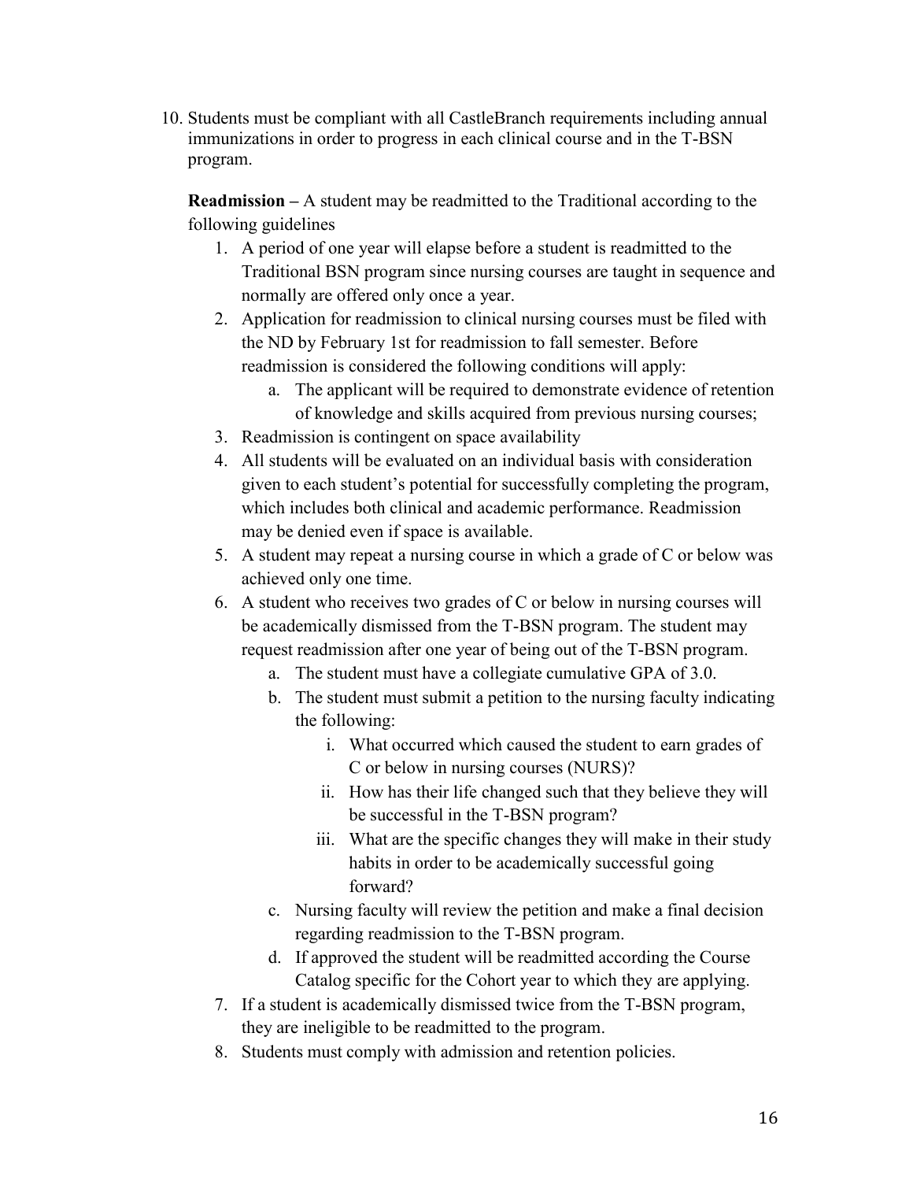10. Students must be compliant with all CastleBranch requirements including annual immunizations in order to progress in each clinical course and in the T-BSN program.

**Readmission –** A student may be readmitted to the Traditional according to the following guidelines

1. A period of one year will elapse before a student is readmitted to the Traditional BSN program since nursing courses are taught in sequence and normally are offered only once a year.
2. Application for readmission to clinical nursing courses must be filed with the ND by February 1st for readmission to fall semester. Before readmission is considered the following conditions will apply:
    a. The applicant will be required to demonstrate evidence of retention of knowledge and skills acquired from previous nursing courses;
3. Readmission is contingent on space availability
4. All students will be evaluated on an individual basis with consideration given to each student's potential for successfully completing the program, which includes both clinical and academic performance. Readmission may be denied even if space is available.
5. A student may repeat a nursing course in which a grade of C or below was achieved only one time.
6. A student who receives two grades of C or below in nursing courses will be academically dismissed from the T-BSN program. The student may request readmission after one year of being out of the T-BSN program.
    a. The student must have a collegiate cumulative GPA of 3.0.
    b. The student must submit a petition to the nursing faculty indicating the following:
        i. What occurred which caused the student to earn grades of C or below in nursing courses (NURS)?
        ii. How has their life changed such that they believe they will be successful in the T-BSN program?
        iii. What are the specific changes they will make in their study habits in order to be academically successful going forward?
    c. Nursing faculty will review the petition and make a final decision regarding readmission to the T-BSN program.
    d. If approved the student will be readmitted according the Course Catalog specific for the Cohort year to which they are applying.
7. If a student is academically dismissed twice from the T-BSN program, they are ineligible to be readmitted to the program.
8. Students must comply with admission and retention policies.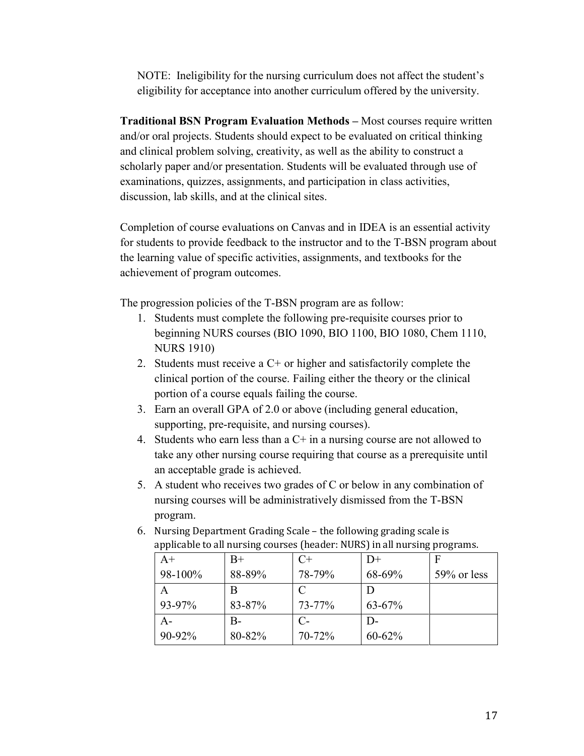NOTE: Ineligibility for the nursing curriculum does not affect the student's eligibility for acceptance into another curriculum offered by the university.

**Traditional BSN Program Evaluation Methods –** Most courses require written and/or oral projects. Students should expect to be evaluated on critical thinking and clinical problem solving, creativity, as well as the ability to construct a scholarly paper and/or presentation. Students will be evaluated through use of examinations, quizzes, assignments, and participation in class activities, discussion, lab skills, and at the clinical sites.

Completion of course evaluations on Canvas and in IDEA is an essential activity for students to provide feedback to the instructor and to the T-BSN program about the learning value of specific activities, assignments, and textbooks for the achievement of program outcomes.

The progression policies of the T-BSN program are as follow:

1. Students must complete the following pre-requisite courses prior to beginning NURS courses (BIO 1090, BIO 1100, BIO 1080, Chem 1110, NURS 1910)
2. Students must receive a C+ or higher and satisfactorily complete the clinical portion of the course. Failing either the theory or the clinical portion of a course equals failing the course.
3. Earn an overall GPA of 2.0 or above (including general education, supporting, pre-requisite, and nursing courses).
4. Students who earn less than a C+ in a nursing course are not allowed to take any other nursing course requiring that course as a prerequisite until an acceptable grade is achieved.
5. A student who receives two grades of C or below in any combination of nursing courses will be administratively dismissed from the T-BSN program.
6. Nursing Department Grading Scale – the following grading scale is applicable to all nursing courses (header: NURS) in all nursing programs.

| | | | | |
|---|---|---|---|---|
| A+ 98-100% | B+ 88-89% | C+ 78-79% | D+ 68-69% | F 59% or less |
| A 93-97% | B 83-87% | C 73-77% | D 63-67% | |
| A- 90-92% | B- 80-82% | C- 70-72% | D- 60-62% | |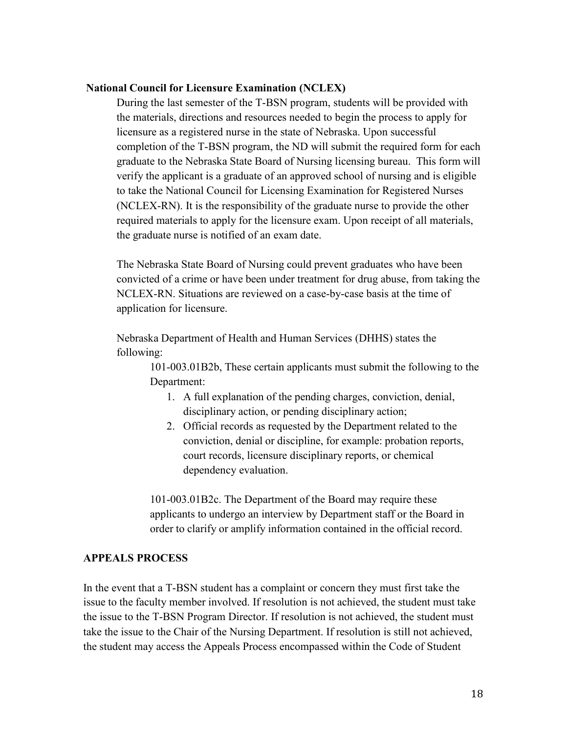**National Council for Licensure Examination (NCLEX)**

During the last semester of the T-BSN program, students will be provided with the materials, directions and resources needed to begin the process to apply for licensure as a registered nurse in the state of Nebraska. Upon successful completion of the T-BSN program, the ND will submit the required form for each graduate to the Nebraska State Board of Nursing licensing bureau. This form will verify the applicant is a graduate of an approved school of nursing and is eligible to take the National Council for Licensing Examination for Registered Nurses (NCLEX-RN). It is the responsibility of the graduate nurse to provide the other required materials to apply for the licensure exam. Upon receipt of all materials, the graduate nurse is notified of an exam date.

The Nebraska State Board of Nursing could prevent graduates who have been convicted of a crime or have been under treatment for drug abuse, from taking the NCLEX-RN. Situations are reviewed on a case-by-case basis at the time of application for licensure.

Nebraska Department of Health and Human Services (DHHS) states the following:

> 101-003.01B2b, These certain applicants must submit the following to the Department:
>
> 1. A full explanation of the pending charges, conviction, denial, disciplinary action, or pending disciplinary action;
> 2. Official records as requested by the Department related to the conviction, denial or discipline, for example: probation reports, court records, licensure disciplinary reports, or chemical dependency evaluation.
>
> 101-003.01B2c. The Department of the Board may require these applicants to undergo an interview by Department staff or the Board in order to clarify or amplify information contained in the official record.

**APPEALS PROCESS**

In the event that a T-BSN student has a complaint or concern they must first take the issue to the faculty member involved. If resolution is not achieved, the student must take the issue to the T-BSN Program Director. If resolution is not achieved, the student must take the issue to the Chair of the Nursing Department. If resolution is still not achieved, the student may access the Appeals Process encompassed within the Code of Student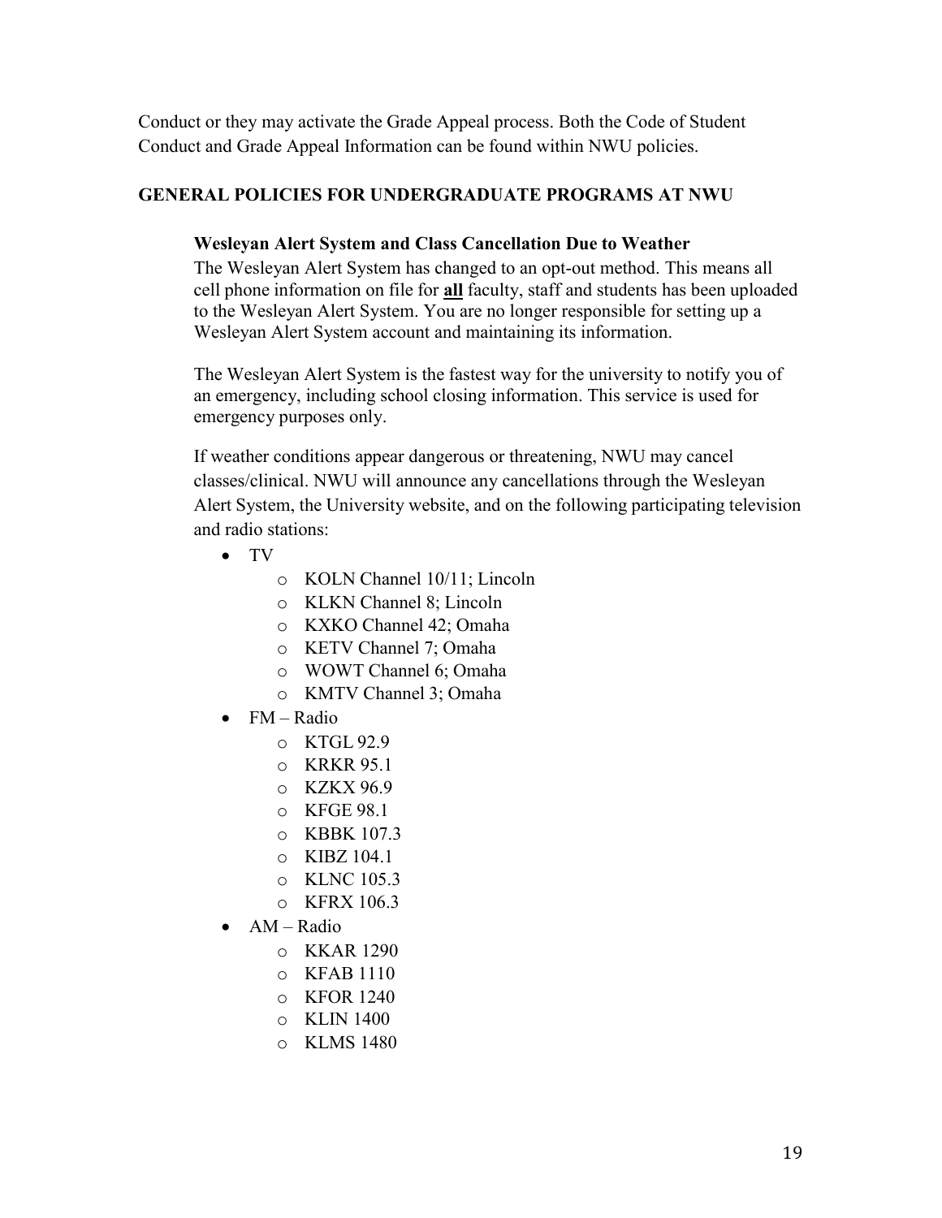Conduct or they may activate the Grade Appeal process. Both the Code of Student Conduct and Grade Appeal Information can be found within NWU policies.

## GENERAL POLICIES FOR UNDERGRADUATE PROGRAMS AT NWU

### Wesleyan Alert System and Class Cancellation Due to Weather

The Wesleyan Alert System has changed to an opt-out method. This means all cell phone information on file for **all** faculty, staff and students has been uploaded to the Wesleyan Alert System. You are no longer responsible for setting up a Wesleyan Alert System account and maintaining its information.

The Wesleyan Alert System is the fastest way for the university to notify you of an emergency, including school closing information. This service is used for emergency purposes only.

If weather conditions appear dangerous or threatening, NWU may cancel classes/clinical. NWU will announce any cancellations through the Wesleyan Alert System, the University website, and on the following participating television and radio stations:

- TV
  - KOLN Channel 10/11; Lincoln
  - KLKN Channel 8; Lincoln
  - KXKO Channel 42; Omaha
  - KETV Channel 7; Omaha
  - WOWT Channel 6; Omaha
  - KMTV Channel 3; Omaha
- FM – Radio
  - KTGL 92.9
  - KRKR 95.1
  - KZKX 96.9
  - KFGE 98.1
  - KBBK 107.3
  - KIBZ 104.1
  - KLNC 105.3
  - KFRX 106.3
- AM – Radio
  - KKAR 1290
  - KFAB 1110
  - KFOR 1240
  - KLIN 1400
  - KLMS 1480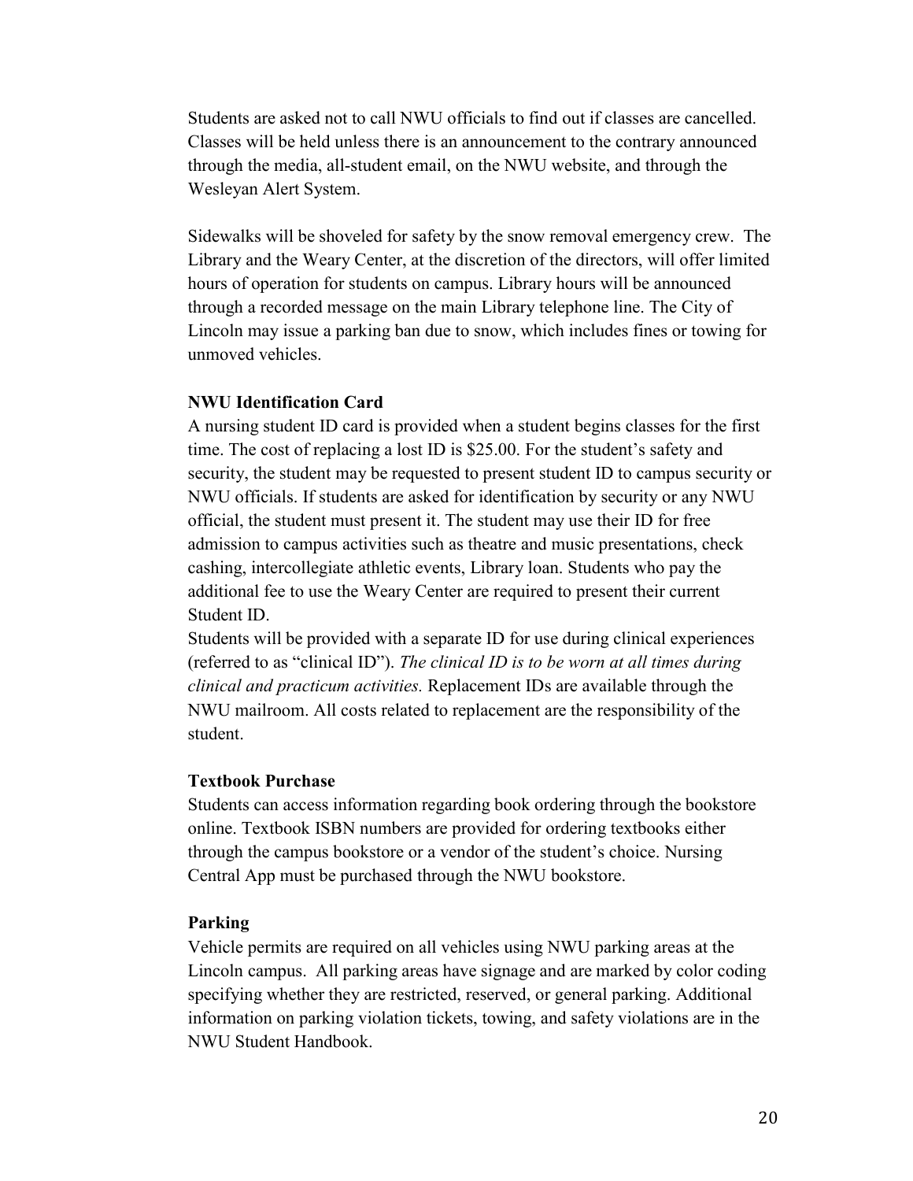Students are asked not to call NWU officials to find out if classes are cancelled. Classes will be held unless there is an announcement to the contrary announced through the media, all-student email, on the NWU website, and through the Wesleyan Alert System.

Sidewalks will be shoveled for safety by the snow removal emergency crew. The Library and the Weary Center, at the discretion of the directors, will offer limited hours of operation for students on campus. Library hours will be announced through a recorded message on the main Library telephone line. The City of Lincoln may issue a parking ban due to snow, which includes fines or towing for unmoved vehicles.

**NWU Identification Card**

A nursing student ID card is provided when a student begins classes for the first time. The cost of replacing a lost ID is $25.00. For the student's safety and security, the student may be requested to present student ID to campus security or NWU officials. If students are asked for identification by security or any NWU official, the student must present it. The student may use their ID for free admission to campus activities such as theatre and music presentations, check cashing, intercollegiate athletic events, Library loan. Students who pay the additional fee to use the Weary Center are required to present their current Student ID.

Students will be provided with a separate ID for use during clinical experiences (referred to as "clinical ID"). *The clinical ID is to be worn at all times during clinical and practicum activities.* Replacement IDs are available through the NWU mailroom. All costs related to replacement are the responsibility of the student.

**Textbook Purchase**

Students can access information regarding book ordering through the bookstore online. Textbook ISBN numbers are provided for ordering textbooks either through the campus bookstore or a vendor of the student's choice. Nursing Central App must be purchased through the NWU bookstore.

**Parking**

Vehicle permits are required on all vehicles using NWU parking areas at the Lincoln campus. All parking areas have signage and are marked by color coding specifying whether they are restricted, reserved, or general parking. Additional information on parking violation tickets, towing, and safety violations are in the NWU Student Handbook.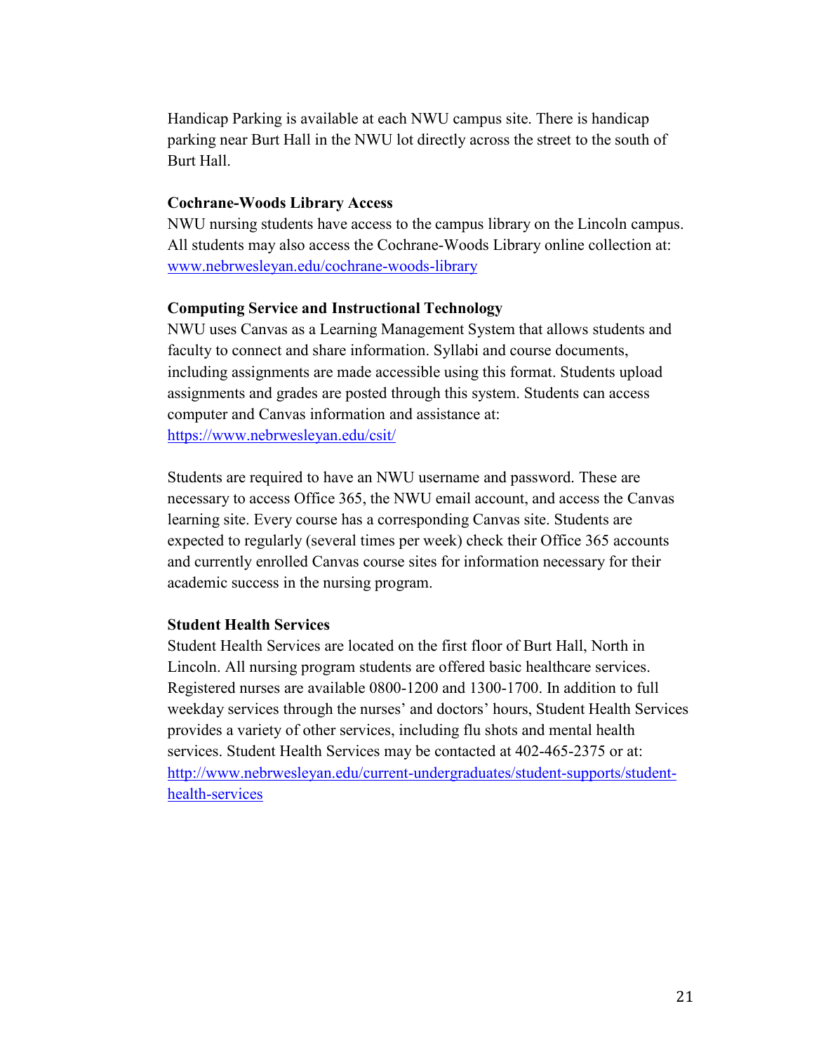Handicap Parking is available at each NWU campus site. There is handicap parking near Burt Hall in the NWU lot directly across the street to the south of Burt Hall.

**Cochrane-Woods Library Access**

NWU nursing students have access to the campus library on the Lincoln campus. All students may also access the Cochrane-Woods Library online collection at: [www.nebrwesleyan.edu/cochrane-woods-library](www.nebrwesleyan.edu/cochrane-woods-library)

**Computing Service and Instructional Technology**

NWU uses Canvas as a Learning Management System that allows students and faculty to connect and share information. Syllabi and course documents, including assignments are made accessible using this format. Students upload assignments and grades are posted through this system. Students can access computer and Canvas information and assistance at: [https://www.nebrwesleyan.edu/csit/](https://www.nebrwesleyan.edu/csit/)

Students are required to have an NWU username and password. These are necessary to access Office 365, the NWU email account, and access the Canvas learning site. Every course has a corresponding Canvas site. Students are expected to regularly (several times per week) check their Office 365 accounts and currently enrolled Canvas course sites for information necessary for their academic success in the nursing program.

**Student Health Services**

Student Health Services are located on the first floor of Burt Hall, North in Lincoln. All nursing program students are offered basic healthcare services. Registered nurses are available 0800-1200 and 1300-1700. In addition to full weekday services through the nurses' and doctors' hours, Student Health Services provides a variety of other services, including flu shots and mental health services. Student Health Services may be contacted at 402-465-2375 or at: [http://www.nebrwesleyan.edu/current-undergraduates/student-supports/student-health-services](http://www.nebrwesleyan.edu/current-undergraduates/student-supports/student-health-services)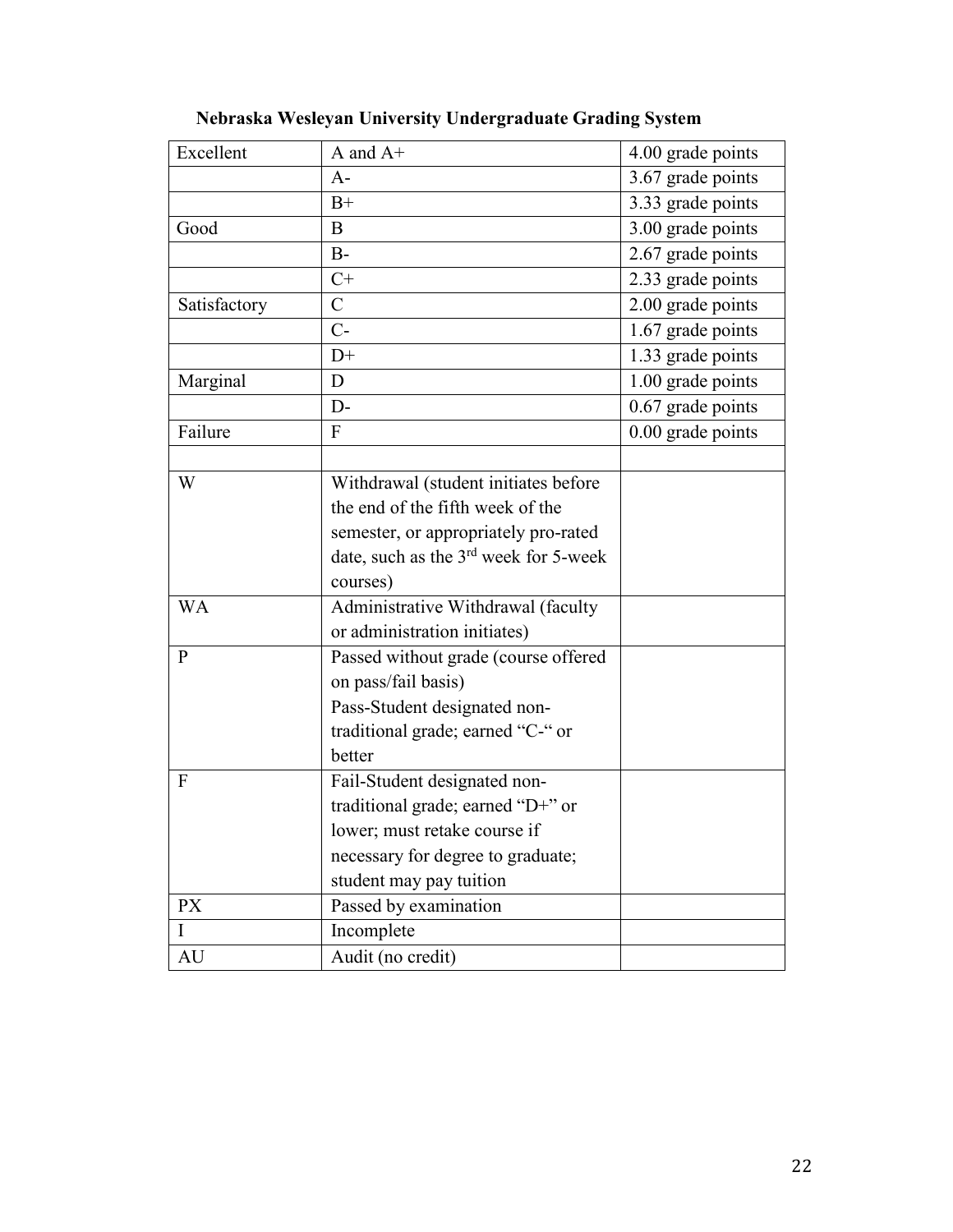**Nebraska Wesleyan University Undergraduate Grading System**

| Excellent | A and A+ | 4.00 grade points |
|---|---|---|
| | A- | 3.67 grade points |
| | B+ | 3.33 grade points |
| Good | B | 3.00 grade points |
| | B- | 2.67 grade points |
| | C+ | 2.33 grade points |
| Satisfactory | C | 2.00 grade points |
| | C- | 1.67 grade points |
| | D+ | 1.33 grade points |
| Marginal | D | 1.00 grade points |
| | D- | 0.67 grade points |
| Failure | F | 0.00 grade points |
| | | |
| W | Withdrawal (student initiates before the end of the fifth week of the semester, or appropriately pro-rated date, such as the 3rd week for 5-week courses) | |
| WA | Administrative Withdrawal (faculty or administration initiates) | |
| P | Passed without grade (course offered on pass/fail basis) Pass-Student designated non-traditional grade; earned "C-" or better | |
| F | Fail-Student designated non-traditional grade; earned "D+" or lower; must retake course if necessary for degree to graduate; student may pay tuition | |
| PX | Passed by examination | |
| I | Incomplete | |
| AU | Audit (no credit) | |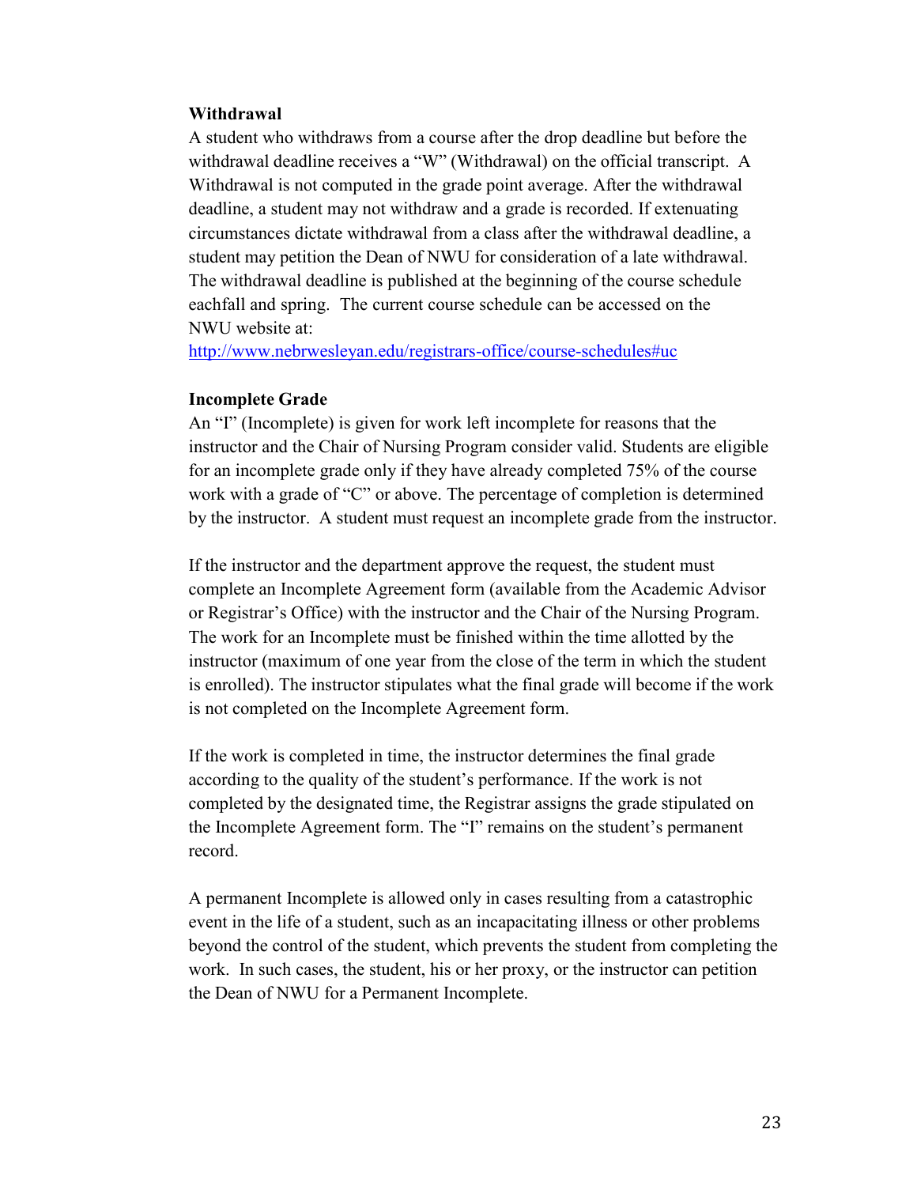**Withdrawal**

A student who withdraws from a course after the drop deadline but before the withdrawal deadline receives a "W" (Withdrawal) on the official transcript. A Withdrawal is not computed in the grade point average. After the withdrawal deadline, a student may not withdraw and a grade is recorded. If extenuating circumstances dictate withdrawal from a class after the withdrawal deadline, a student may petition the Dean of NWU for consideration of a late withdrawal. The withdrawal deadline is published at the beginning of the course schedule eachfall and spring. The current course schedule can be accessed on the NWU website at:
http://www.nebrwesleyan.edu/registrars-office/course-schedules#uc

**Incomplete Grade**

An "I" (Incomplete) is given for work left incomplete for reasons that the instructor and the Chair of Nursing Program consider valid. Students are eligible for an incomplete grade only if they have already completed 75% of the course work with a grade of "C" or above. The percentage of completion is determined by the instructor. A student must request an incomplete grade from the instructor.

If the instructor and the department approve the request, the student must complete an Incomplete Agreement form (available from the Academic Advisor or Registrar's Office) with the instructor and the Chair of the Nursing Program. The work for an Incomplete must be finished within the time allotted by the instructor (maximum of one year from the close of the term in which the student is enrolled). The instructor stipulates what the final grade will become if the work is not completed on the Incomplete Agreement form.

If the work is completed in time, the instructor determines the final grade according to the quality of the student's performance. If the work is not completed by the designated time, the Registrar assigns the grade stipulated on the Incomplete Agreement form. The "I" remains on the student's permanent record.

A permanent Incomplete is allowed only in cases resulting from a catastrophic event in the life of a student, such as an incapacitating illness or other problems beyond the control of the student, which prevents the student from completing the work. In such cases, the student, his or her proxy, or the instructor can petition the Dean of NWU for a Permanent Incomplete.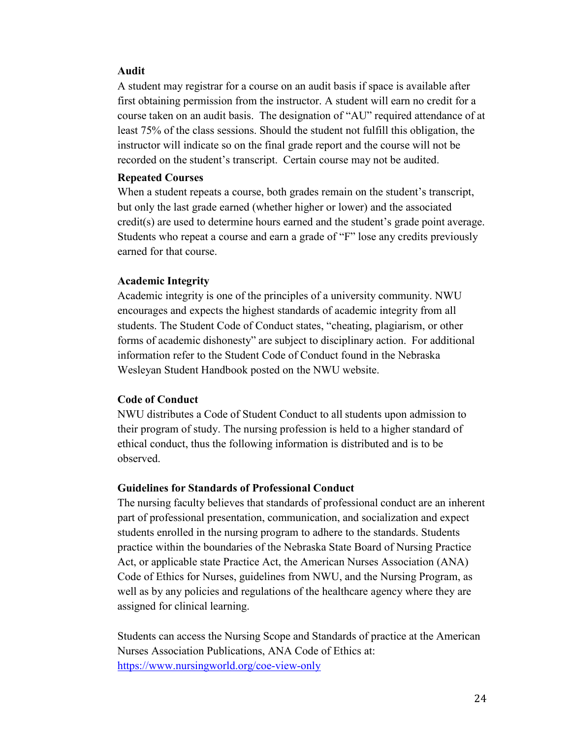**Audit**

A student may registrar for a course on an audit basis if space is available after first obtaining permission from the instructor. A student will earn no credit for a course taken on an audit basis. The designation of "AU" required attendance of at least 75% of the class sessions. Should the student not fulfill this obligation, the instructor will indicate so on the final grade report and the course will not be recorded on the student's transcript. Certain course may not be audited.

**Repeated Courses**

When a student repeats a course, both grades remain on the student's transcript, but only the last grade earned (whether higher or lower) and the associated credit(s) are used to determine hours earned and the student's grade point average. Students who repeat a course and earn a grade of "F" lose any credits previously earned for that course.

**Academic Integrity**

Academic integrity is one of the principles of a university community. NWU encourages and expects the highest standards of academic integrity from all students. The Student Code of Conduct states, "cheating, plagiarism, or other forms of academic dishonesty" are subject to disciplinary action. For additional information refer to the Student Code of Conduct found in the Nebraska Wesleyan Student Handbook posted on the NWU website.

**Code of Conduct**

NWU distributes a Code of Student Conduct to all students upon admission to their program of study. The nursing profession is held to a higher standard of ethical conduct, thus the following information is distributed and is to be observed.

**Guidelines for Standards of Professional Conduct**

The nursing faculty believes that standards of professional conduct are an inherent part of professional presentation, communication, and socialization and expect students enrolled in the nursing program to adhere to the standards. Students practice within the boundaries of the Nebraska State Board of Nursing Practice Act, or applicable state Practice Act, the American Nurses Association (ANA) Code of Ethics for Nurses, guidelines from NWU, and the Nursing Program, as well as by any policies and regulations of the healthcare agency where they are assigned for clinical learning.

Students can access the Nursing Scope and Standards of practice at the American Nurses Association Publications, ANA Code of Ethics at: [https://www.nursingworld.org/coe-view-only](https://www.nursingworld.org/coe-view-only)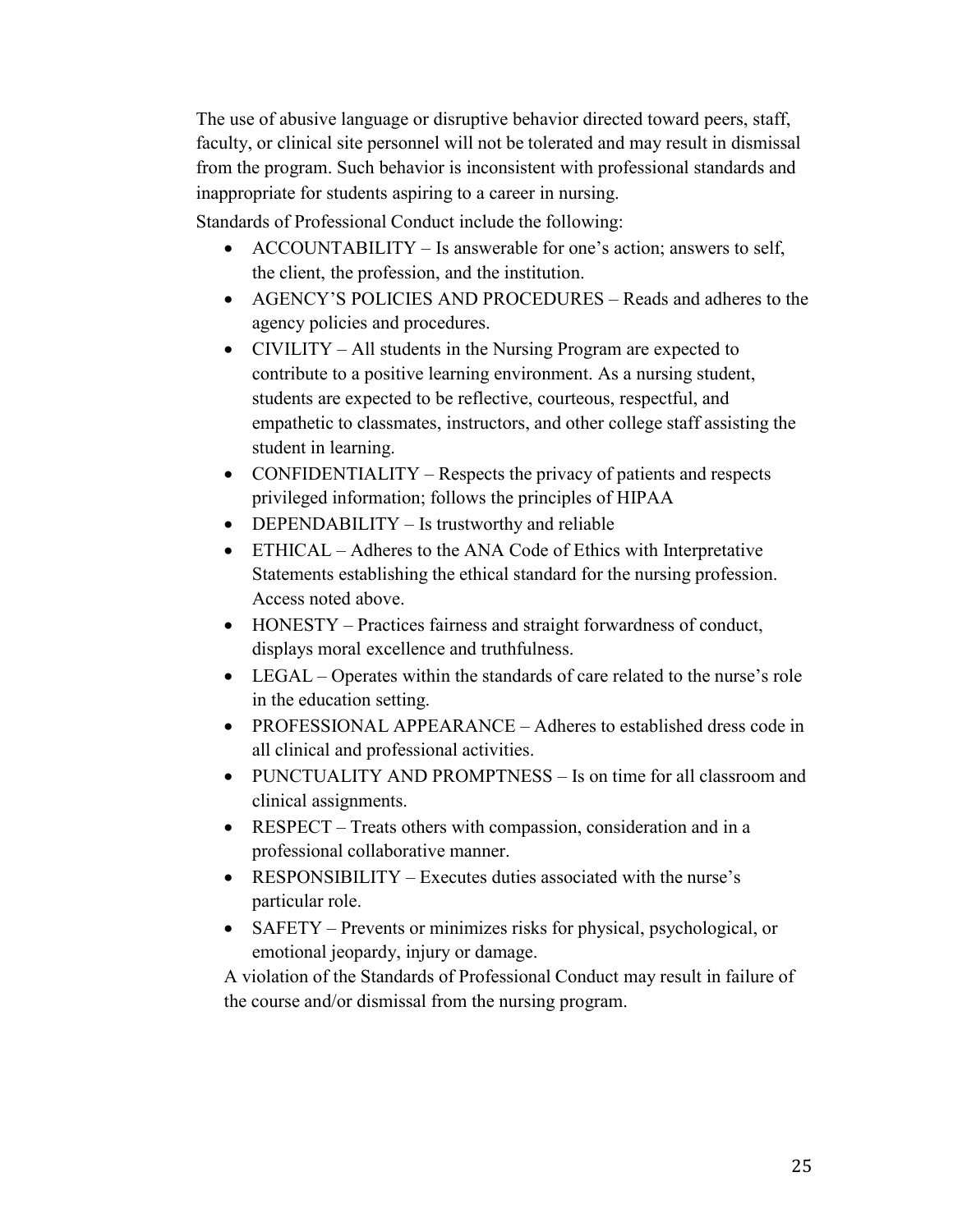The use of abusive language or disruptive behavior directed toward peers, staff, faculty, or clinical site personnel will not be tolerated and may result in dismissal from the program. Such behavior is inconsistent with professional standards and inappropriate for students aspiring to a career in nursing.

Standards of Professional Conduct include the following:

- ACCOUNTABILITY – Is answerable for one's action; answers to self, the client, the profession, and the institution.
- AGENCY'S POLICIES AND PROCEDURES – Reads and adheres to the agency policies and procedures.
- CIVILITY – All students in the Nursing Program are expected to contribute to a positive learning environment. As a nursing student, students are expected to be reflective, courteous, respectful, and empathetic to classmates, instructors, and other college staff assisting the student in learning.
- CONFIDENTIALITY – Respects the privacy of patients and respects privileged information; follows the principles of HIPAA
- DEPENDABILITY – Is trustworthy and reliable
- ETHICAL – Adheres to the ANA Code of Ethics with Interpretative Statements establishing the ethical standard for the nursing profession. Access noted above.
- HONESTY – Practices fairness and straight forwardness of conduct, displays moral excellence and truthfulness.
- LEGAL – Operates within the standards of care related to the nurse's role in the education setting.
- PROFESSIONAL APPEARANCE – Adheres to established dress code in all clinical and professional activities.
- PUNCTUALITY AND PROMPTNESS – Is on time for all classroom and clinical assignments.
- RESPECT – Treats others with compassion, consideration and in a professional collaborative manner.
- RESPONSIBILITY – Executes duties associated with the nurse's particular role.
- SAFETY – Prevents or minimizes risks for physical, psychological, or emotional jeopardy, injury or damage.

A violation of the Standards of Professional Conduct may result in failure of the course and/or dismissal from the nursing program.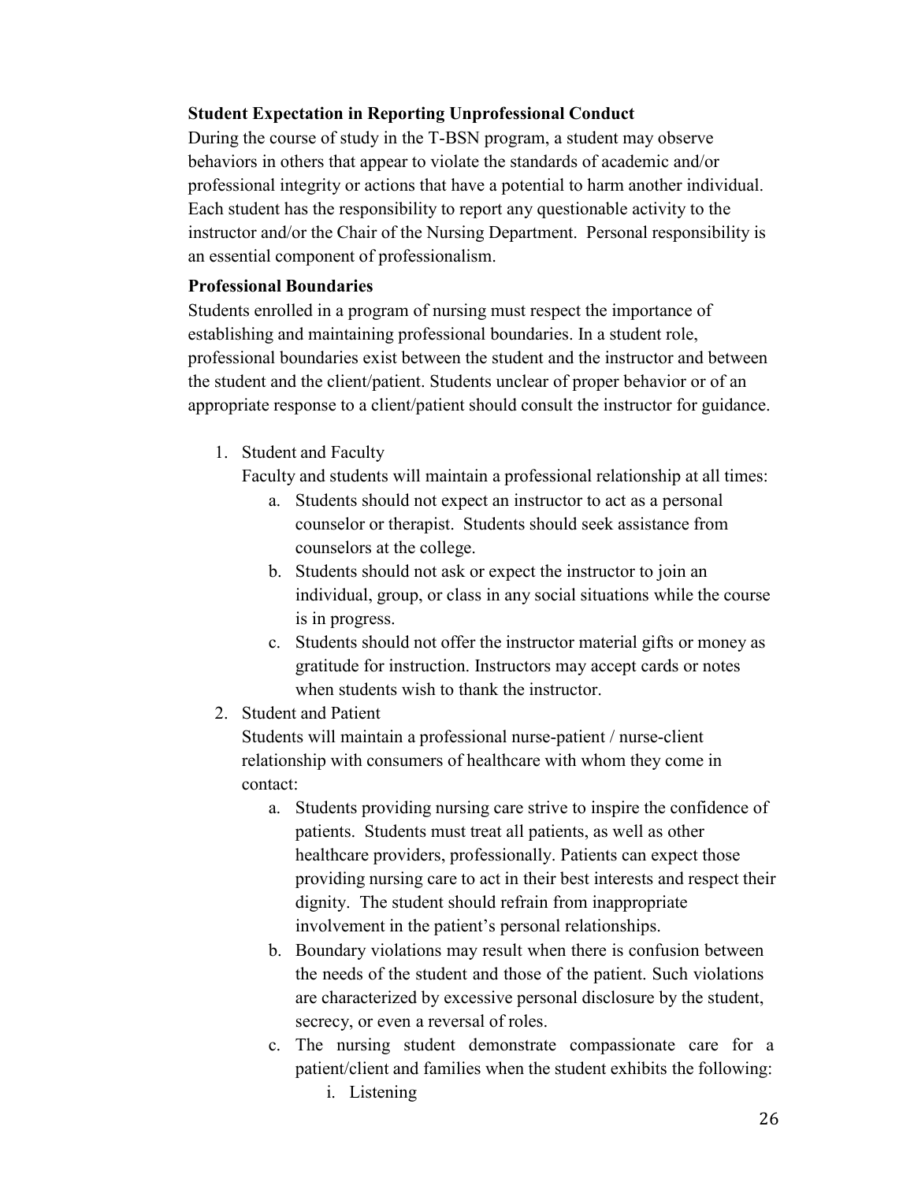**Student Expectation in Reporting Unprofessional Conduct**

During the course of study in the T-BSN program, a student may observe behaviors in others that appear to violate the standards of academic and/or professional integrity or actions that have a potential to harm another individual. Each student has the responsibility to report any questionable activity to the instructor and/or the Chair of the Nursing Department. Personal responsibility is an essential component of professionalism.

**Professional Boundaries**

Students enrolled in a program of nursing must respect the importance of establishing and maintaining professional boundaries. In a student role, professional boundaries exist between the student and the instructor and between the student and the client/patient. Students unclear of proper behavior or of an appropriate response to a client/patient should consult the instructor for guidance.

1. Student and Faculty

   Faculty and students will maintain a professional relationship at all times:

   a. Students should not expect an instructor to act as a personal counselor or therapist. Students should seek assistance from counselors at the college.

   b. Students should not ask or expect the instructor to join an individual, group, or class in any social situations while the course is in progress.

   c. Students should not offer the instructor material gifts or money as gratitude for instruction. Instructors may accept cards or notes when students wish to thank the instructor.

2. Student and Patient

   Students will maintain a professional nurse-patient / nurse-client relationship with consumers of healthcare with whom they come in contact:

   a. Students providing nursing care strive to inspire the confidence of patients. Students must treat all patients, as well as other healthcare providers, professionally. Patients can expect those providing nursing care to act in their best interests and respect their dignity. The student should refrain from inappropriate involvement in the patient's personal relationships.

   b. Boundary violations may result when there is confusion between the needs of the student and those of the patient. Such violations are characterized by excessive personal disclosure by the student, secrecy, or even a reversal of roles.

   c. The nursing student demonstrate compassionate care for a patient/client and families when the student exhibits the following:

      i. Listening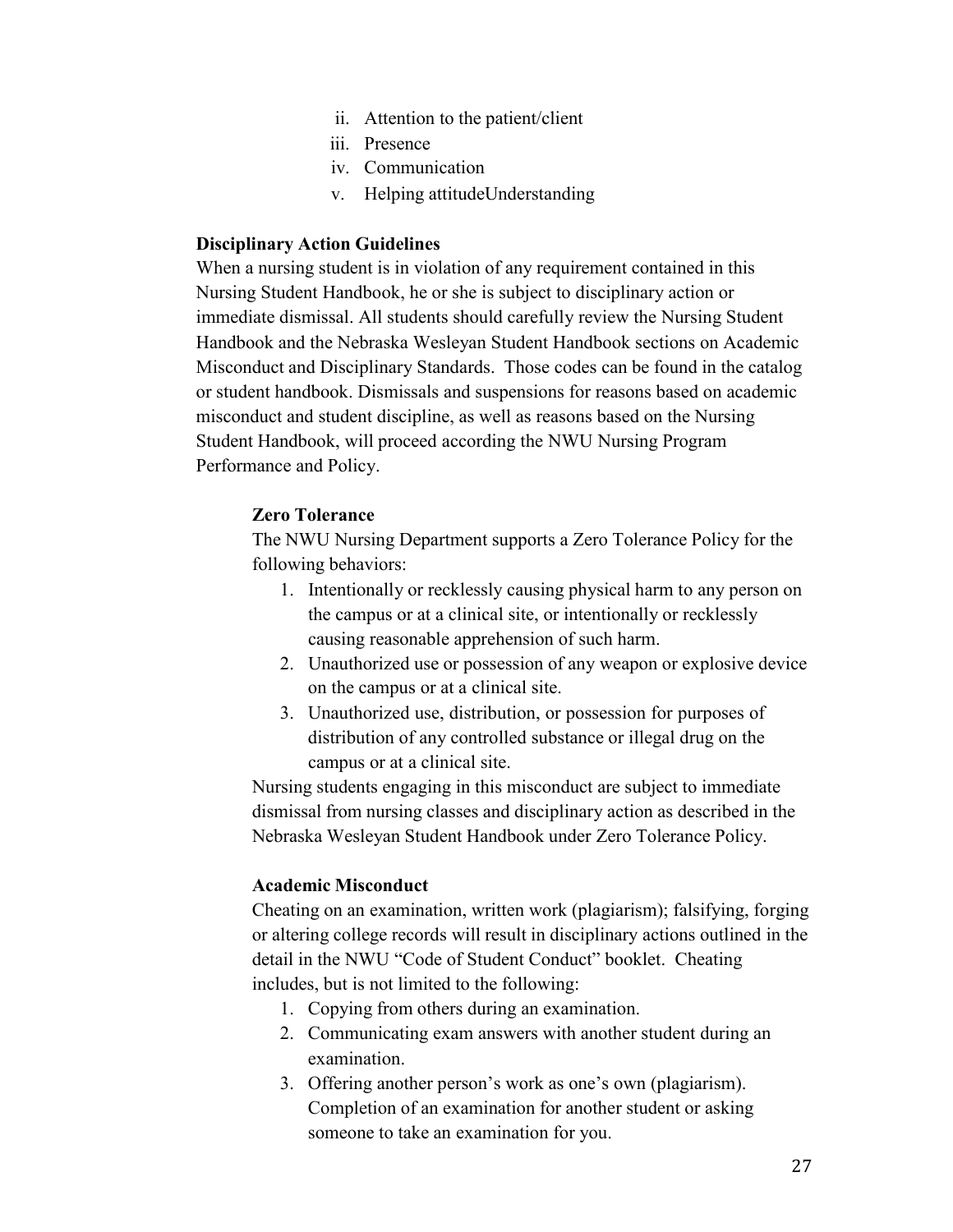ii. Attention to the patient/client
iii. Presence
iv. Communication
v. Helping attitudeUnderstanding

**Disciplinary Action Guidelines**

When a nursing student is in violation of any requirement contained in this Nursing Student Handbook, he or she is subject to disciplinary action or immediate dismissal. All students should carefully review the Nursing Student Handbook and the Nebraska Wesleyan Student Handbook sections on Academic Misconduct and Disciplinary Standards. Those codes can be found in the catalog or student handbook. Dismissals and suspensions for reasons based on academic misconduct and student discipline, as well as reasons based on the Nursing Student Handbook, will proceed according the NWU Nursing Program Performance and Policy.

**Zero Tolerance**

The NWU Nursing Department supports a Zero Tolerance Policy for the following behaviors:

1. Intentionally or recklessly causing physical harm to any person on the campus or at a clinical site, or intentionally or recklessly causing reasonable apprehension of such harm.
2. Unauthorized use or possession of any weapon or explosive device on the campus or at a clinical site.
3. Unauthorized use, distribution, or possession for purposes of distribution of any controlled substance or illegal drug on the campus or at a clinical site.

Nursing students engaging in this misconduct are subject to immediate dismissal from nursing classes and disciplinary action as described in the Nebraska Wesleyan Student Handbook under Zero Tolerance Policy.

**Academic Misconduct**

Cheating on an examination, written work (plagiarism); falsifying, forging or altering college records will result in disciplinary actions outlined in the detail in the NWU "Code of Student Conduct" booklet. Cheating includes, but is not limited to the following:

1. Copying from others during an examination.
2. Communicating exam answers with another student during an examination.
3. Offering another person's work as one's own (plagiarism). Completion of an examination for another student or asking someone to take an examination for you.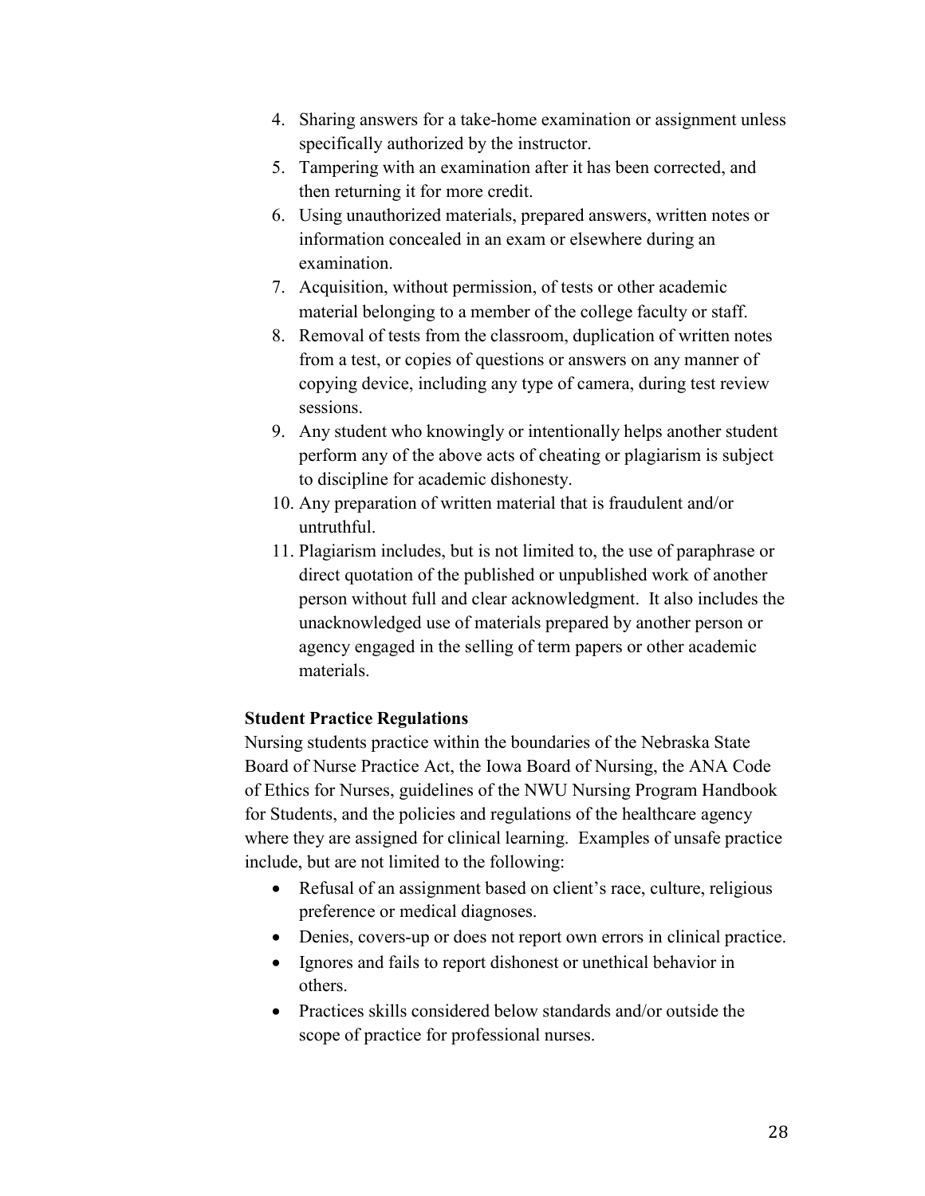4. Sharing answers for a take-home examination or assignment unless specifically authorized by the instructor.
5. Tampering with an examination after it has been corrected, and then returning it for more credit.
6. Using unauthorized materials, prepared answers, written notes or information concealed in an exam or elsewhere during an examination.
7. Acquisition, without permission, of tests or other academic material belonging to a member of the college faculty or staff.
8. Removal of tests from the classroom, duplication of written notes from a test, or copies of questions or answers on any manner of copying device, including any type of camera, during test review sessions.
9. Any student who knowingly or intentionally helps another student perform any of the above acts of cheating or plagiarism is subject to discipline for academic dishonesty.
10. Any preparation of written material that is fraudulent and/or untruthful.
11. Plagiarism includes, but is not limited to, the use of paraphrase or direct quotation of the published or unpublished work of another person without full and clear acknowledgment. It also includes the unacknowledged use of materials prepared by another person or agency engaged in the selling of term papers or other academic materials.

**Student Practice Regulations**

Nursing students practice within the boundaries of the Nebraska State Board of Nurse Practice Act, the Iowa Board of Nursing, the ANA Code of Ethics for Nurses, guidelines of the NWU Nursing Program Handbook for Students, and the policies and regulations of the healthcare agency where they are assigned for clinical learning. Examples of unsafe practice include, but are not limited to the following:

- Refusal of an assignment based on client's race, culture, religious preference or medical diagnoses.
- Denies, covers-up or does not report own errors in clinical practice.
- Ignores and fails to report dishonest or unethical behavior in others.
- Practices skills considered below standards and/or outside the scope of practice for professional nurses.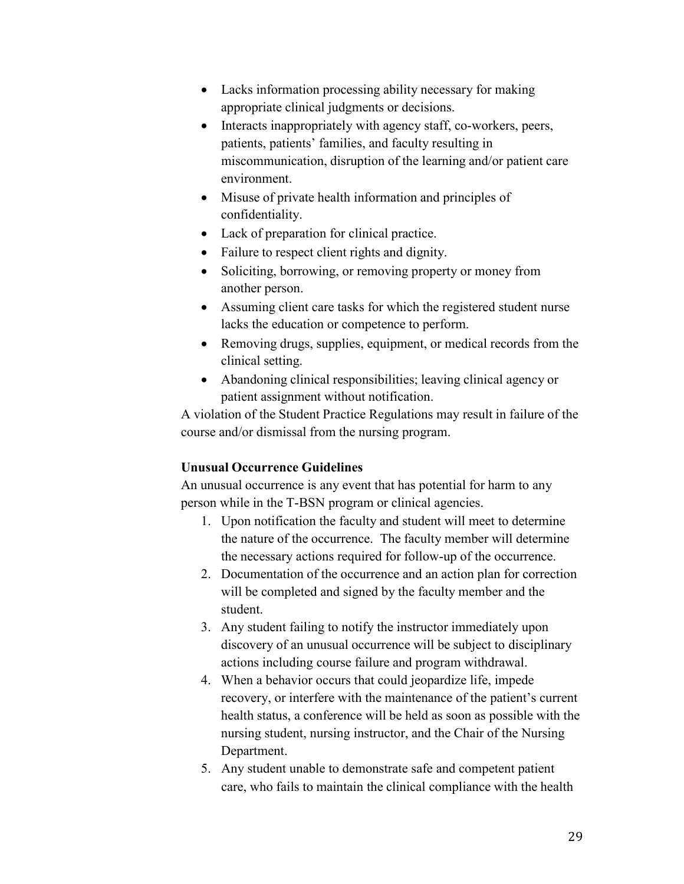- Lacks information processing ability necessary for making appropriate clinical judgments or decisions.
- Interacts inappropriately with agency staff, co-workers, peers, patients, patients' families, and faculty resulting in miscommunication, disruption of the learning and/or patient care environment.
- Misuse of private health information and principles of confidentiality.
- Lack of preparation for clinical practice.
- Failure to respect client rights and dignity.
- Soliciting, borrowing, or removing property or money from another person.
- Assuming client care tasks for which the registered student nurse lacks the education or competence to perform.
- Removing drugs, supplies, equipment, or medical records from the clinical setting.
- Abandoning clinical responsibilities; leaving clinical agency or patient assignment without notification.

A violation of the Student Practice Regulations may result in failure of the course and/or dismissal from the nursing program.

**Unusual Occurrence Guidelines**

An unusual occurrence is any event that has potential for harm to any person while in the T-BSN program or clinical agencies.

1. Upon notification the faculty and student will meet to determine the nature of the occurrence. The faculty member will determine the necessary actions required for follow-up of the occurrence.
2. Documentation of the occurrence and an action plan for correction will be completed and signed by the faculty member and the student.
3. Any student failing to notify the instructor immediately upon discovery of an unusual occurrence will be subject to disciplinary actions including course failure and program withdrawal.
4. When a behavior occurs that could jeopardize life, impede recovery, or interfere with the maintenance of the patient's current health status, a conference will be held as soon as possible with the nursing student, nursing instructor, and the Chair of the Nursing Department.
5. Any student unable to demonstrate safe and competent patient care, who fails to maintain the clinical compliance with the health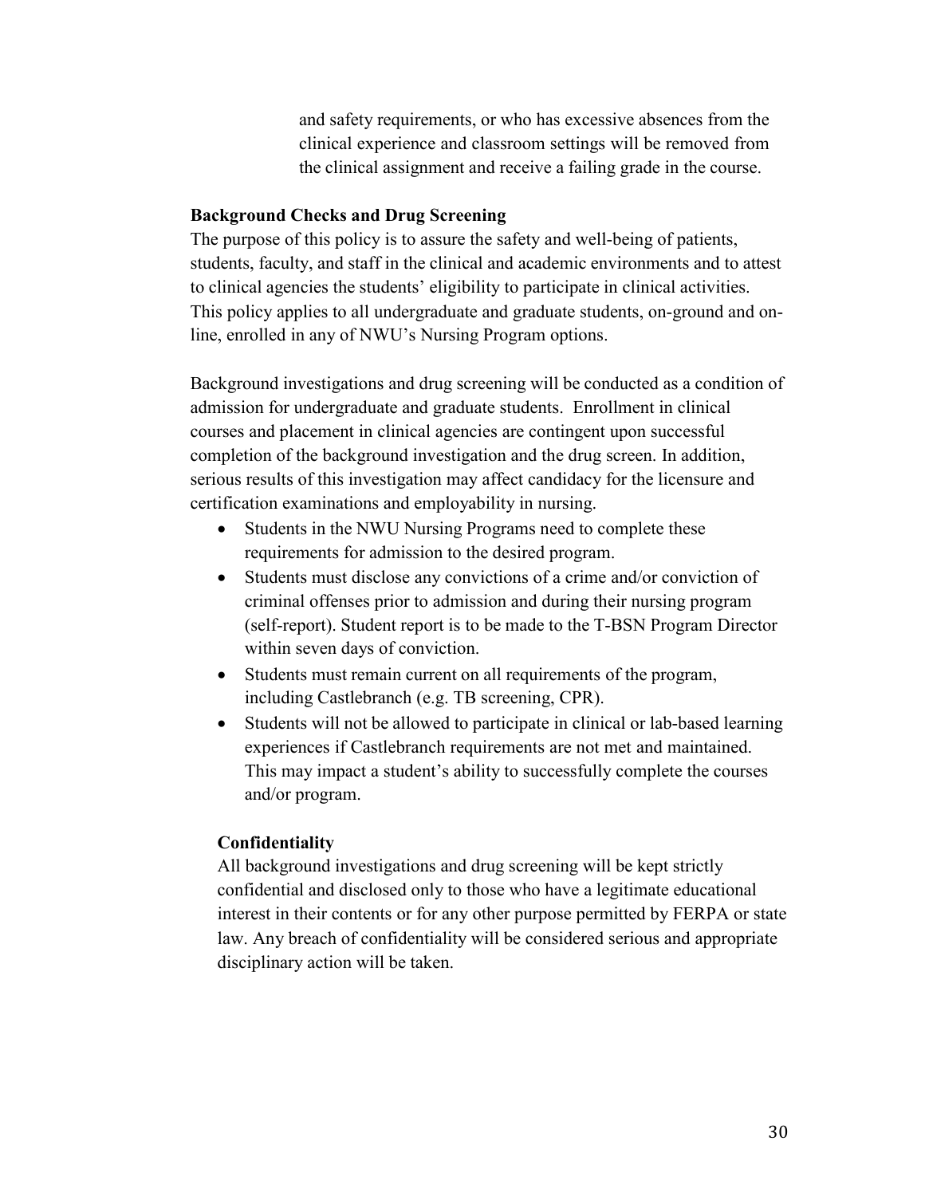and safety requirements, or who has excessive absences from the clinical experience and classroom settings will be removed from the clinical assignment and receive a failing grade in the course.

### Background Checks and Drug Screening

The purpose of this policy is to assure the safety and well-being of patients, students, faculty, and staff in the clinical and academic environments and to attest to clinical agencies the students' eligibility to participate in clinical activities. This policy applies to all undergraduate and graduate students, on-ground and on-line, enrolled in any of NWU's Nursing Program options.

Background investigations and drug screening will be conducted as a condition of admission for undergraduate and graduate students. Enrollment in clinical courses and placement in clinical agencies are contingent upon successful completion of the background investigation and the drug screen. In addition, serious results of this investigation may affect candidacy for the licensure and certification examinations and employability in nursing.

- Students in the NWU Nursing Programs need to complete these requirements for admission to the desired program.
- Students must disclose any convictions of a crime and/or conviction of criminal offenses prior to admission and during their nursing program (self-report). Student report is to be made to the T-BSN Program Director within seven days of conviction.
- Students must remain current on all requirements of the program, including Castlebranch (e.g. TB screening, CPR).
- Students will not be allowed to participate in clinical or lab-based learning experiences if Castlebranch requirements are not met and maintained. This may impact a student's ability to successfully complete the courses and/or program.

#### Confidentiality

All background investigations and drug screening will be kept strictly confidential and disclosed only to those who have a legitimate educational interest in their contents or for any other purpose permitted by FERPA or state law. Any breach of confidentiality will be considered serious and appropriate disciplinary action will be taken.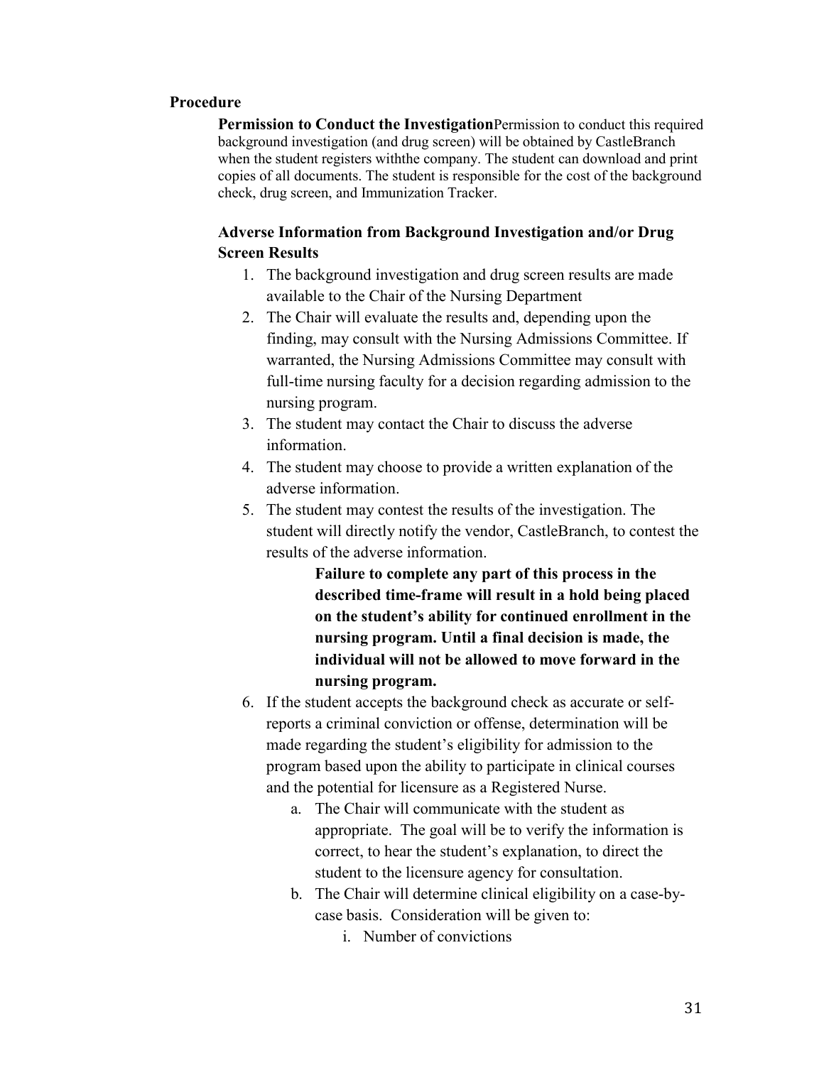## Procedure

**Permission to Conduct the Investigation**Permission to conduct this required background investigation (and drug screen) will be obtained by CastleBranch when the student registers withthe company. The student can download and print copies of all documents. The student is responsible for the cost of the background check, drug screen, and Immunization Tracker.

### Adverse Information from Background Investigation and/or Drug Screen Results

1. The background investigation and drug screen results are made available to the Chair of the Nursing Department
2. The Chair will evaluate the results and, depending upon the finding, may consult with the Nursing Admissions Committee. If warranted, the Nursing Admissions Committee may consult with full-time nursing faculty for a decision regarding admission to the nursing program.
3. The student may contact the Chair to discuss the adverse information.
4. The student may choose to provide a written explanation of the adverse information.
5. The student may contest the results of the investigation. The student will directly notify the vendor, CastleBranch, to contest the results of the adverse information.

   **Failure to complete any part of this process in the described time-frame will result in a hold being placed on the student's ability for continued enrollment in the nursing program. Until a final decision is made, the individual will not be allowed to move forward in the nursing program.**

6. If the student accepts the background check as accurate or self-reports a criminal conviction or offense, determination will be made regarding the student's eligibility for admission to the program based upon the ability to participate in clinical courses and the potential for licensure as a Registered Nurse.
   a. The Chair will communicate with the student as appropriate. The goal will be to verify the information is correct, to hear the student's explanation, to direct the student to the licensure agency for consultation.
   b. The Chair will determine clinical eligibility on a case-by-case basis. Consideration will be given to:
      i. Number of convictions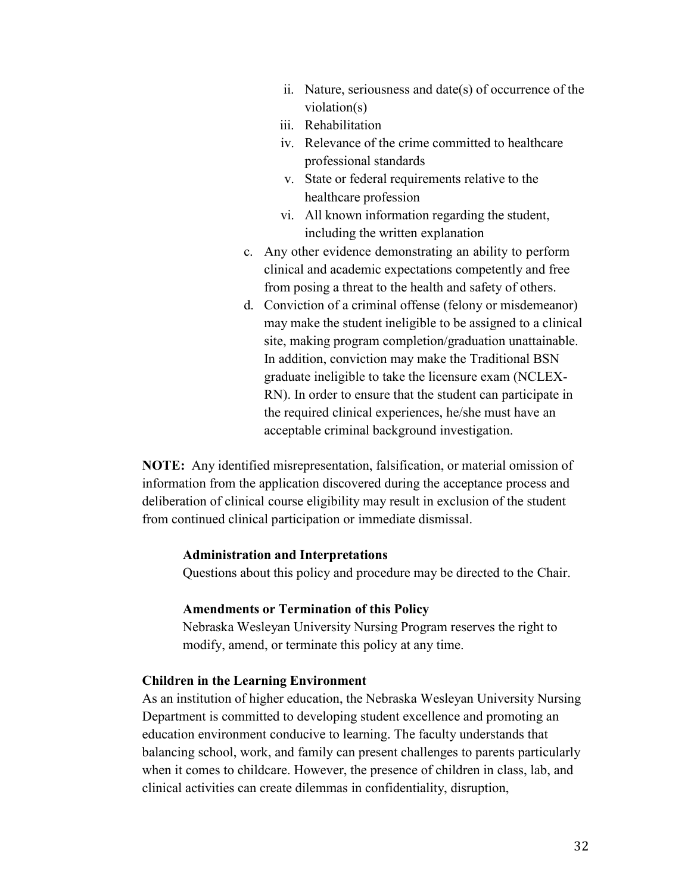ii. Nature, seriousness and date(s) of occurrence of the violation(s)
   iii. Rehabilitation
   iv. Relevance of the crime committed to healthcare professional standards
   v. State or federal requirements relative to the healthcare profession
   vi. All known information regarding the student, including the written explanation

c. Any other evidence demonstrating an ability to perform clinical and academic expectations competently and free from posing a threat to the health and safety of others.
d. Conviction of a criminal offense (felony or misdemeanor) may make the student ineligible to be assigned to a clinical site, making program completion/graduation unattainable. In addition, conviction may make the Traditional BSN graduate ineligible to take the licensure exam (NCLEX-RN). In order to ensure that the student can participate in the required clinical experiences, he/she must have an acceptable criminal background investigation.

**NOTE:** Any identified misrepresentation, falsification, or material omission of information from the application discovered during the acceptance process and deliberation of clinical course eligibility may result in exclusion of the student from continued clinical participation or immediate dismissal.

**Administration and Interpretations**

Questions about this policy and procedure may be directed to the Chair.

**Amendments or Termination of this Policy**

Nebraska Wesleyan University Nursing Program reserves the right to modify, amend, or terminate this policy at any time.

**Children in the Learning Environment**

As an institution of higher education, the Nebraska Wesleyan University Nursing Department is committed to developing student excellence and promoting an education environment conducive to learning. The faculty understands that balancing school, work, and family can present challenges to parents particularly when it comes to childcare. However, the presence of children in class, lab, and clinical activities can create dilemmas in confidentiality, disruption,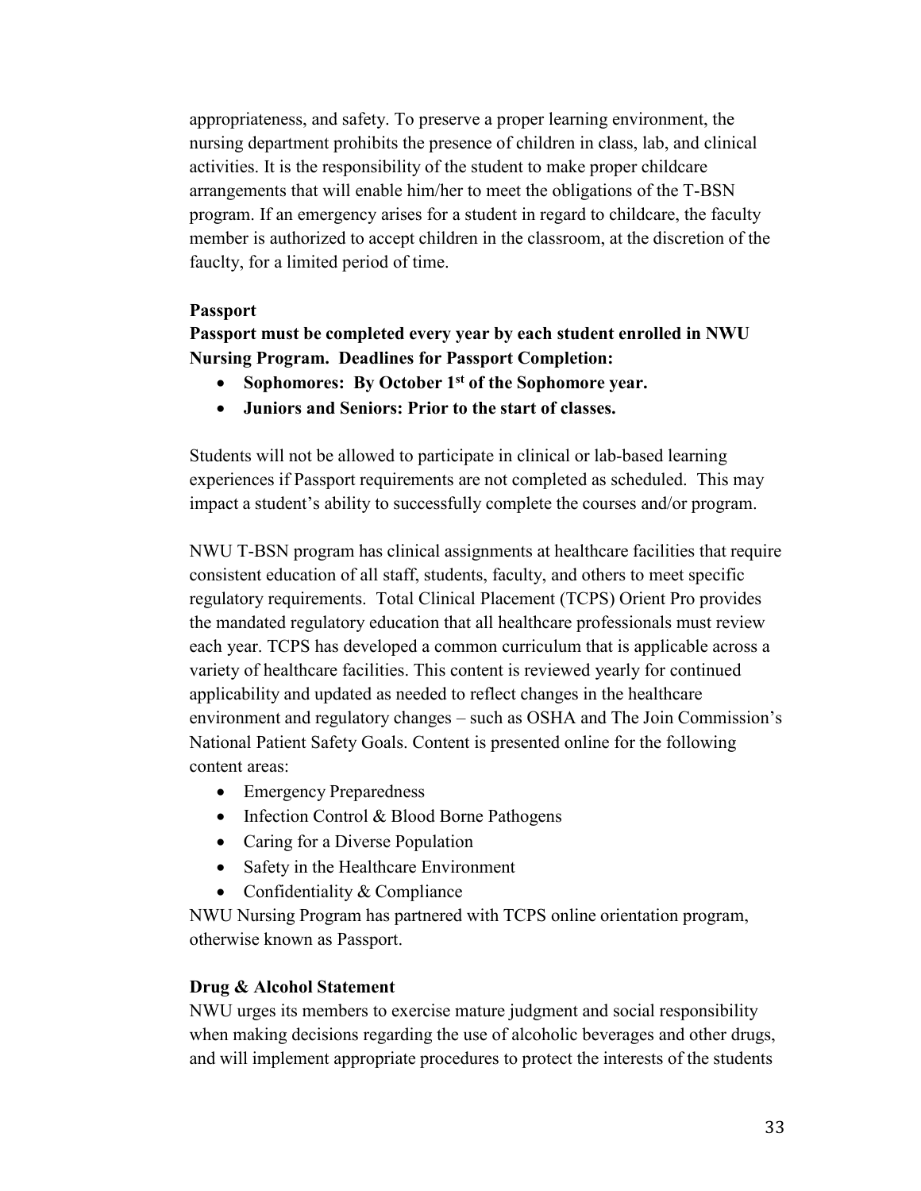appropriateness, and safety. To preserve a proper learning environment, the nursing department prohibits the presence of children in class, lab, and clinical activities. It is the responsibility of the student to make proper childcare arrangements that will enable him/her to meet the obligations of the T-BSN program. If an emergency arises for a student in regard to childcare, the faculty member is authorized to accept children in the classroom, at the discretion of the fauclty, for a limited period of time.

### Passport

**Passport must be completed every year by each student enrolled in NWU Nursing Program. Deadlines for Passport Completion:**

- **Sophomores: By October 1st of the Sophomore year.**
- **Juniors and Seniors: Prior to the start of classes.**

Students will not be allowed to participate in clinical or lab-based learning experiences if Passport requirements are not completed as scheduled. This may impact a student's ability to successfully complete the courses and/or program.

NWU T-BSN program has clinical assignments at healthcare facilities that require consistent education of all staff, students, faculty, and others to meet specific regulatory requirements. Total Clinical Placement (TCPS) Orient Pro provides the mandated regulatory education that all healthcare professionals must review each year. TCPS has developed a common curriculum that is applicable across a variety of healthcare facilities. This content is reviewed yearly for continued applicability and updated as needed to reflect changes in the healthcare environment and regulatory changes – such as OSHA and The Join Commission's National Patient Safety Goals. Content is presented online for the following content areas:

- Emergency Preparedness
- Infection Control & Blood Borne Pathogens
- Caring for a Diverse Population
- Safety in the Healthcare Environment
- Confidentiality & Compliance

NWU Nursing Program has partnered with TCPS online orientation program, otherwise known as Passport.

### Drug & Alcohol Statement

NWU urges its members to exercise mature judgment and social responsibility when making decisions regarding the use of alcoholic beverages and other drugs, and will implement appropriate procedures to protect the interests of the students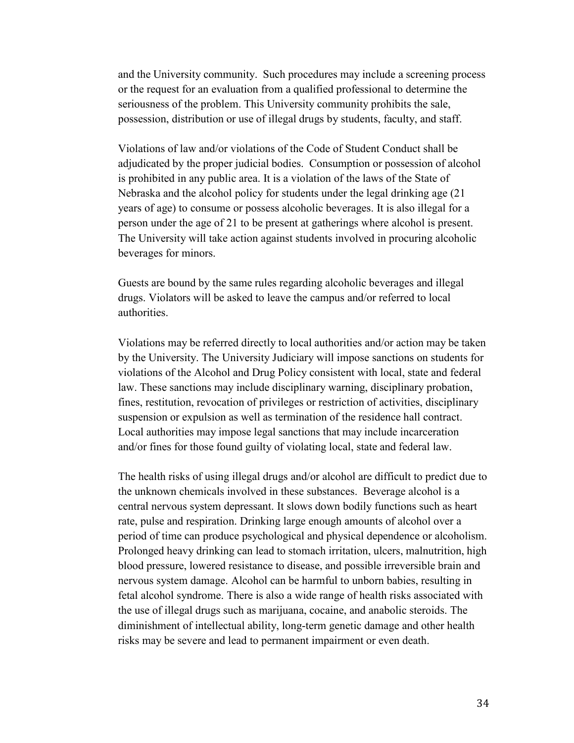and the University community. Such procedures may include a screening process or the request for an evaluation from a qualified professional to determine the seriousness of the problem. This University community prohibits the sale, possession, distribution or use of illegal drugs by students, faculty, and staff.

Violations of law and/or violations of the Code of Student Conduct shall be adjudicated by the proper judicial bodies. Consumption or possession of alcohol is prohibited in any public area. It is a violation of the laws of the State of Nebraska and the alcohol policy for students under the legal drinking age (21 years of age) to consume or possess alcoholic beverages. It is also illegal for a person under the age of 21 to be present at gatherings where alcohol is present. The University will take action against students involved in procuring alcoholic beverages for minors.

Guests are bound by the same rules regarding alcoholic beverages and illegal drugs. Violators will be asked to leave the campus and/or referred to local authorities.

Violations may be referred directly to local authorities and/or action may be taken by the University. The University Judiciary will impose sanctions on students for violations of the Alcohol and Drug Policy consistent with local, state and federal law. These sanctions may include disciplinary warning, disciplinary probation, fines, restitution, revocation of privileges or restriction of activities, disciplinary suspension or expulsion as well as termination of the residence hall contract. Local authorities may impose legal sanctions that may include incarceration and/or fines for those found guilty of violating local, state and federal law.

The health risks of using illegal drugs and/or alcohol are difficult to predict due to the unknown chemicals involved in these substances. Beverage alcohol is a central nervous system depressant. It slows down bodily functions such as heart rate, pulse and respiration. Drinking large enough amounts of alcohol over a period of time can produce psychological and physical dependence or alcoholism. Prolonged heavy drinking can lead to stomach irritation, ulcers, malnutrition, high blood pressure, lowered resistance to disease, and possible irreversible brain and nervous system damage. Alcohol can be harmful to unborn babies, resulting in fetal alcohol syndrome. There is also a wide range of health risks associated with the use of illegal drugs such as marijuana, cocaine, and anabolic steroids. The diminishment of intellectual ability, long-term genetic damage and other health risks may be severe and lead to permanent impairment or even death.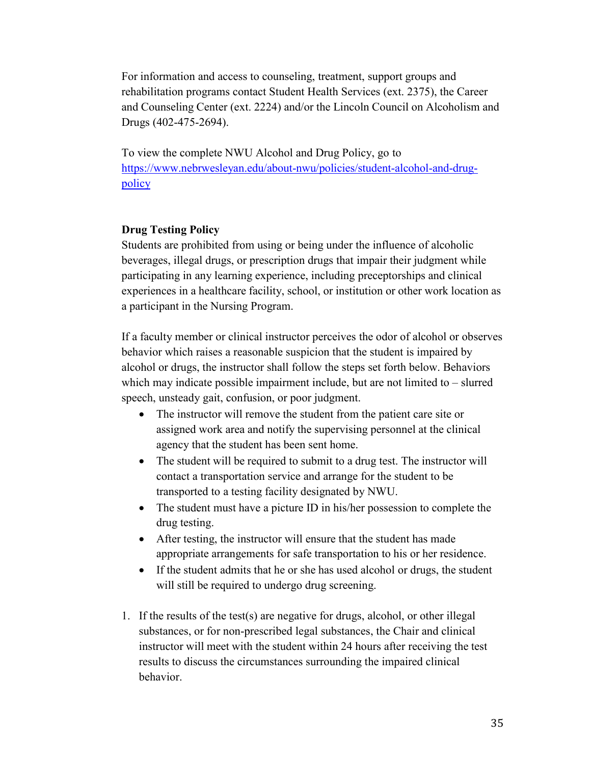For information and access to counseling, treatment, support groups and rehabilitation programs contact Student Health Services (ext. 2375), the Career and Counseling Center (ext. 2224) and/or the Lincoln Council on Alcoholism and Drugs (402-475-2694).

To view the complete NWU Alcohol and Drug Policy, go to [https://www.nebrwesleyan.edu/about-nwu/policies/student-alcohol-and-drug-policy](https://www.nebrwesleyan.edu/about-nwu/policies/student-alcohol-and-drug-policy)

**Drug Testing Policy**

Students are prohibited from using or being under the influence of alcoholic beverages, illegal drugs, or prescription drugs that impair their judgment while participating in any learning experience, including preceptorships and clinical experiences in a healthcare facility, school, or institution or other work location as a participant in the Nursing Program.

If a faculty member or clinical instructor perceives the odor of alcohol or observes behavior which raises a reasonable suspicion that the student is impaired by alcohol or drugs, the instructor shall follow the steps set forth below. Behaviors which may indicate possible impairment include, but are not limited to – slurred speech, unsteady gait, confusion, or poor judgment.

- The instructor will remove the student from the patient care site or assigned work area and notify the supervising personnel at the clinical agency that the student has been sent home.
- The student will be required to submit to a drug test. The instructor will contact a transportation service and arrange for the student to be transported to a testing facility designated by NWU.
- The student must have a picture ID in his/her possession to complete the drug testing.
- After testing, the instructor will ensure that the student has made appropriate arrangements for safe transportation to his or her residence.
- If the student admits that he or she has used alcohol or drugs, the student will still be required to undergo drug screening.

1. If the results of the test(s) are negative for drugs, alcohol, or other illegal substances, or for non-prescribed legal substances, the Chair and clinical instructor will meet with the student within 24 hours after receiving the test results to discuss the circumstances surrounding the impaired clinical behavior.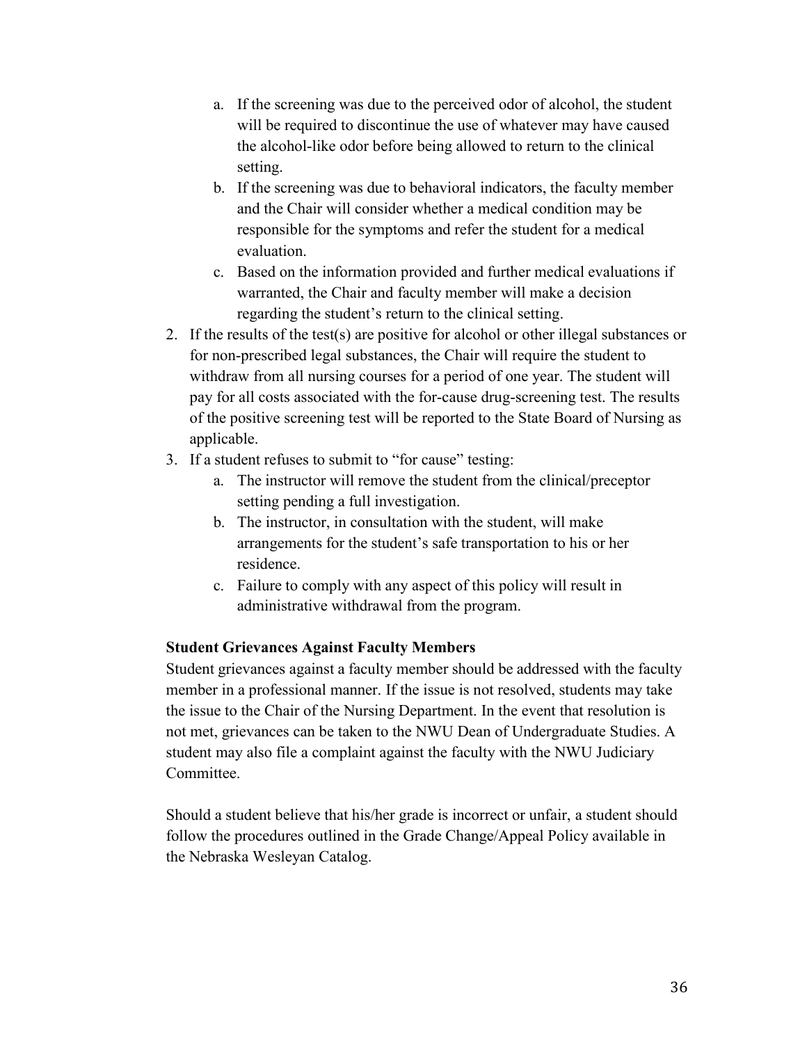a. If the screening was due to the perceived odor of alcohol, the student will be required to discontinue the use of whatever may have caused the alcohol-like odor before being allowed to return to the clinical setting.
   b. If the screening was due to behavioral indicators, the faculty member and the Chair will consider whether a medical condition may be responsible for the symptoms and refer the student for a medical evaluation.
   c. Based on the information provided and further medical evaluations if warranted, the Chair and faculty member will make a decision regarding the student's return to the clinical setting.
2. If the results of the test(s) are positive for alcohol or other illegal substances or for non-prescribed legal substances, the Chair will require the student to withdraw from all nursing courses for a period of one year. The student will pay for all costs associated with the for-cause drug-screening test. The results of the positive screening test will be reported to the State Board of Nursing as applicable.
3. If a student refuses to submit to "for cause" testing:
   a. The instructor will remove the student from the clinical/preceptor setting pending a full investigation.
   b. The instructor, in consultation with the student, will make arrangements for the student's safe transportation to his or her residence.
   c. Failure to comply with any aspect of this policy will result in administrative withdrawal from the program.

**Student Grievances Against Faculty Members**

Student grievances against a faculty member should be addressed with the faculty member in a professional manner. If the issue is not resolved, students may take the issue to the Chair of the Nursing Department. In the event that resolution is not met, grievances can be taken to the NWU Dean of Undergraduate Studies. A student may also file a complaint against the faculty with the NWU Judiciary Committee.

Should a student believe that his/her grade is incorrect or unfair, a student should follow the procedures outlined in the Grade Change/Appeal Policy available in the Nebraska Wesleyan Catalog.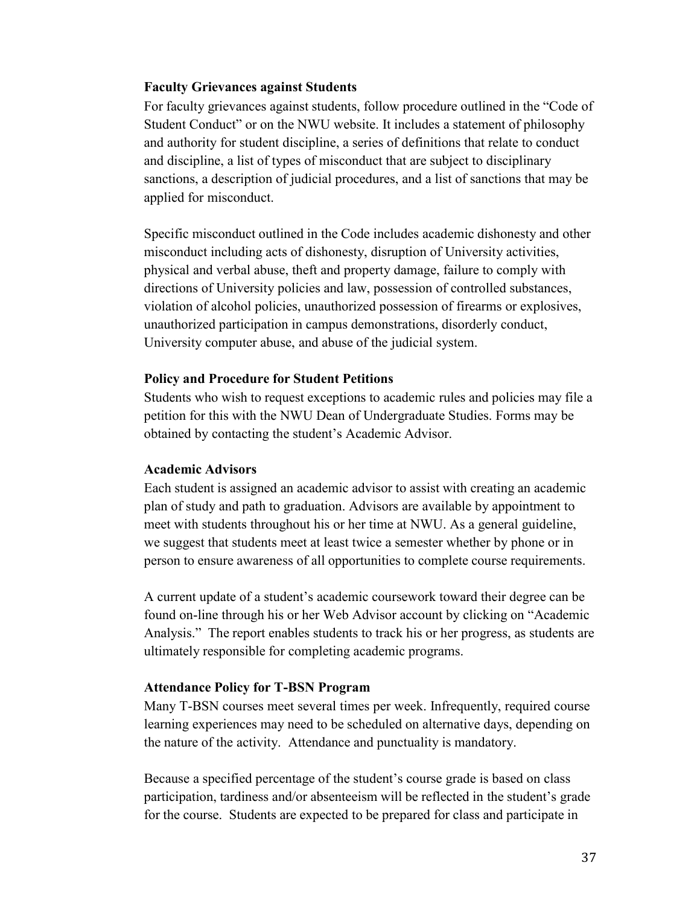**Faculty Grievances against Students**

For faculty grievances against students, follow procedure outlined in the "Code of Student Conduct" or on the NWU website. It includes a statement of philosophy and authority for student discipline, a series of definitions that relate to conduct and discipline, a list of types of misconduct that are subject to disciplinary sanctions, a description of judicial procedures, and a list of sanctions that may be applied for misconduct.

Specific misconduct outlined in the Code includes academic dishonesty and other misconduct including acts of dishonesty, disruption of University activities, physical and verbal abuse, theft and property damage, failure to comply with directions of University policies and law, possession of controlled substances, violation of alcohol policies, unauthorized possession of firearms or explosives, unauthorized participation in campus demonstrations, disorderly conduct, University computer abuse, and abuse of the judicial system.

**Policy and Procedure for Student Petitions**

Students who wish to request exceptions to academic rules and policies may file a petition for this with the NWU Dean of Undergraduate Studies. Forms may be obtained by contacting the student's Academic Advisor.

**Academic Advisors**

Each student is assigned an academic advisor to assist with creating an academic plan of study and path to graduation. Advisors are available by appointment to meet with students throughout his or her time at NWU. As a general guideline, we suggest that students meet at least twice a semester whether by phone or in person to ensure awareness of all opportunities to complete course requirements.

A current update of a student's academic coursework toward their degree can be found on-line through his or her Web Advisor account by clicking on "Academic Analysis." The report enables students to track his or her progress, as students are ultimately responsible for completing academic programs.

**Attendance Policy for T-BSN Program**

Many T-BSN courses meet several times per week. Infrequently, required course learning experiences may need to be scheduled on alternative days, depending on the nature of the activity. Attendance and punctuality is mandatory.

Because a specified percentage of the student's course grade is based on class participation, tardiness and/or absenteeism will be reflected in the student's grade for the course. Students are expected to be prepared for class and participate in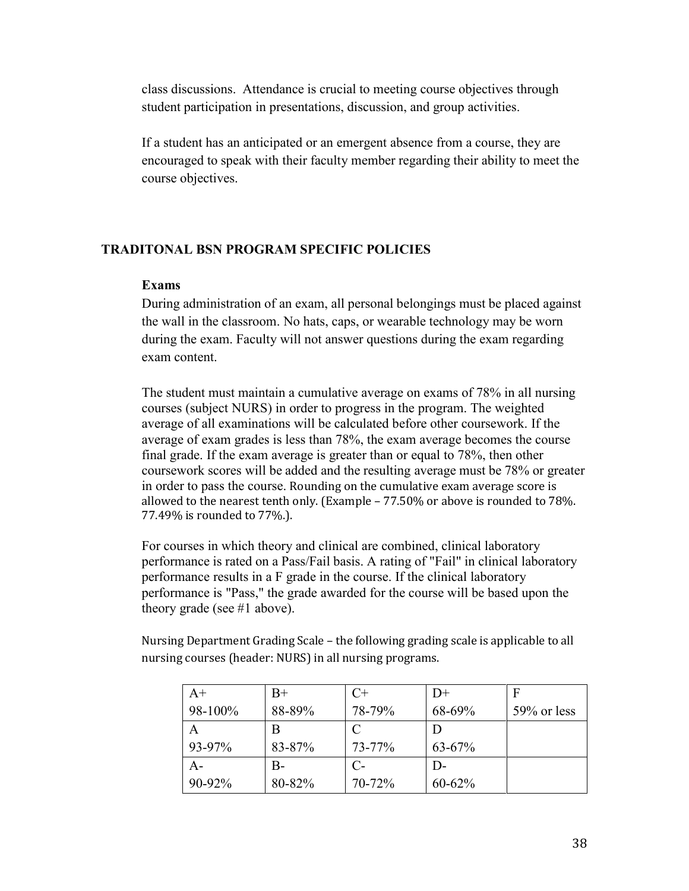class discussions. Attendance is crucial to meeting course objectives through student participation in presentations, discussion, and group activities.

If a student has an anticipated or an emergent absence from a course, they are encouraged to speak with their faculty member regarding their ability to meet the course objectives.

## TRADITONAL BSN PROGRAM SPECIFIC POLICIES

### Exams

During administration of an exam, all personal belongings must be placed against the wall in the classroom. No hats, caps, or wearable technology may be worn during the exam. Faculty will not answer questions during the exam regarding exam content.

The student must maintain a cumulative average on exams of 78% in all nursing courses (subject NURS) in order to progress in the program. The weighted average of all examinations will be calculated before other coursework. If the average of exam grades is less than 78%, the exam average becomes the course final grade. If the exam average is greater than or equal to 78%, then other coursework scores will be added and the resulting average must be 78% or greater in order to pass the course. Rounding on the cumulative exam average score is allowed to the nearest tenth only. (Example – 77.50% or above is rounded to 78%. 77.49% is rounded to 77%.).

For courses in which theory and clinical are combined, clinical laboratory performance is rated on a Pass/Fail basis. A rating of "Fail" in clinical laboratory performance results in a F grade in the course. If the clinical laboratory performance is "Pass," the grade awarded for the course will be based upon the theory grade (see #1 above).

Nursing Department Grading Scale – the following grading scale is applicable to all nursing courses (header: NURS) in all nursing programs.

| | | | | |
|---|---|---|---|---|
| A+ 98-100% | B+ 88-89% | C+ 78-79% | D+ 68-69% | F 59% or less |
| A 93-97% | B 83-87% | C 73-77% | D 63-67% | |
| A- 90-92% | B- 80-82% | C- 70-72% | D- 60-62% | |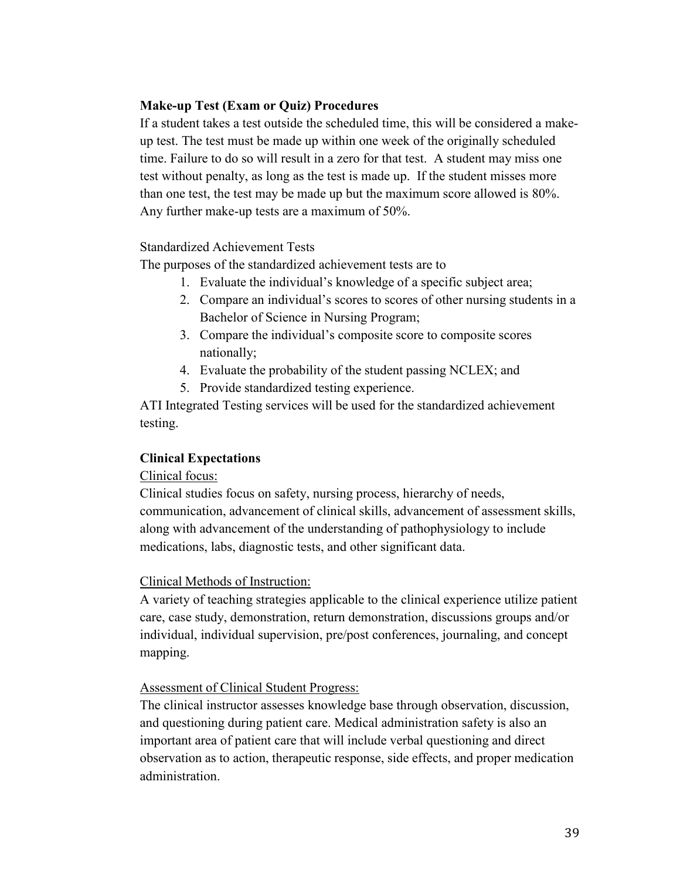**Make-up Test (Exam or Quiz) Procedures**

If a student takes a test outside the scheduled time, this will be considered a make-up test. The test must be made up within one week of the originally scheduled time. Failure to do so will result in a zero for that test. A student may miss one test without penalty, as long as the test is made up. If the student misses more than one test, the test may be made up but the maximum score allowed is 80%. Any further make-up tests are a maximum of 50%.

Standardized Achievement Tests

The purposes of the standardized achievement tests are to

1. Evaluate the individual's knowledge of a specific subject area;
2. Compare an individual's scores to scores of other nursing students in a Bachelor of Science in Nursing Program;
3. Compare the individual's composite score to composite scores nationally;
4. Evaluate the probability of the student passing NCLEX; and
5. Provide standardized testing experience.

ATI Integrated Testing services will be used for the standardized achievement testing.

**Clinical Expectations**

<u>Clinical focus:</u>

Clinical studies focus on safety, nursing process, hierarchy of needs, communication, advancement of clinical skills, advancement of assessment skills, along with advancement of the understanding of pathophysiology to include medications, labs, diagnostic tests, and other significant data.

<u>Clinical Methods of Instruction:</u>

A variety of teaching strategies applicable to the clinical experience utilize patient care, case study, demonstration, return demonstration, discussions groups and/or individual, individual supervision, pre/post conferences, journaling, and concept mapping.

<u>Assessment of Clinical Student Progress:</u>

The clinical instructor assesses knowledge base through observation, discussion, and questioning during patient care. Medical administration safety is also an important area of patient care that will include verbal questioning and direct observation as to action, therapeutic response, side effects, and proper medication administration.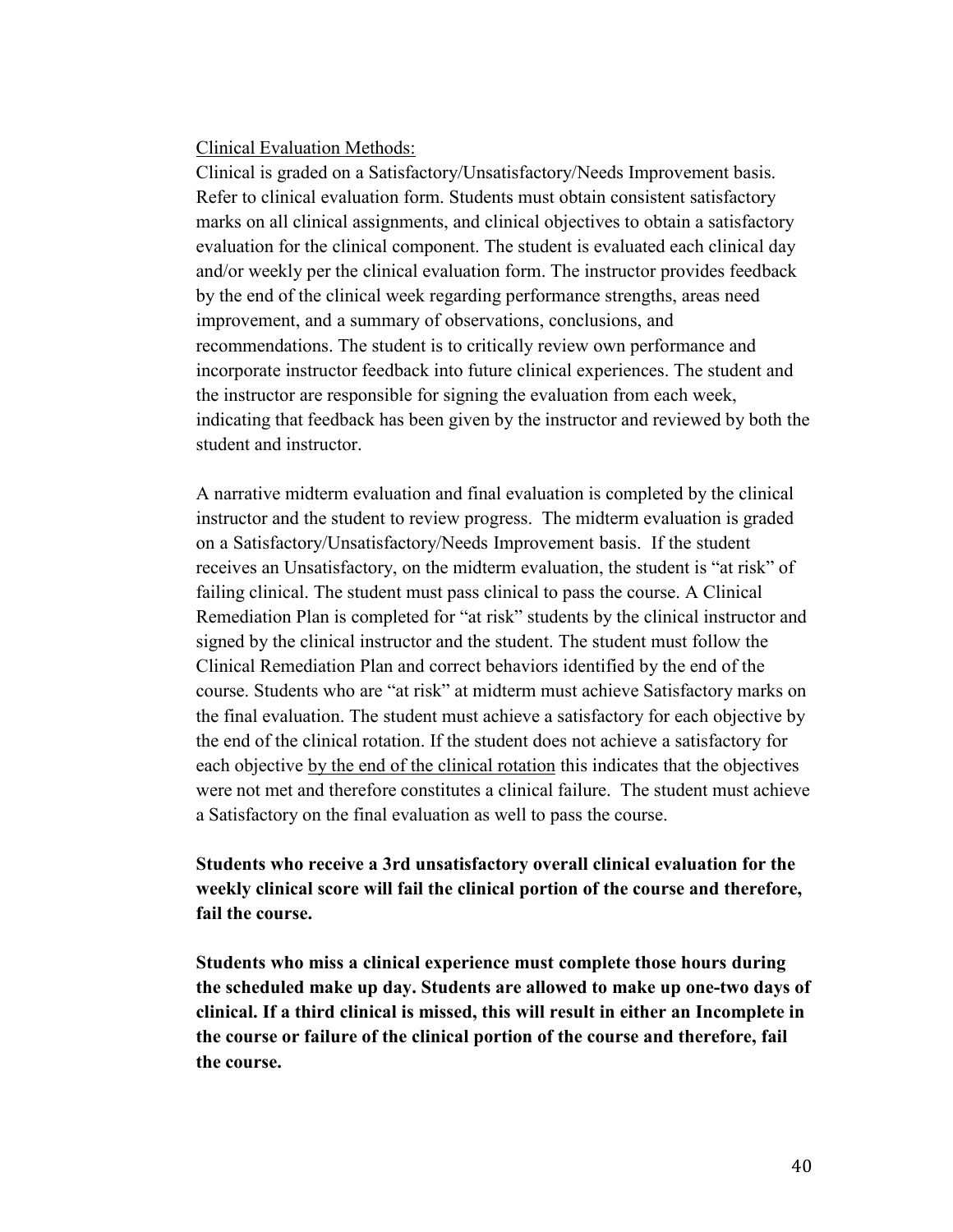Clinical Evaluation Methods:

Clinical is graded on a Satisfactory/Unsatisfactory/Needs Improvement basis. Refer to clinical evaluation form. Students must obtain consistent satisfactory marks on all clinical assignments, and clinical objectives to obtain a satisfactory evaluation for the clinical component. The student is evaluated each clinical day and/or weekly per the clinical evaluation form. The instructor provides feedback by the end of the clinical week regarding performance strengths, areas need improvement, and a summary of observations, conclusions, and recommendations. The student is to critically review own performance and incorporate instructor feedback into future clinical experiences. The student and the instructor are responsible for signing the evaluation from each week, indicating that feedback has been given by the instructor and reviewed by both the student and instructor.

A narrative midterm evaluation and final evaluation is completed by the clinical instructor and the student to review progress. The midterm evaluation is graded on a Satisfactory/Unsatisfactory/Needs Improvement basis. If the student receives an Unsatisfactory, on the midterm evaluation, the student is "at risk" of failing clinical. The student must pass clinical to pass the course. A Clinical Remediation Plan is completed for "at risk" students by the clinical instructor and signed by the clinical instructor and the student. The student must follow the Clinical Remediation Plan and correct behaviors identified by the end of the course. Students who are "at risk" at midterm must achieve Satisfactory marks on the final evaluation. The student must achieve a satisfactory for each objective by the end of the clinical rotation. If the student does not achieve a satisfactory for each objective by the end of the clinical rotation this indicates that the objectives were not met and therefore constitutes a clinical failure. The student must achieve a Satisfactory on the final evaluation as well to pass the course.

**Students who receive a 3rd unsatisfactory overall clinical evaluation for the weekly clinical score will fail the clinical portion of the course and therefore, fail the course.**

**Students who miss a clinical experience must complete those hours during the scheduled make up day. Students are allowed to make up one-two days of clinical. If a third clinical is missed, this will result in either an Incomplete in the course or failure of the clinical portion of the course and therefore, fail the course.**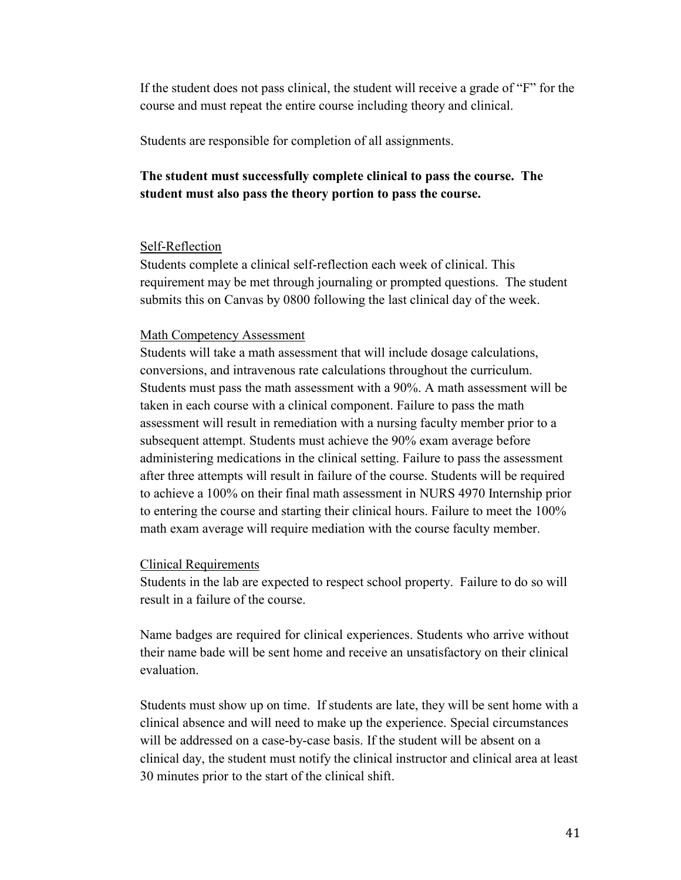If the student does not pass clinical, the student will receive a grade of "F" for the course and must repeat the entire course including theory and clinical.

Students are responsible for completion of all assignments.

**The student must successfully complete clinical to pass the course. The student must also pass the theory portion to pass the course.**

<u>Self-Reflection</u>

Students complete a clinical self-reflection each week of clinical. This requirement may be met through journaling or prompted questions. The student submits this on Canvas by 0800 following the last clinical day of the week.

<u>Math Competency Assessment</u>

Students will take a math assessment that will include dosage calculations, conversions, and intravenous rate calculations throughout the curriculum. Students must pass the math assessment with a 90%. A math assessment will be taken in each course with a clinical component. Failure to pass the math assessment will result in remediation with a nursing faculty member prior to a subsequent attempt. Students must achieve the 90% exam average before administering medications in the clinical setting. Failure to pass the assessment after three attempts will result in failure of the course. Students will be required to achieve a 100% on their final math assessment in NURS 4970 Internship prior to entering the course and starting their clinical hours. Failure to meet the 100% math exam average will require mediation with the course faculty member.

<u>Clinical Requirements</u>

Students in the lab are expected to respect school property. Failure to do so will result in a failure of the course.

Name badges are required for clinical experiences. Students who arrive without their name bade will be sent home and receive an unsatisfactory on their clinical evaluation.

Students must show up on time. If students are late, they will be sent home with a clinical absence and will need to make up the experience. Special circumstances will be addressed on a case-by-case basis. If the student will be absent on a clinical day, the student must notify the clinical instructor and clinical area at least 30 minutes prior to the start of the clinical shift.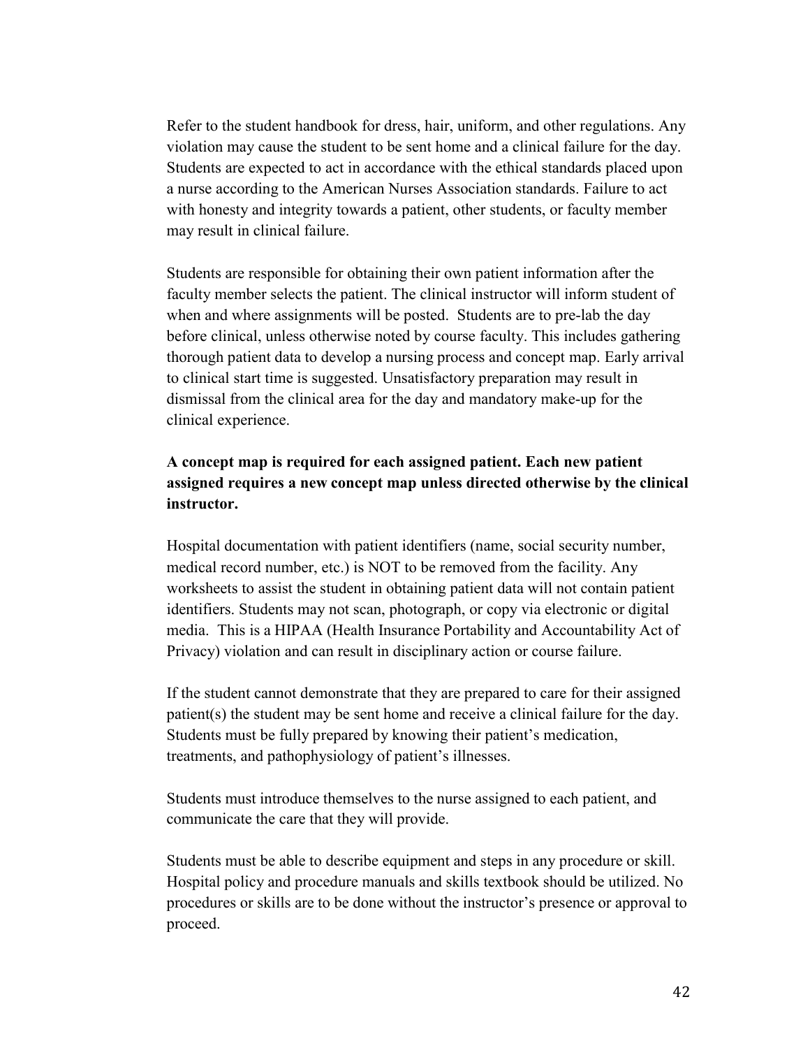Refer to the student handbook for dress, hair, uniform, and other regulations. Any violation may cause the student to be sent home and a clinical failure for the day. Students are expected to act in accordance with the ethical standards placed upon a nurse according to the American Nurses Association standards. Failure to act with honesty and integrity towards a patient, other students, or faculty member may result in clinical failure.

Students are responsible for obtaining their own patient information after the faculty member selects the patient. The clinical instructor will inform student of when and where assignments will be posted. Students are to pre-lab the day before clinical, unless otherwise noted by course faculty. This includes gathering thorough patient data to develop a nursing process and concept map. Early arrival to clinical start time is suggested. Unsatisfactory preparation may result in dismissal from the clinical area for the day and mandatory make-up for the clinical experience.

**A concept map is required for each assigned patient. Each new patient assigned requires a new concept map unless directed otherwise by the clinical instructor.**

Hospital documentation with patient identifiers (name, social security number, medical record number, etc.) is NOT to be removed from the facility. Any worksheets to assist the student in obtaining patient data will not contain patient identifiers. Students may not scan, photograph, or copy via electronic or digital media. This is a HIPAA (Health Insurance Portability and Accountability Act of Privacy) violation and can result in disciplinary action or course failure.

If the student cannot demonstrate that they are prepared to care for their assigned patient(s) the student may be sent home and receive a clinical failure for the day. Students must be fully prepared by knowing their patient's medication, treatments, and pathophysiology of patient's illnesses.

Students must introduce themselves to the nurse assigned to each patient, and communicate the care that they will provide.

Students must be able to describe equipment and steps in any procedure or skill. Hospital policy and procedure manuals and skills textbook should be utilized. No procedures or skills are to be done without the instructor's presence or approval to proceed.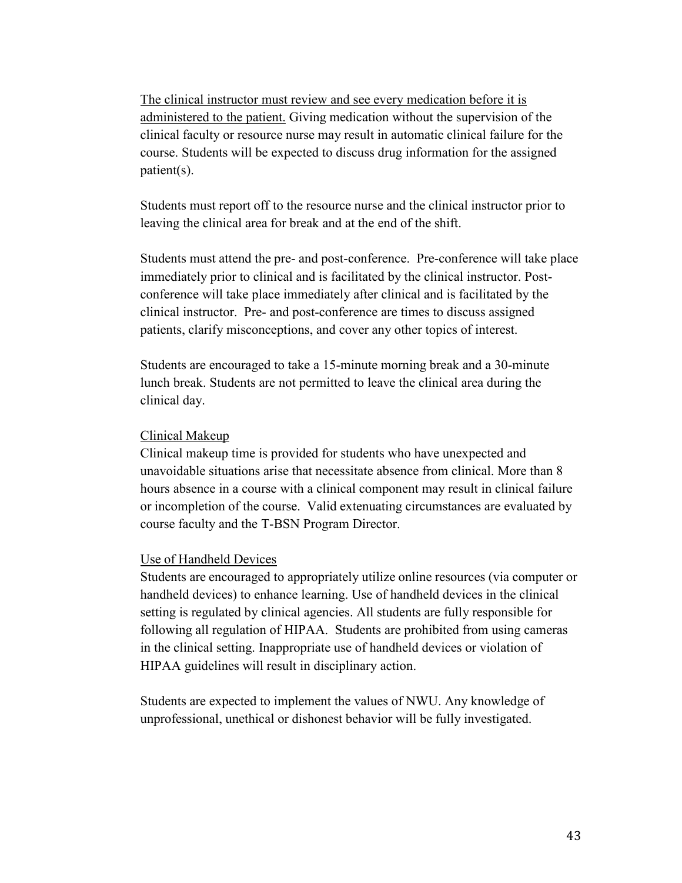<u>The clinical instructor must review and see every medication before it is administered to the patient.</u> Giving medication without the supervision of the clinical faculty or resource nurse may result in automatic clinical failure for the course. Students will be expected to discuss drug information for the assigned patient(s).

Students must report off to the resource nurse and the clinical instructor prior to leaving the clinical area for break and at the end of the shift.

Students must attend the pre- and post-conference. Pre-conference will take place immediately prior to clinical and is facilitated by the clinical instructor. Post-conference will take place immediately after clinical and is facilitated by the clinical instructor. Pre- and post-conference are times to discuss assigned patients, clarify misconceptions, and cover any other topics of interest.

Students are encouraged to take a 15-minute morning break and a 30-minute lunch break. Students are not permitted to leave the clinical area during the clinical day.

<u>Clinical Makeup</u>

Clinical makeup time is provided for students who have unexpected and unavoidable situations arise that necessitate absence from clinical. More than 8 hours absence in a course with a clinical component may result in clinical failure or incompletion of the course. Valid extenuating circumstances are evaluated by course faculty and the T-BSN Program Director.

<u>Use of Handheld Devices</u>

Students are encouraged to appropriately utilize online resources (via computer or handheld devices) to enhance learning. Use of handheld devices in the clinical setting is regulated by clinical agencies. All students are fully responsible for following all regulation of HIPAA. Students are prohibited from using cameras in the clinical setting. Inappropriate use of handheld devices or violation of HIPAA guidelines will result in disciplinary action.

Students are expected to implement the values of NWU. Any knowledge of unprofessional, unethical or dishonest behavior will be fully investigated.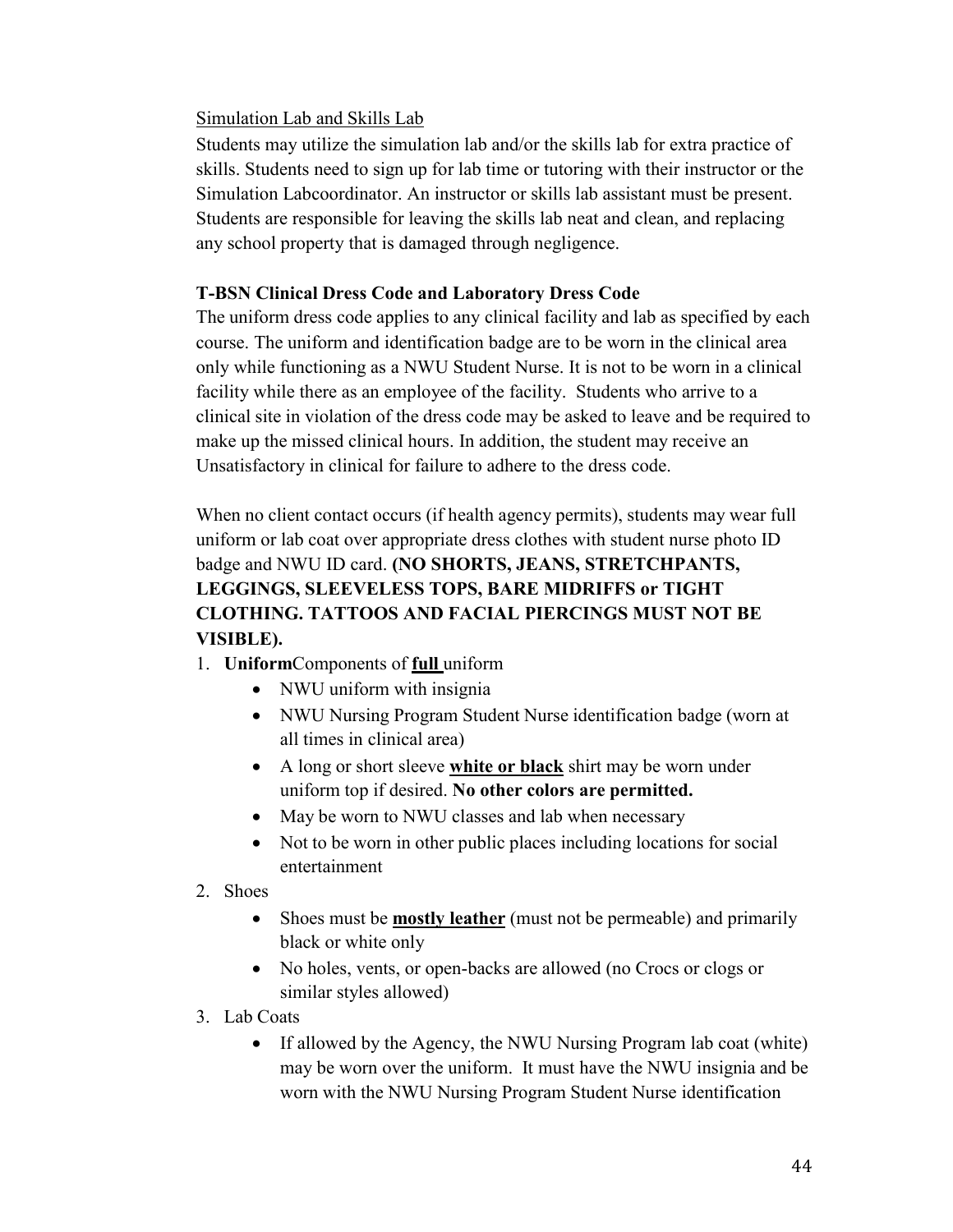Simulation Lab and Skills Lab

Students may utilize the simulation lab and/or the skills lab for extra practice of skills. Students need to sign up for lab time or tutoring with their instructor or the Simulation Labcoordinator. An instructor or skills lab assistant must be present. Students are responsible for leaving the skills lab neat and clean, and replacing any school property that is damaged through negligence.

**T-BSN Clinical Dress Code and Laboratory Dress Code**

The uniform dress code applies to any clinical facility and lab as specified by each course. The uniform and identification badge are to be worn in the clinical area only while functioning as a NWU Student Nurse. It is not to be worn in a clinical facility while there as an employee of the facility. Students who arrive to a clinical site in violation of the dress code may be asked to leave and be required to make up the missed clinical hours. In addition, the student may receive an Unsatisfactory in clinical for failure to adhere to the dress code.

When no client contact occurs (if health agency permits), students may wear full uniform or lab coat over appropriate dress clothes with student nurse photo ID badge and NWU ID card. **(NO SHORTS, JEANS, STRETCHPANTS, LEGGINGS, SLEEVELESS TOPS, BARE MIDRIFFS or TIGHT CLOTHING. TATTOOS AND FACIAL PIERCINGS MUST NOT BE VISIBLE).**

1. **Uniform**Components of **full** uniform
   - NWU uniform with insignia
   - NWU Nursing Program Student Nurse identification badge (worn at all times in clinical area)
   - A long or short sleeve **white or black** shirt may be worn under uniform top if desired. **No other colors are permitted.**
   - May be worn to NWU classes and lab when necessary
   - Not to be worn in other public places including locations for social entertainment
2. Shoes
   - Shoes must be **mostly leather** (must not be permeable) and primarily black or white only
   - No holes, vents, or open-backs are allowed (no Crocs or clogs or similar styles allowed)
3. Lab Coats
   - If allowed by the Agency, the NWU Nursing Program lab coat (white) may be worn over the uniform. It must have the NWU insignia and be worn with the NWU Nursing Program Student Nurse identification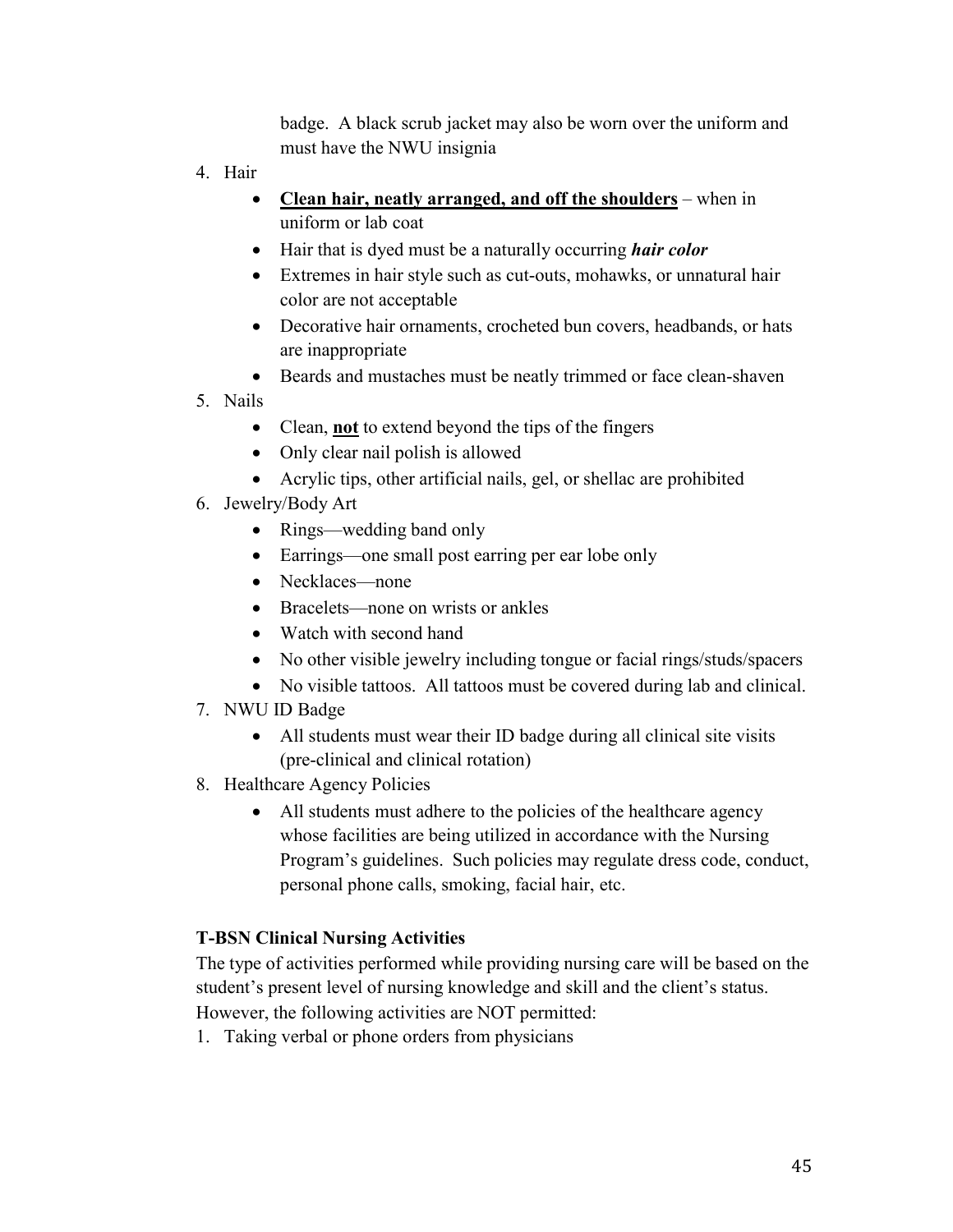badge. A black scrub jacket may also be worn over the uniform and must have the NWU insignia

4. Hair
   - **<u>Clean hair, neatly arranged, and off the shoulders</u>** – when in uniform or lab coat
   - Hair that is dyed must be a naturally occurring ***hair color***
   - Extremes in hair style such as cut-outs, mohawks, or unnatural hair color are not acceptable
   - Decorative hair ornaments, crocheted bun covers, headbands, or hats are inappropriate
   - Beards and mustaches must be neatly trimmed or face clean-shaven
5. Nails
   - Clean, **<u>not</u>** to extend beyond the tips of the fingers
   - Only clear nail polish is allowed
   - Acrylic tips, other artificial nails, gel, or shellac are prohibited
6. Jewelry/Body Art
   - Rings—wedding band only
   - Earrings—one small post earring per ear lobe only
   - Necklaces—none
   - Bracelets—none on wrists or ankles
   - Watch with second hand
   - No other visible jewelry including tongue or facial rings/studs/spacers
   - No visible tattoos. All tattoos must be covered during lab and clinical.
7. NWU ID Badge
   - All students must wear their ID badge during all clinical site visits (pre-clinical and clinical rotation)
8. Healthcare Agency Policies
   - All students must adhere to the policies of the healthcare agency whose facilities are being utilized in accordance with the Nursing Program's guidelines. Such policies may regulate dress code, conduct, personal phone calls, smoking, facial hair, etc.

**T-BSN Clinical Nursing Activities**

The type of activities performed while providing nursing care will be based on the student's present level of nursing knowledge and skill and the client's status. However, the following activities are NOT permitted:

1. Taking verbal or phone orders from physicians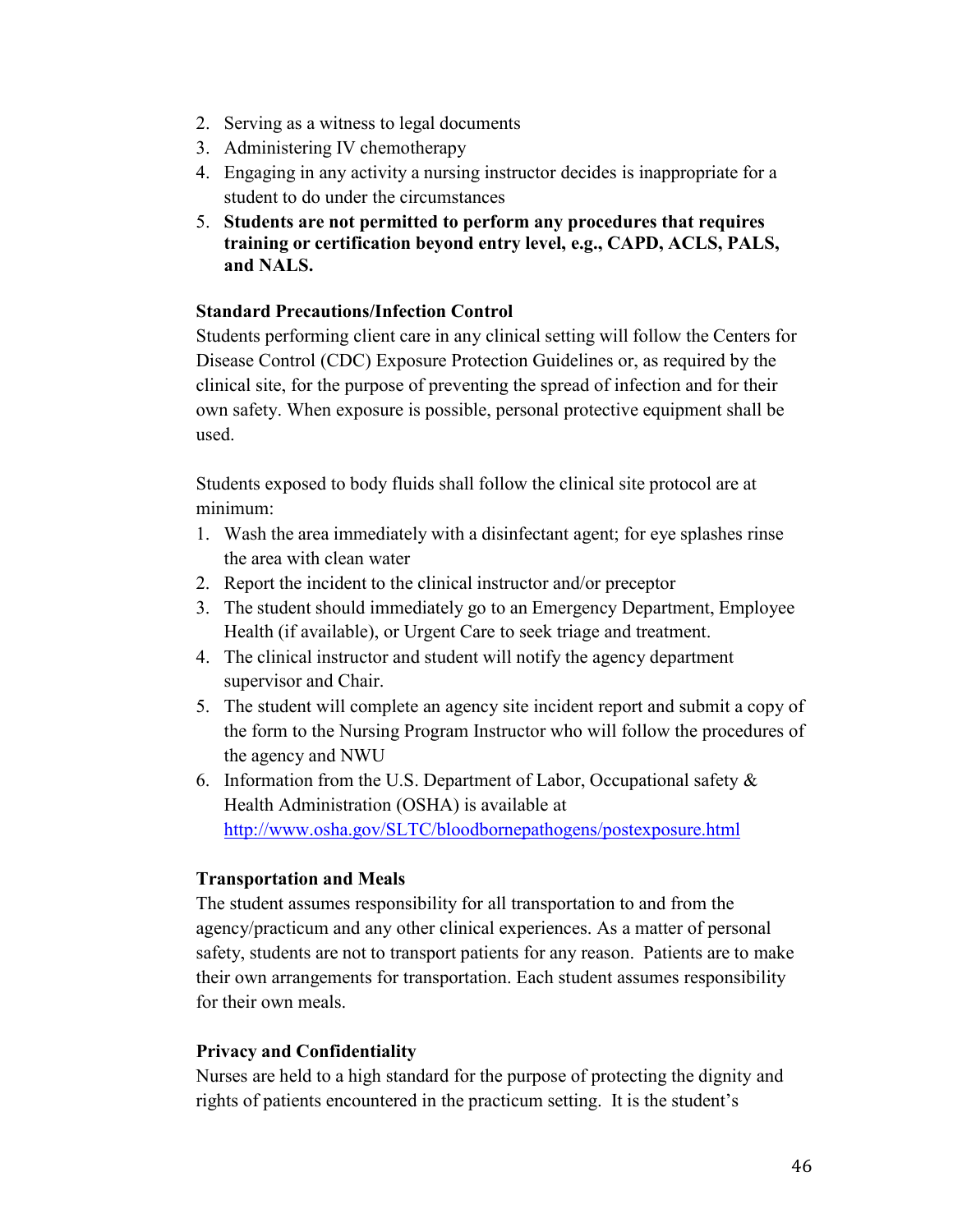2. Serving as a witness to legal documents
3. Administering IV chemotherapy
4. Engaging in any activity a nursing instructor decides is inappropriate for a student to do under the circumstances
5. **Students are not permitted to perform any procedures that requires training or certification beyond entry level, e.g., CAPD, ACLS, PALS, and NALS.**

**Standard Precautions/Infection Control**

Students performing client care in any clinical setting will follow the Centers for Disease Control (CDC) Exposure Protection Guidelines or, as required by the clinical site, for the purpose of preventing the spread of infection and for their own safety. When exposure is possible, personal protective equipment shall be used.

Students exposed to body fluids shall follow the clinical site protocol are at minimum:

1. Wash the area immediately with a disinfectant agent; for eye splashes rinse the area with clean water
2. Report the incident to the clinical instructor and/or preceptor
3. The student should immediately go to an Emergency Department, Employee Health (if available), or Urgent Care to seek triage and treatment.
4. The clinical instructor and student will notify the agency department supervisor and Chair.
5. The student will complete an agency site incident report and submit a copy of the form to the Nursing Program Instructor who will follow the procedures of the agency and NWU
6. Information from the U.S. Department of Labor, Occupational safety & Health Administration (OSHA) is available at http://www.osha.gov/SLTC/bloodbornepathogens/postexposure.html

**Transportation and Meals**

The student assumes responsibility for all transportation to and from the agency/practicum and any other clinical experiences. As a matter of personal safety, students are not to transport patients for any reason. Patients are to make their own arrangements for transportation. Each student assumes responsibility for their own meals.

**Privacy and Confidentiality**

Nurses are held to a high standard for the purpose of protecting the dignity and rights of patients encountered in the practicum setting. It is the student's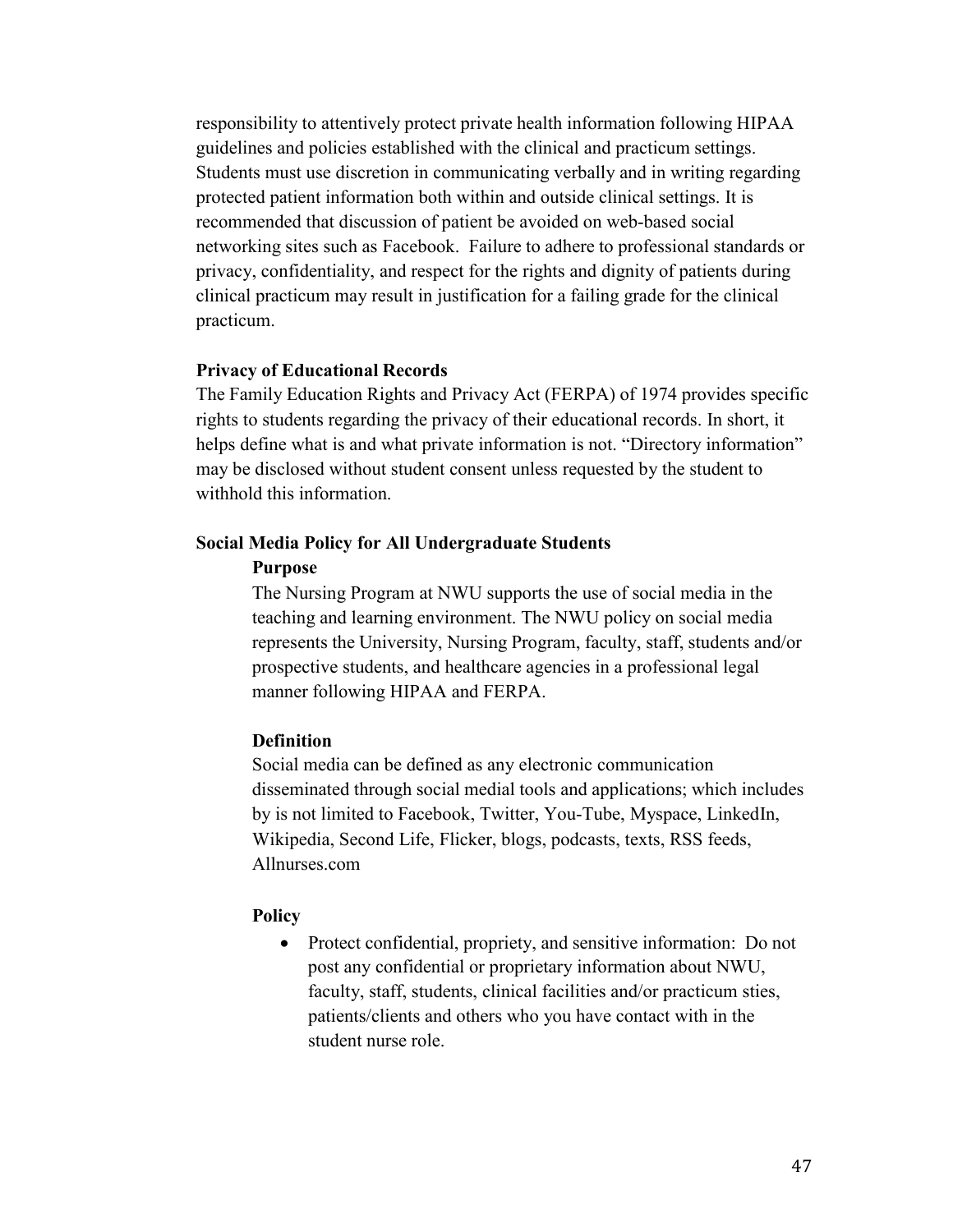responsibility to attentively protect private health information following HIPAA guidelines and policies established with the clinical and practicum settings. Students must use discretion in communicating verbally and in writing regarding protected patient information both within and outside clinical settings. It is recommended that discussion of patient be avoided on web-based social networking sites such as Facebook. Failure to adhere to professional standards or privacy, confidentiality, and respect for the rights and dignity of patients during clinical practicum may result in justification for a failing grade for the clinical practicum.

**Privacy of Educational Records**

The Family Education Rights and Privacy Act (FERPA) of 1974 provides specific rights to students regarding the privacy of their educational records. In short, it helps define what is and what private information is not. "Directory information" may be disclosed without student consent unless requested by the student to withhold this information.

**Social Media Policy for All Undergraduate Students**

**Purpose**

The Nursing Program at NWU supports the use of social media in the teaching and learning environment. The NWU policy on social media represents the University, Nursing Program, faculty, staff, students and/or prospective students, and healthcare agencies in a professional legal manner following HIPAA and FERPA.

**Definition**

Social media can be defined as any electronic communication disseminated through social medial tools and applications; which includes by is not limited to Facebook, Twitter, You-Tube, Myspace, LinkedIn, Wikipedia, Second Life, Flicker, blogs, podcasts, texts, RSS feeds, Allnurses.com

**Policy**

- Protect confidential, propriety, and sensitive information: Do not post any confidential or proprietary information about NWU, faculty, staff, students, clinical facilities and/or practicum sties, patients/clients and others who you have contact with in the student nurse role.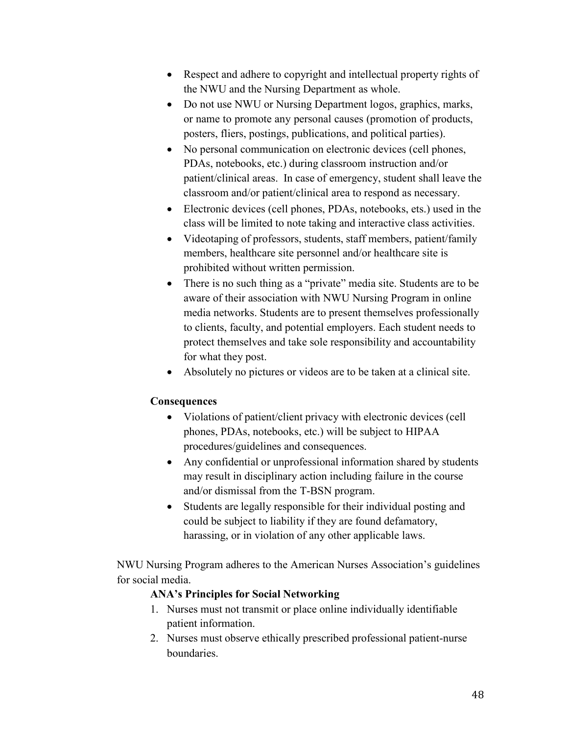- Respect and adhere to copyright and intellectual property rights of the NWU and the Nursing Department as whole.
- Do not use NWU or Nursing Department logos, graphics, marks, or name to promote any personal causes (promotion of products, posters, fliers, postings, publications, and political parties).
- No personal communication on electronic devices (cell phones, PDAs, notebooks, etc.) during classroom instruction and/or patient/clinical areas. In case of emergency, student shall leave the classroom and/or patient/clinical area to respond as necessary.
- Electronic devices (cell phones, PDAs, notebooks, ets.) used in the class will be limited to note taking and interactive class activities.
- Videotaping of professors, students, staff members, patient/family members, healthcare site personnel and/or healthcare site is prohibited without written permission.
- There is no such thing as a "private" media site. Students are to be aware of their association with NWU Nursing Program in online media networks. Students are to present themselves professionally to clients, faculty, and potential employers. Each student needs to protect themselves and take sole responsibility and accountability for what they post.
- Absolutely no pictures or videos are to be taken at a clinical site.

**Consequences**

- Violations of patient/client privacy with electronic devices (cell phones, PDAs, notebooks, etc.) will be subject to HIPAA procedures/guidelines and consequences.
- Any confidential or unprofessional information shared by students may result in disciplinary action including failure in the course and/or dismissal from the T-BSN program.
- Students are legally responsible for their individual posting and could be subject to liability if they are found defamatory, harassing, or in violation of any other applicable laws.

NWU Nursing Program adheres to the American Nurses Association's guidelines for social media.

**ANA's Principles for Social Networking**

1. Nurses must not transmit or place online individually identifiable patient information.
2. Nurses must observe ethically prescribed professional patient-nurse boundaries.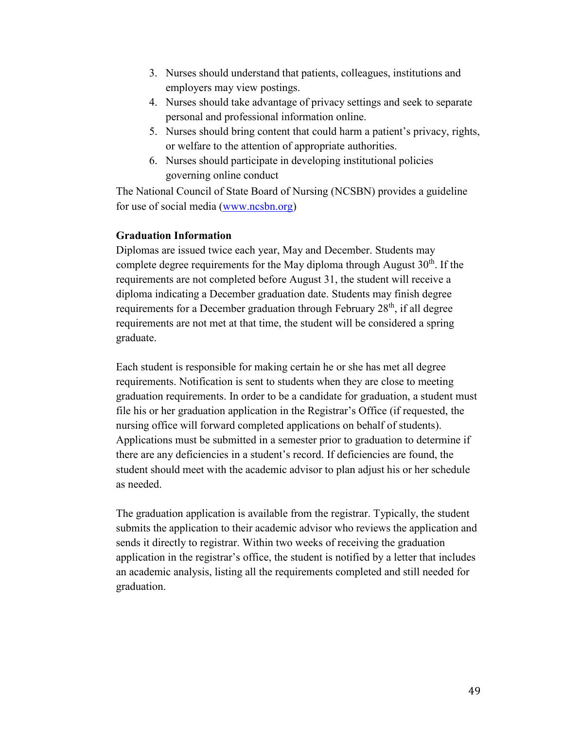3. Nurses should understand that patients, colleagues, institutions and employers may view postings.
4. Nurses should take advantage of privacy settings and seek to separate personal and professional information online.
5. Nurses should bring content that could harm a patient's privacy, rights, or welfare to the attention of appropriate authorities.
6. Nurses should participate in developing institutional policies governing online conduct

The National Council of State Board of Nursing (NCSBN) provides a guideline for use of social media ([www.ncsbn.org](www.ncsbn.org))

**Graduation Information**

Diplomas are issued twice each year, May and December. Students may complete degree requirements for the May diploma through August 30th. If the requirements are not completed before August 31, the student will receive a diploma indicating a December graduation date. Students may finish degree requirements for a December graduation through February 28th, if all degree requirements are not met at that time, the student will be considered a spring graduate.

Each student is responsible for making certain he or she has met all degree requirements. Notification is sent to students when they are close to meeting graduation requirements. In order to be a candidate for graduation, a student must file his or her graduation application in the Registrar's Office (if requested, the nursing office will forward completed applications on behalf of students). Applications must be submitted in a semester prior to graduation to determine if there are any deficiencies in a student's record. If deficiencies are found, the student should meet with the academic advisor to plan adjust his or her schedule as needed.

The graduation application is available from the registrar. Typically, the student submits the application to their academic advisor who reviews the application and sends it directly to registrar. Within two weeks of receiving the graduation application in the registrar's office, the student is notified by a letter that includes an academic analysis, listing all the requirements completed and still needed for graduation.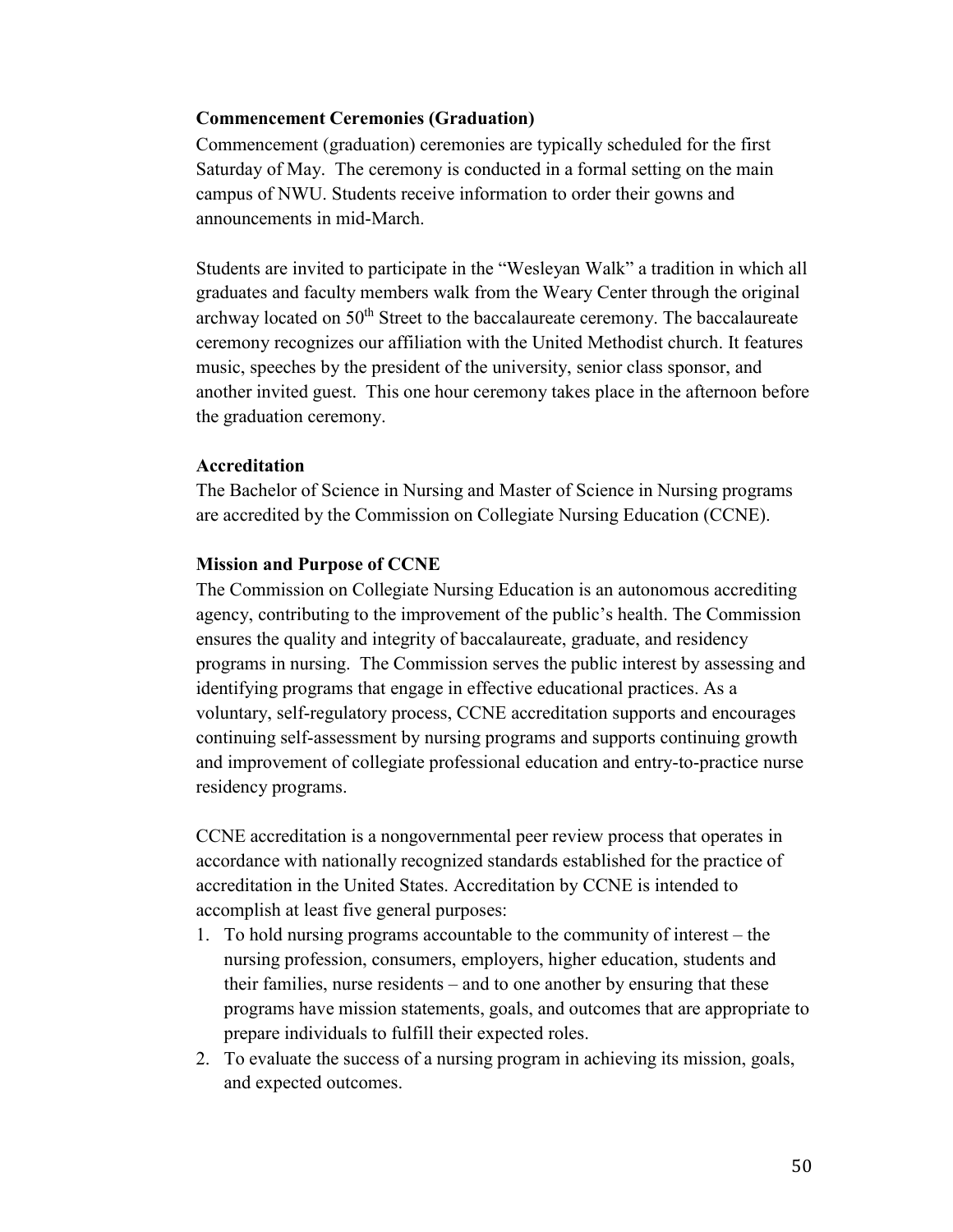### Commencement Ceremonies (Graduation)

Commencement (graduation) ceremonies are typically scheduled for the first Saturday of May. The ceremony is conducted in a formal setting on the main campus of NWU. Students receive information to order their gowns and announcements in mid-March.

Students are invited to participate in the "Wesleyan Walk" a tradition in which all graduates and faculty members walk from the Weary Center through the original archway located on 50th Street to the baccalaureate ceremony. The baccalaureate ceremony recognizes our affiliation with the United Methodist church. It features music, speeches by the president of the university, senior class sponsor, and another invited guest. This one hour ceremony takes place in the afternoon before the graduation ceremony.

### Accreditation

The Bachelor of Science in Nursing and Master of Science in Nursing programs are accredited by the Commission on Collegiate Nursing Education (CCNE).

### Mission and Purpose of CCNE

The Commission on Collegiate Nursing Education is an autonomous accrediting agency, contributing to the improvement of the public's health. The Commission ensures the quality and integrity of baccalaureate, graduate, and residency programs in nursing. The Commission serves the public interest by assessing and identifying programs that engage in effective educational practices. As a voluntary, self-regulatory process, CCNE accreditation supports and encourages continuing self-assessment by nursing programs and supports continuing growth and improvement of collegiate professional education and entry-to-practice nurse residency programs.

CCNE accreditation is a nongovernmental peer review process that operates in accordance with nationally recognized standards established for the practice of accreditation in the United States. Accreditation by CCNE is intended to accomplish at least five general purposes:

1. To hold nursing programs accountable to the community of interest – the nursing profession, consumers, employers, higher education, students and their families, nurse residents – and to one another by ensuring that these programs have mission statements, goals, and outcomes that are appropriate to prepare individuals to fulfill their expected roles.
2. To evaluate the success of a nursing program in achieving its mission, goals, and expected outcomes.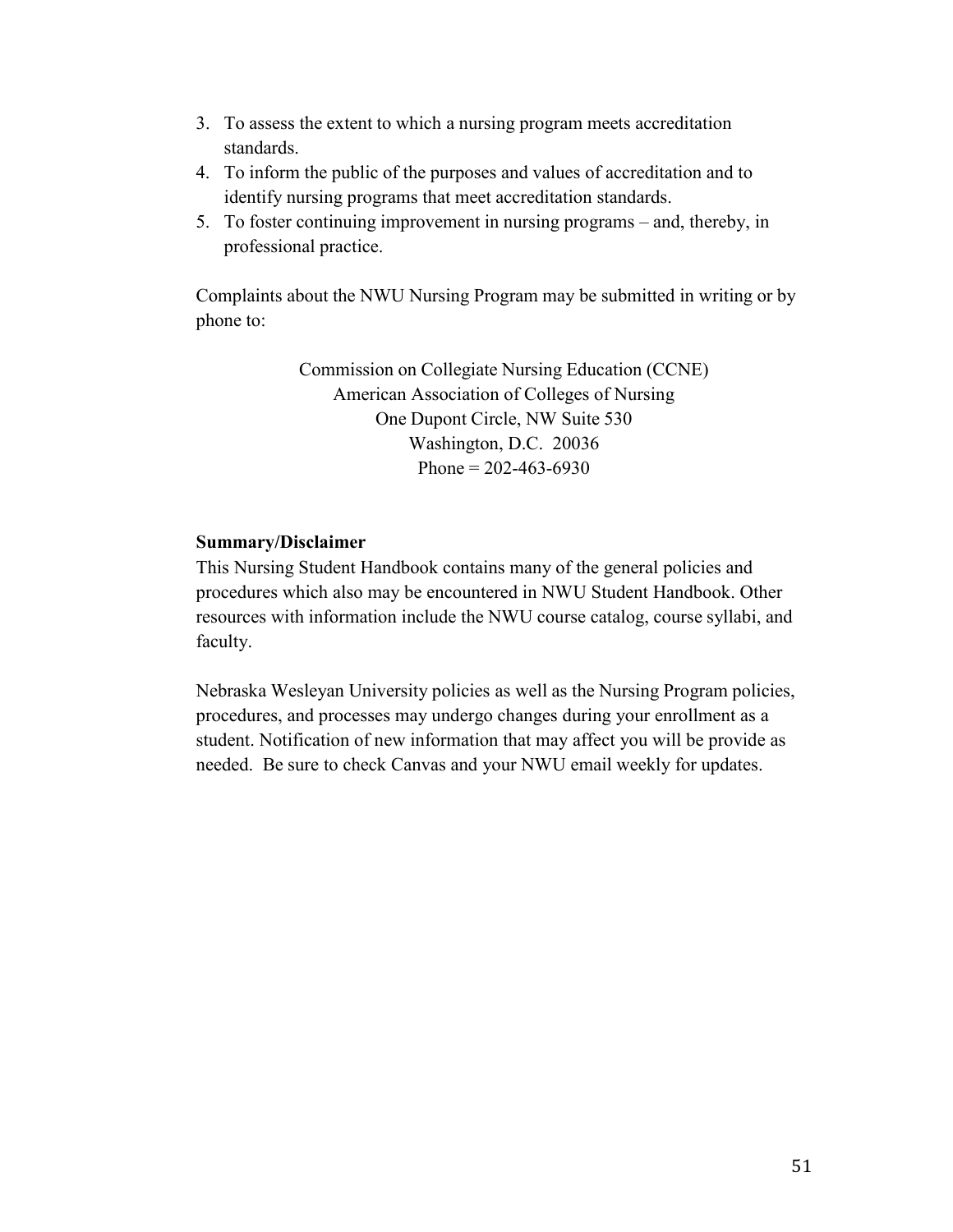3. To assess the extent to which a nursing program meets accreditation standards.
4. To inform the public of the purposes and values of accreditation and to identify nursing programs that meet accreditation standards.
5. To foster continuing improvement in nursing programs – and, thereby, in professional practice.

Complaints about the NWU Nursing Program may be submitted in writing or by phone to:

Commission on Collegiate Nursing Education (CCNE)
American Association of Colleges of Nursing
One Dupont Circle, NW Suite 530
Washington, D.C. 20036
Phone = 202-463-6930

**Summary/Disclaimer**

This Nursing Student Handbook contains many of the general policies and procedures which also may be encountered in NWU Student Handbook. Other resources with information include the NWU course catalog, course syllabi, and faculty.

Nebraska Wesleyan University policies as well as the Nursing Program policies, procedures, and processes may undergo changes during your enrollment as a student. Notification of new information that may affect you will be provide as needed. Be sure to check Canvas and your NWU email weekly for updates.